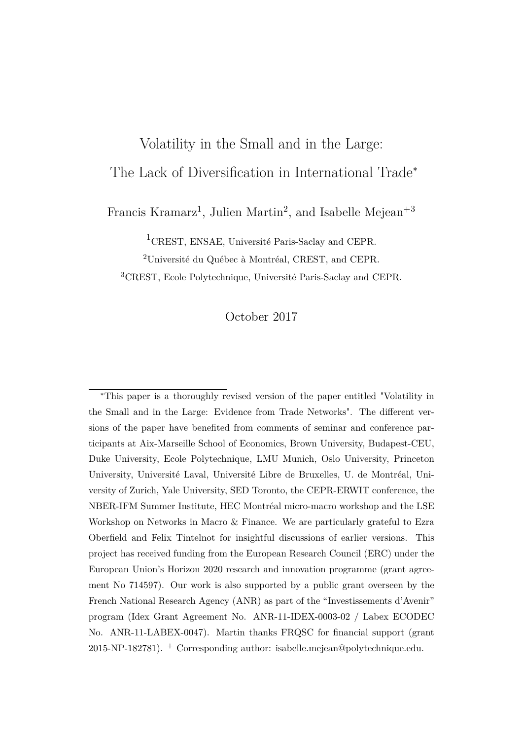# Volatility in the Small and in the Large: The Lack of Diversification in International Trade*

Francis Kramarz[1], Julien Martin[2], and Isabelle Mejean[+3]

[1]CREST, ENSAE, Université Paris-Saclay and CEPR.

[2]Université du Québec à Montréal, CREST, and CEPR.

[3]CREST, Ecole Polytechnique, Université Paris-Saclay and CEPR.

October 2017

---

*This paper is a thoroughly revised version of the paper entitled "Volatility in the Small and in the Large: Evidence from Trade Networks". The different versions of the paper have benefited from comments of seminar and conference participants at Aix-Marseille School of Economics, Brown University, Budapest-CEU, Duke University, Ecole Polytechnique, LMU Munich, Oslo University, Princeton University, Université Laval, Université Libre de Bruxelles, U. de Montréal, University of Zurich, Yale University, SED Toronto, the CEPR-ERWIT conference, the NBER-IFM Summer Institute, HEC Montréal micro-macro workshop and the LSE Workshop on Networks in Macro & Finance. We are particularly grateful to Ezra Oberfield and Felix Tintelnot for insightful discussions of earlier versions. This project has received funding from the European Research Council (ERC) under the European Union's Horizon 2020 research and innovation programme (grant agreement No 714597). Our work is also supported by a public grant overseen by the French National Research Agency (ANR) as part of the "Investissements d'Avenir" program (Idex Grant Agreement No. ANR-11-IDEX-0003-02 / Labex ECODEC No. ANR-11-LABEX-0047). Martin thanks FRQSC for financial support (grant 2015-NP-182781). + Corresponding author: isabelle.mejean@polytechnique.edu.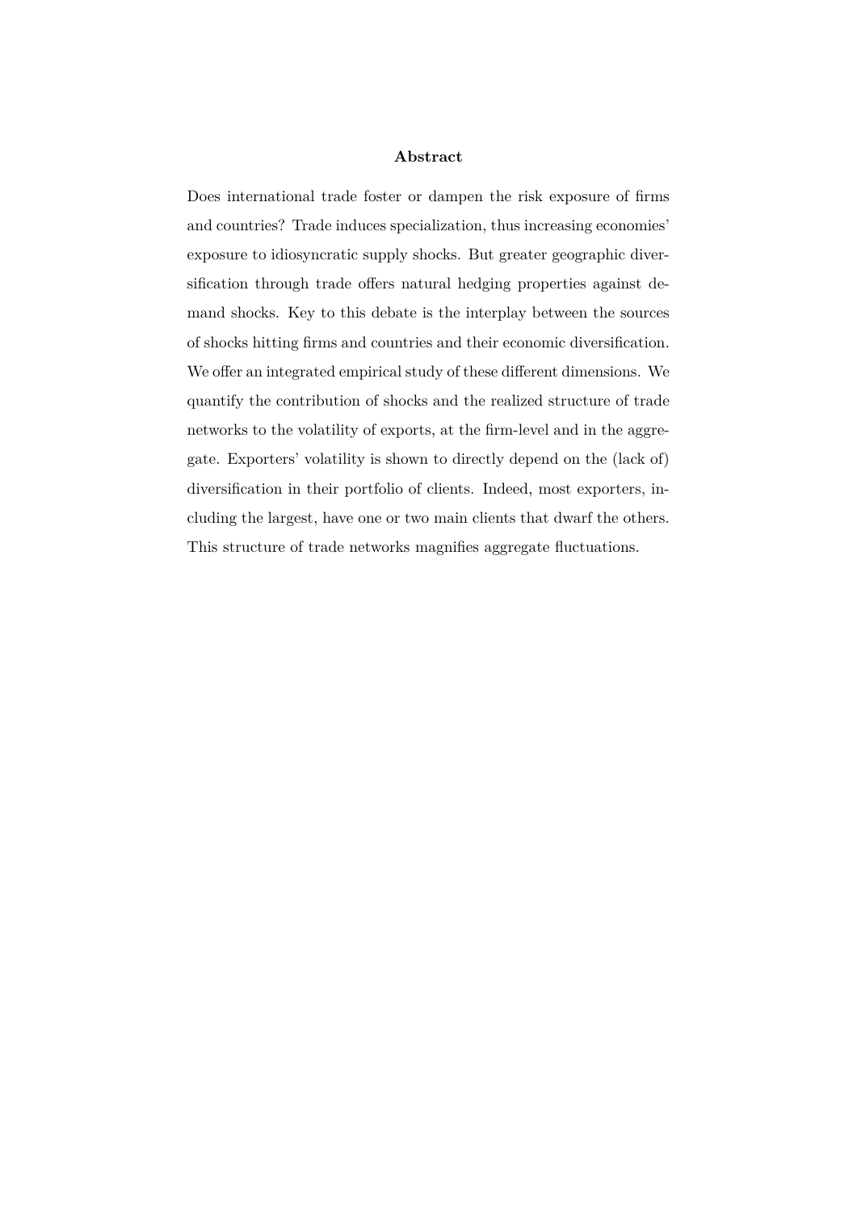## Abstract

Does international trade foster or dampen the risk exposure of firms and countries? Trade induces specialization, thus increasing economies' exposure to idiosyncratic supply shocks. But greater geographic diversification through trade offers natural hedging properties against demand shocks. Key to this debate is the interplay between the sources of shocks hitting firms and countries and their economic diversification. We offer an integrated empirical study of these different dimensions. We quantify the contribution of shocks and the realized structure of trade networks to the volatility of exports, at the firm-level and in the aggregate. Exporters' volatility is shown to directly depend on the (lack of) diversification in their portfolio of clients. Indeed, most exporters, including the largest, have one or two main clients that dwarf the others. This structure of trade networks magnifies aggregate fluctuations.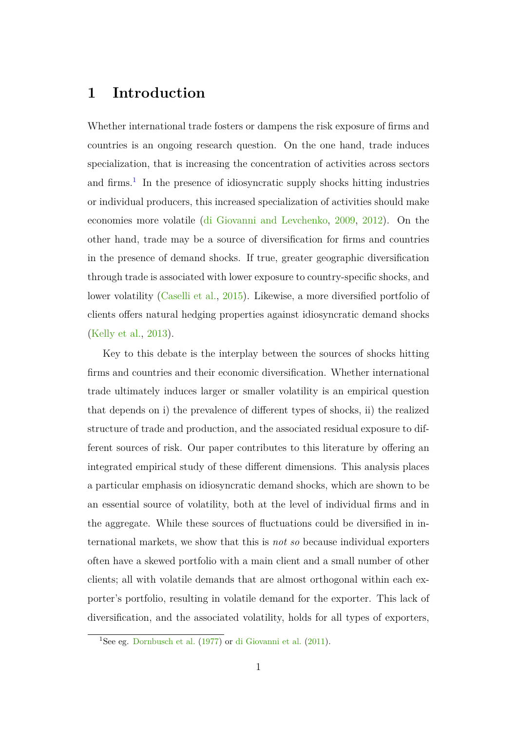# 1 Introduction

Whether international trade fosters or dampens the risk exposure of firms and countries is an ongoing research question. On the one hand, trade induces specialization, that is increasing the concentration of activities across sectors and firms.[1] In the presence of idiosyncratic supply shocks hitting industries or individual producers, this increased specialization of activities should make economies more volatile (di Giovanni and Levchenko, 2009, 2012). On the other hand, trade may be a source of diversification for firms and countries in the presence of demand shocks. If true, greater geographic diversification through trade is associated with lower exposure to country-specific shocks, and lower volatility (Caselli et al., 2015). Likewise, a more diversified portfolio of clients offers natural hedging properties against idiosyncratic demand shocks (Kelly et al., 2013).

Key to this debate is the interplay between the sources of shocks hitting firms and countries and their economic diversification. Whether international trade ultimately induces larger or smaller volatility is an empirical question that depends on i) the prevalence of different types of shocks, ii) the realized structure of trade and production, and the associated residual exposure to different sources of risk. Our paper contributes to this literature by offering an integrated empirical study of these different dimensions. This analysis places a particular emphasis on idiosyncratic demand shocks, which are shown to be an essential source of volatility, both at the level of individual firms and in the aggregate. While these sources of fluctuations could be diversified in international markets, we show that this is *not so* because individual exporters often have a skewed portfolio with a main client and a small number of other clients; all with volatile demands that are almost orthogonal within each exporter's portfolio, resulting in volatile demand for the exporter. This lack of diversification, and the associated volatility, holds for all types of exporters,

[1] See eg. Dornbusch et al. (1977) or di Giovanni et al. (2011).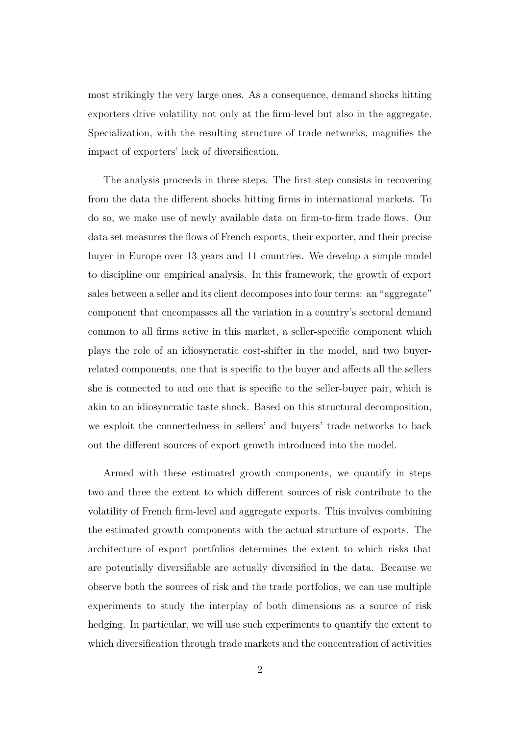most strikingly the very large ones. As a consequence, demand shocks hitting exporters drive volatility not only at the firm-level but also in the aggregate. Specialization, with the resulting structure of trade networks, magnifies the impact of exporters' lack of diversification.

The analysis proceeds in three steps. The first step consists in recovering from the data the different shocks hitting firms in international markets. To do so, we make use of newly available data on firm-to-firm trade flows. Our data set measures the flows of French exports, their exporter, and their precise buyer in Europe over 13 years and 11 countries. We develop a simple model to discipline our empirical analysis. In this framework, the growth of export sales between a seller and its client decomposes into four terms: an "aggregate" component that encompasses all the variation in a country's sectoral demand common to all firms active in this market, a seller-specific component which plays the role of an idiosyncratic cost-shifter in the model, and two buyer-related components, one that is specific to the buyer and affects all the sellers she is connected to and one that is specific to the seller-buyer pair, which is akin to an idiosyncratic taste shock. Based on this structural decomposition, we exploit the connectedness in sellers' and buyers' trade networks to back out the different sources of export growth introduced into the model.

Armed with these estimated growth components, we quantify in steps two and three the extent to which different sources of risk contribute to the volatility of French firm-level and aggregate exports. This involves combining the estimated growth components with the actual structure of exports. The architecture of export portfolios determines the extent to which risks that are potentially diversifiable are actually diversified in the data. Because we observe both the sources of risk and the trade portfolios, we can use multiple experiments to study the interplay of both dimensions as a source of risk hedging. In particular, we will use such experiments to quantify the extent to which diversification through trade markets and the concentration of activities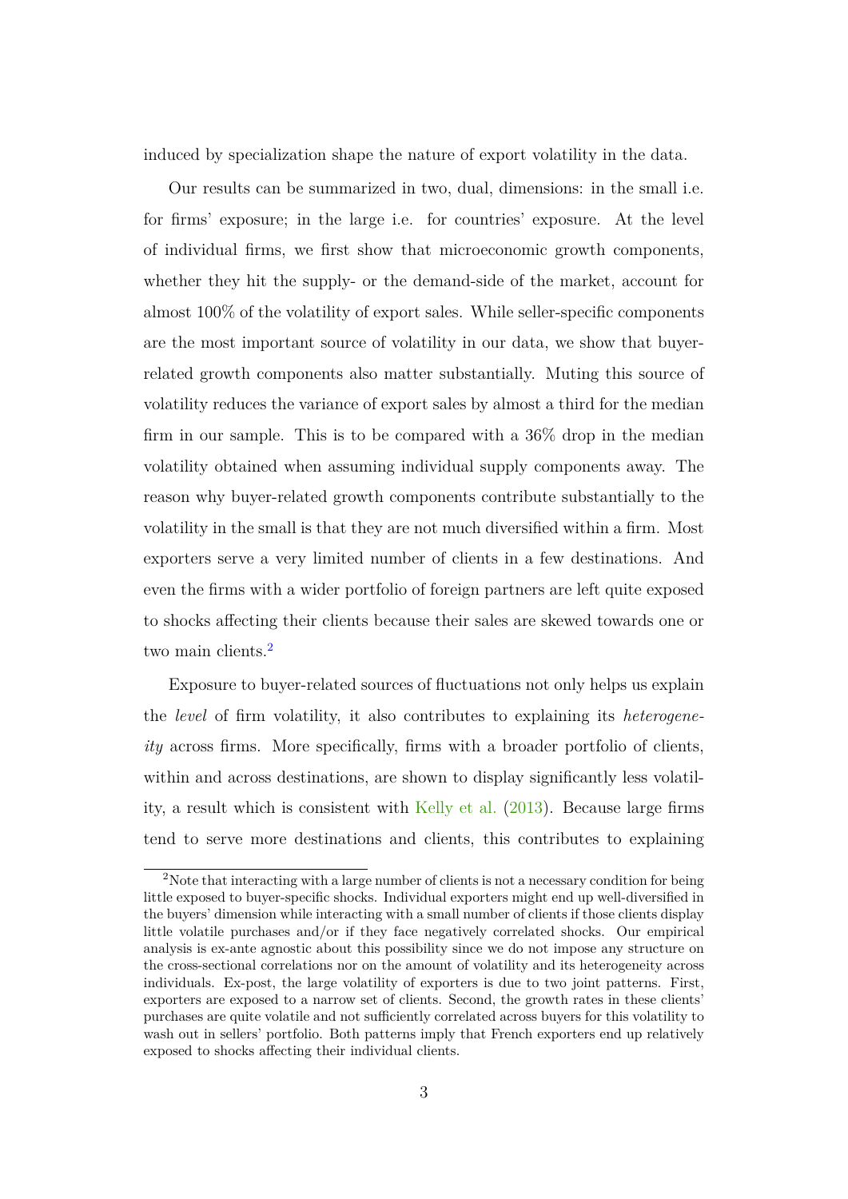induced by specialization shape the nature of export volatility in the data.

Our results can be summarized in two, dual, dimensions: in the small i.e. for firms' exposure; in the large i.e. for countries' exposure. At the level of individual firms, we first show that microeconomic growth components, whether they hit the supply- or the demand-side of the market, account for almost 100% of the volatility of export sales. While seller-specific components are the most important source of volatility in our data, we show that buyer-related growth components also matter substantially. Muting this source of volatility reduces the variance of export sales by almost a third for the median firm in our sample. This is to be compared with a 36% drop in the median volatility obtained when assuming individual supply components away. The reason why buyer-related growth components contribute substantially to the volatility in the small is that they are not much diversified within a firm. Most exporters serve a very limited number of clients in a few destinations. And even the firms with a wider portfolio of foreign partners are left quite exposed to shocks affecting their clients because their sales are skewed towards one or two main clients.[2]

Exposure to buyer-related sources of fluctuations not only helps us explain the *level* of firm volatility, it also contributes to explaining its *heterogeneity* across firms. More specifically, firms with a broader portfolio of clients, within and across destinations, are shown to display significantly less volatility, a result which is consistent with Kelly et al. (2013). Because large firms tend to serve more destinations and clients, this contributes to explaining

[2]Note that interacting with a large number of clients is not a necessary condition for being little exposed to buyer-specific shocks. Individual exporters might end up well-diversified in the buyers' dimension while interacting with a small number of clients if those clients display little volatile purchases and/or if they face negatively correlated shocks. Our empirical analysis is ex-ante agnostic about this possibility since we do not impose any structure on the cross-sectional correlations nor on the amount of volatility and its heterogeneity across individuals. Ex-post, the large volatility of exporters is due to two joint patterns. First, exporters are exposed to a narrow set of clients. Second, the growth rates in these clients' purchases are quite volatile and not sufficiently correlated across buyers for this volatility to wash out in sellers' portfolio. Both patterns imply that French exporters end up relatively exposed to shocks affecting their individual clients.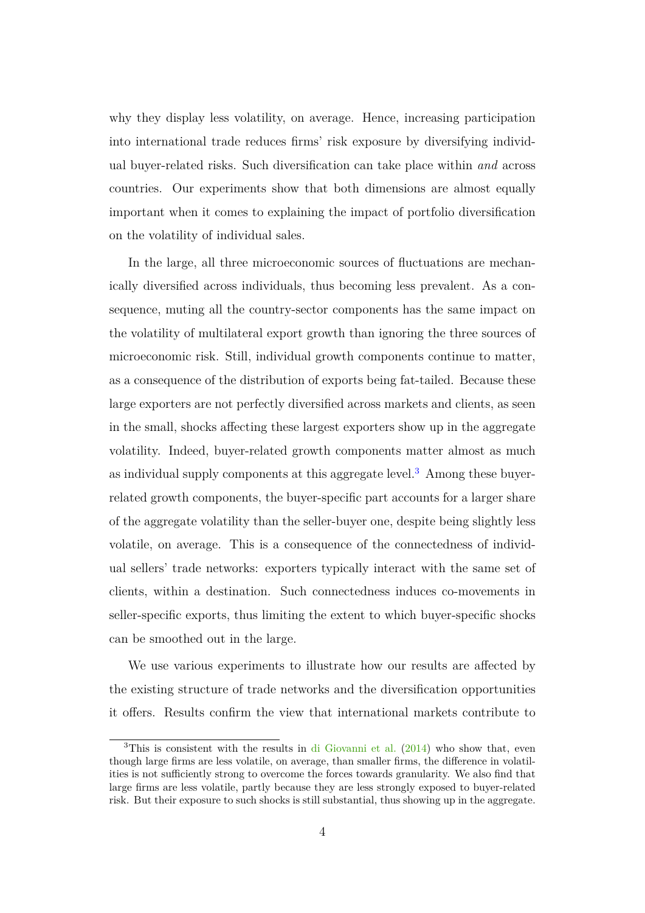why they display less volatility, on average. Hence, increasing participation into international trade reduces firms' risk exposure by diversifying individual buyer-related risks. Such diversification can take place within *and* across countries. Our experiments show that both dimensions are almost equally important when it comes to explaining the impact of portfolio diversification on the volatility of individual sales.

In the large, all three microeconomic sources of fluctuations are mechanically diversified across individuals, thus becoming less prevalent. As a consequence, muting all the country-sector components has the same impact on the volatility of multilateral export growth than ignoring the three sources of microeconomic risk. Still, individual growth components continue to matter, as a consequence of the distribution of exports being fat-tailed. Because these large exporters are not perfectly diversified across markets and clients, as seen in the small, shocks affecting these largest exporters show up in the aggregate volatility. Indeed, buyer-related growth components matter almost as much as individual supply components at this aggregate level.[3] Among these buyer-related growth components, the buyer-specific part accounts for a larger share of the aggregate volatility than the seller-buyer one, despite being slightly less volatile, on average. This is a consequence of the connectedness of individual sellers' trade networks: exporters typically interact with the same set of clients, within a destination. Such connectedness induces co-movements in seller-specific exports, thus limiting the extent to which buyer-specific shocks can be smoothed out in the large.

We use various experiments to illustrate how our results are affected by the existing structure of trade networks and the diversification opportunities it offers. Results confirm the view that international markets contribute to

[3]This is consistent with the results in di Giovanni et al. (2014) who show that, even though large firms are less volatile, on average, than smaller firms, the difference in volatilities is not sufficiently strong to overcome the forces towards granularity. We also find that large firms are less volatile, partly because they are less strongly exposed to buyer-related risk. But their exposure to such shocks is still substantial, thus showing up in the aggregate.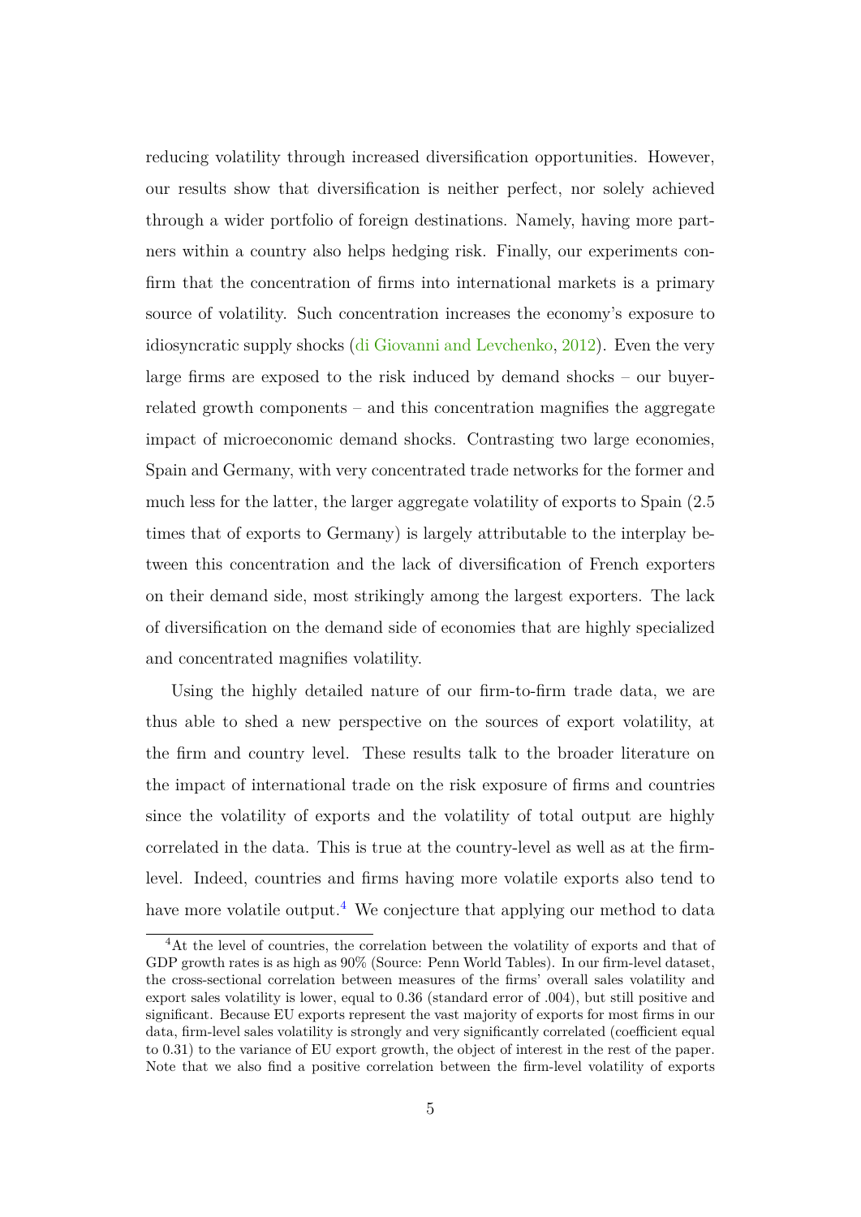reducing volatility through increased diversification opportunities. However, our results show that diversification is neither perfect, nor solely achieved through a wider portfolio of foreign destinations. Namely, having more partners within a country also helps hedging risk. Finally, our experiments confirm that the concentration of firms into international markets is a primary source of volatility. Such concentration increases the economy's exposure to idiosyncratic supply shocks (di Giovanni and Levchenko, 2012). Even the very large firms are exposed to the risk induced by demand shocks – our buyer-related growth components – and this concentration magnifies the aggregate impact of microeconomic demand shocks. Contrasting two large economies, Spain and Germany, with very concentrated trade networks for the former and much less for the latter, the larger aggregate volatility of exports to Spain (2.5 times that of exports to Germany) is largely attributable to the interplay between this concentration and the lack of diversification of French exporters on their demand side, most strikingly among the largest exporters. The lack of diversification on the demand side of economies that are highly specialized and concentrated magnifies volatility.

Using the highly detailed nature of our firm-to-firm trade data, we are thus able to shed a new perspective on the sources of export volatility, at the firm and country level. These results talk to the broader literature on the impact of international trade on the risk exposure of firms and countries since the volatility of exports and the volatility of total output are highly correlated in the data. This is true at the country-level as well as at the firm-level. Indeed, countries and firms having more volatile exports also tend to have more volatile output.[4] We conjecture that applying our method to data

[4] At the level of countries, the correlation between the volatility of exports and that of GDP growth rates is as high as 90% (Source: Penn World Tables). In our firm-level dataset, the cross-sectional correlation between measures of the firms' overall sales volatility and export sales volatility is lower, equal to 0.36 (standard error of .004), but still positive and significant. Because EU exports represent the vast majority of exports for most firms in our data, firm-level sales volatility is strongly and very significantly correlated (coefficient equal to 0.31) to the variance of EU export growth, the object of interest in the rest of the paper. Note that we also find a positive correlation between the firm-level volatility of exports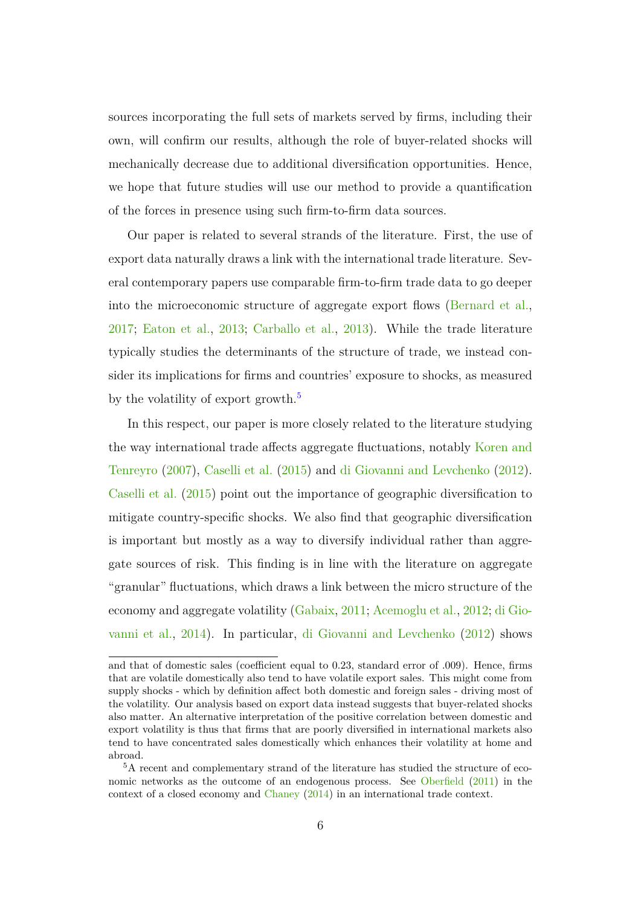sources incorporating the full sets of markets served by firms, including their own, will confirm our results, although the role of buyer-related shocks will mechanically decrease due to additional diversification opportunities. Hence, we hope that future studies will use our method to provide a quantification of the forces in presence using such firm-to-firm data sources.

Our paper is related to several strands of the literature. First, the use of export data naturally draws a link with the international trade literature. Several contemporary papers use comparable firm-to-firm trade data to go deeper into the microeconomic structure of aggregate export flows (Bernard et al., 2017; Eaton et al., 2013; Carballo et al., 2013). While the trade literature typically studies the determinants of the structure of trade, we instead consider its implications for firms and countries' exposure to shocks, as measured by the volatility of export growth.[5]

In this respect, our paper is more closely related to the literature studying the way international trade affects aggregate fluctuations, notably Koren and Tenreyro (2007), Caselli et al. (2015) and di Giovanni and Levchenko (2012). Caselli et al. (2015) point out the importance of geographic diversification to mitigate country-specific shocks. We also find that geographic diversification is important but mostly as a way to diversify individual rather than aggregate sources of risk. This finding is in line with the literature on aggregate "granular" fluctuations, which draws a link between the micro structure of the economy and aggregate volatility (Gabaix, 2011; Acemoglu et al., 2012; di Giovanni et al., 2014). In particular, di Giovanni and Levchenko (2012) shows

and that of domestic sales (coefficient equal to 0.23, standard error of .009). Hence, firms that are volatile domestically also tend to have volatile export sales. This might come from supply shocks - which by definition affect both domestic and foreign sales - driving most of the volatility. Our analysis based on export data instead suggests that buyer-related shocks also matter. An alternative interpretation of the positive correlation between domestic and export volatility is thus that firms that are poorly diversified in international markets also tend to have concentrated sales domestically which enhances their volatility at home and abroad.

[5] A recent and complementary strand of the literature has studied the structure of economic networks as the outcome of an endogenous process. See Oberfield (2011) in the context of a closed economy and Chaney (2014) in an international trade context.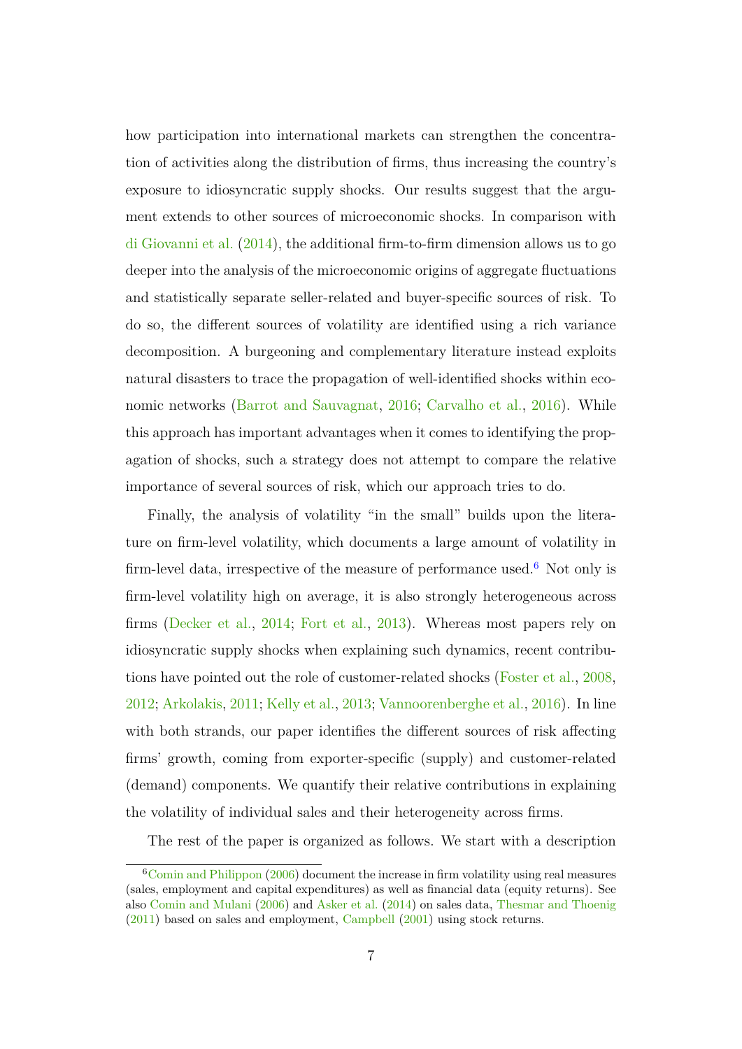how participation into international markets can strengthen the concentration of activities along the distribution of firms, thus increasing the country's exposure to idiosyncratic supply shocks. Our results suggest that the argument extends to other sources of microeconomic shocks. In comparison with di Giovanni et al. (2014), the additional firm-to-firm dimension allows us to go deeper into the analysis of the microeconomic origins of aggregate fluctuations and statistically separate seller-related and buyer-specific sources of risk. To do so, the different sources of volatility are identified using a rich variance decomposition. A burgeoning and complementary literature instead exploits natural disasters to trace the propagation of well-identified shocks within economic networks (Barrot and Sauvagnat, 2016; Carvalho et al., 2016). While this approach has important advantages when it comes to identifying the propagation of shocks, such a strategy does not attempt to compare the relative importance of several sources of risk, which our approach tries to do.

Finally, the analysis of volatility "in the small" builds upon the literature on firm-level volatility, which documents a large amount of volatility in firm-level data, irrespective of the measure of performance used.[6] Not only is firm-level volatility high on average, it is also strongly heterogeneous across firms (Decker et al., 2014; Fort et al., 2013). Whereas most papers rely on idiosyncratic supply shocks when explaining such dynamics, recent contributions have pointed out the role of customer-related shocks (Foster et al., 2008, 2012; Arkolakis, 2011; Kelly et al., 2013; Vannoorenberghe et al., 2016). In line with both strands, our paper identifies the different sources of risk affecting firms' growth, coming from exporter-specific (supply) and customer-related (demand) components. We quantify their relative contributions in explaining the volatility of individual sales and their heterogeneity across firms.

The rest of the paper is organized as follows. We start with a description

[6] Comin and Philippon (2006) document the increase in firm volatility using real measures (sales, employment and capital expenditures) as well as financial data (equity returns). See also Comin and Mulani (2006) and Asker et al. (2014) on sales data, Thesmar and Thoenig (2011) based on sales and employment, Campbell (2001) using stock returns.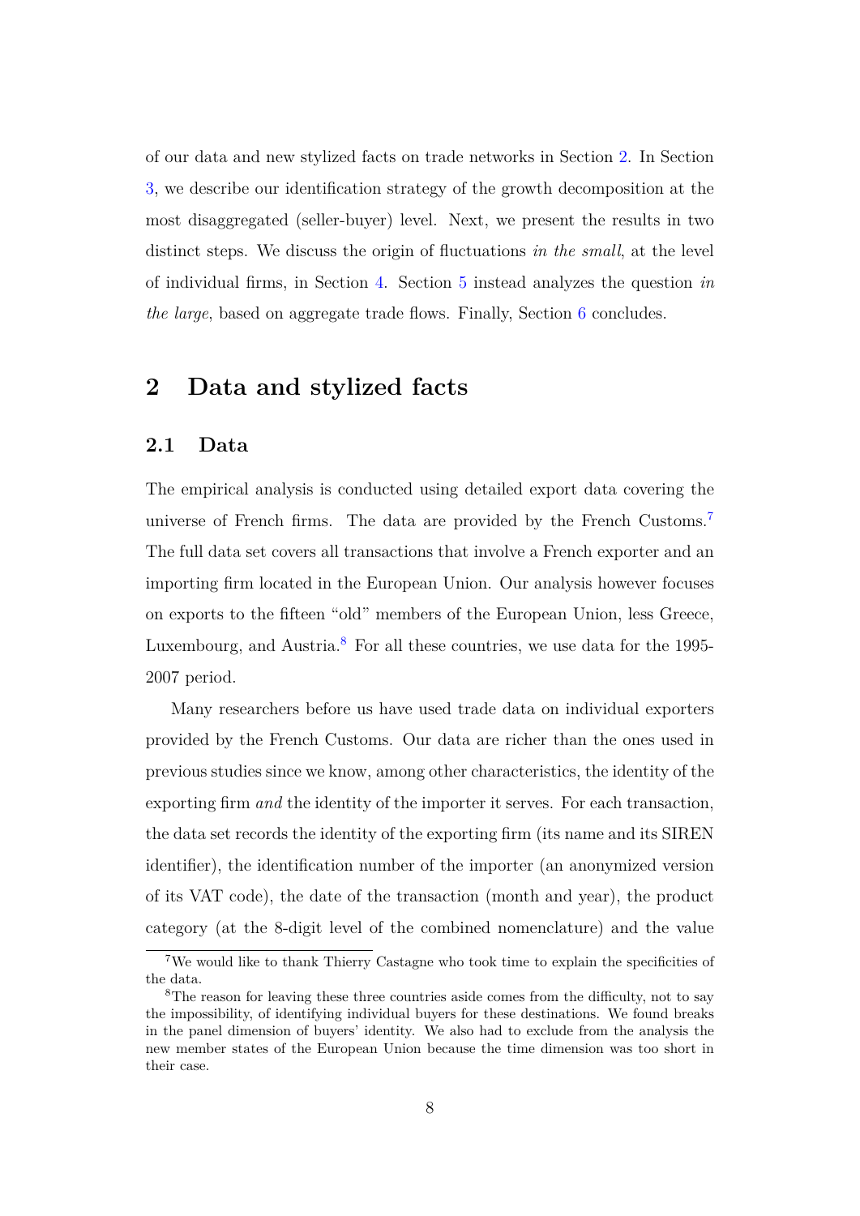of our data and new stylized facts on trade networks in Section 2. In Section 3, we describe our identification strategy of the growth decomposition at the most disaggregated (seller-buyer) level. Next, we present the results in two distinct steps. We discuss the origin of fluctuations *in the small*, at the level of individual firms, in Section 4. Section 5 instead analyzes the question *in the large*, based on aggregate trade flows. Finally, Section 6 concludes.

# 2 Data and stylized facts

## 2.1 Data

The empirical analysis is conducted using detailed export data covering the universe of French firms. The data are provided by the French Customs.[7] The full data set covers all transactions that involve a French exporter and an importing firm located in the European Union. Our analysis however focuses on exports to the fifteen "old" members of the European Union, less Greece, Luxembourg, and Austria.[8] For all these countries, we use data for the 1995-2007 period.

Many researchers before us have used trade data on individual exporters provided by the French Customs. Our data are richer than the ones used in previous studies since we know, among other characteristics, the identity of the exporting firm *and* the identity of the importer it serves. For each transaction, the data set records the identity of the exporting firm (its name and its SIREN identifier), the identification number of the importer (an anonymized version of its VAT code), the date of the transaction (month and year), the product category (at the 8-digit level of the combined nomenclature) and the value

[7] We would like to thank Thierry Castagne who took time to explain the specificities of the data.

[8] The reason for leaving these three countries aside comes from the difficulty, not to say the impossibility, of identifying individual buyers for these destinations. We found breaks in the panel dimension of buyers' identity. We also had to exclude from the analysis the new member states of the European Union because the time dimension was too short in their case.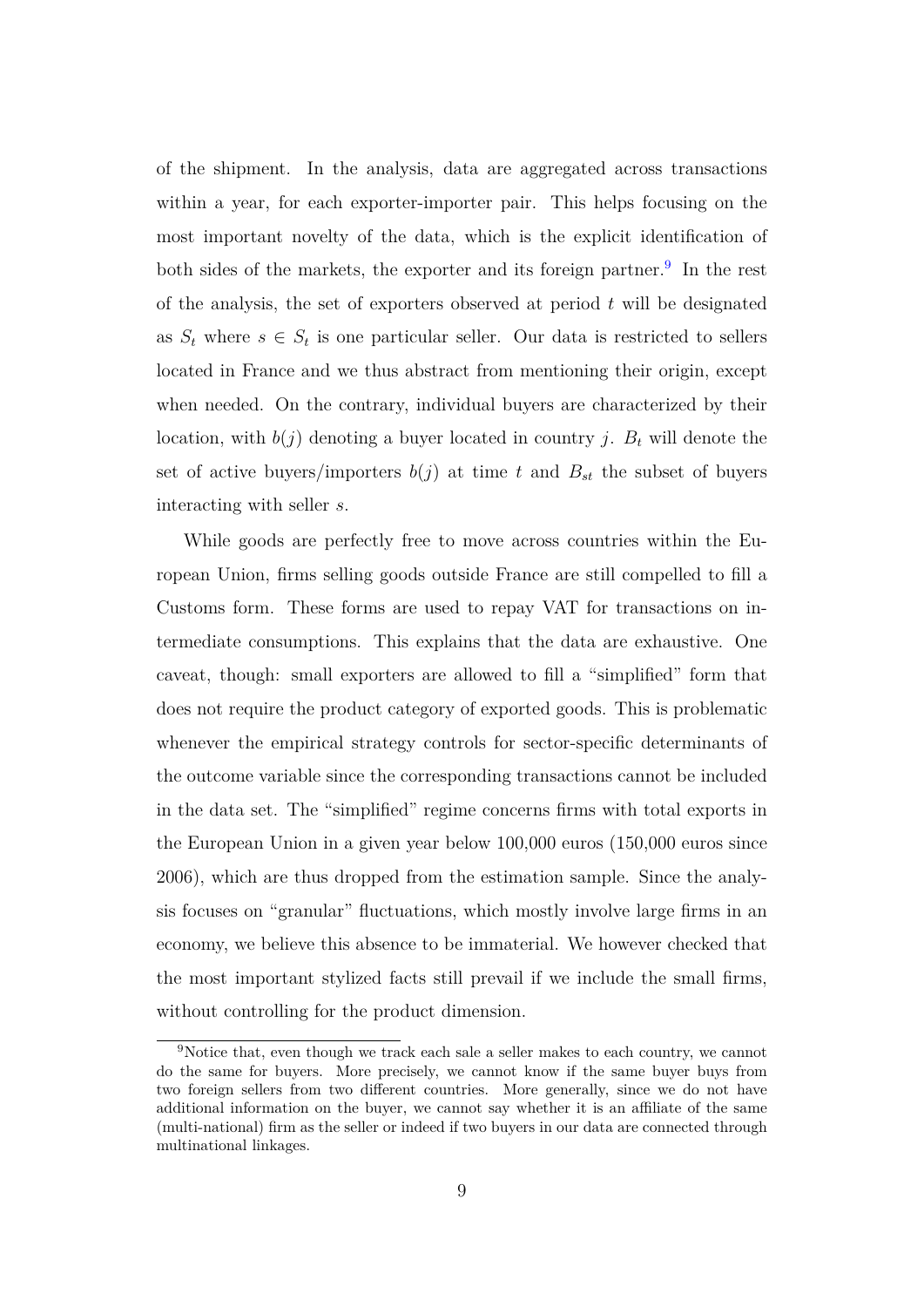of the shipment. In the analysis, data are aggregated across transactions within a year, for each exporter-importer pair. This helps focusing on the most important novelty of the data, which is the explicit identification of both sides of the markets, the exporter and its foreign partner.[9] In the rest of the analysis, the set of exporters observed at period $t$ will be designated as $S_t$ where $s \in S_t$ is one particular seller. Our data is restricted to sellers located in France and we thus abstract from mentioning their origin, except when needed. On the contrary, individual buyers are characterized by their location, with $b(j)$ denoting a buyer located in country $j$. $B_t$ will denote the set of active buyers/importers $b(j)$ at time $t$ and $B_{st}$ the subset of buyers interacting with seller $s$.

While goods are perfectly free to move across countries within the European Union, firms selling goods outside France are still compelled to fill a Customs form. These forms are used to repay VAT for transactions on intermediate consumptions. This explains that the data are exhaustive. One caveat, though: small exporters are allowed to fill a "simplified" form that does not require the product category of exported goods. This is problematic whenever the empirical strategy controls for sector-specific determinants of the outcome variable since the corresponding transactions cannot be included in the data set. The "simplified" regime concerns firms with total exports in the European Union in a given year below 100,000 euros (150,000 euros since 2006), which are thus dropped from the estimation sample. Since the analysis focuses on "granular" fluctuations, which mostly involve large firms in an economy, we believe this absence to be immaterial. We however checked that the most important stylized facts still prevail if we include the small firms, without controlling for the product dimension.

[9] Notice that, even though we track each sale a seller makes to each country, we cannot do the same for buyers. More precisely, we cannot know if the same buyer buys from two foreign sellers from two different countries. More generally, since we do not have additional information on the buyer, we cannot say whether it is an affiliate of the same (multi-national) firm as the seller or indeed if two buyers in our data are connected through multinational linkages.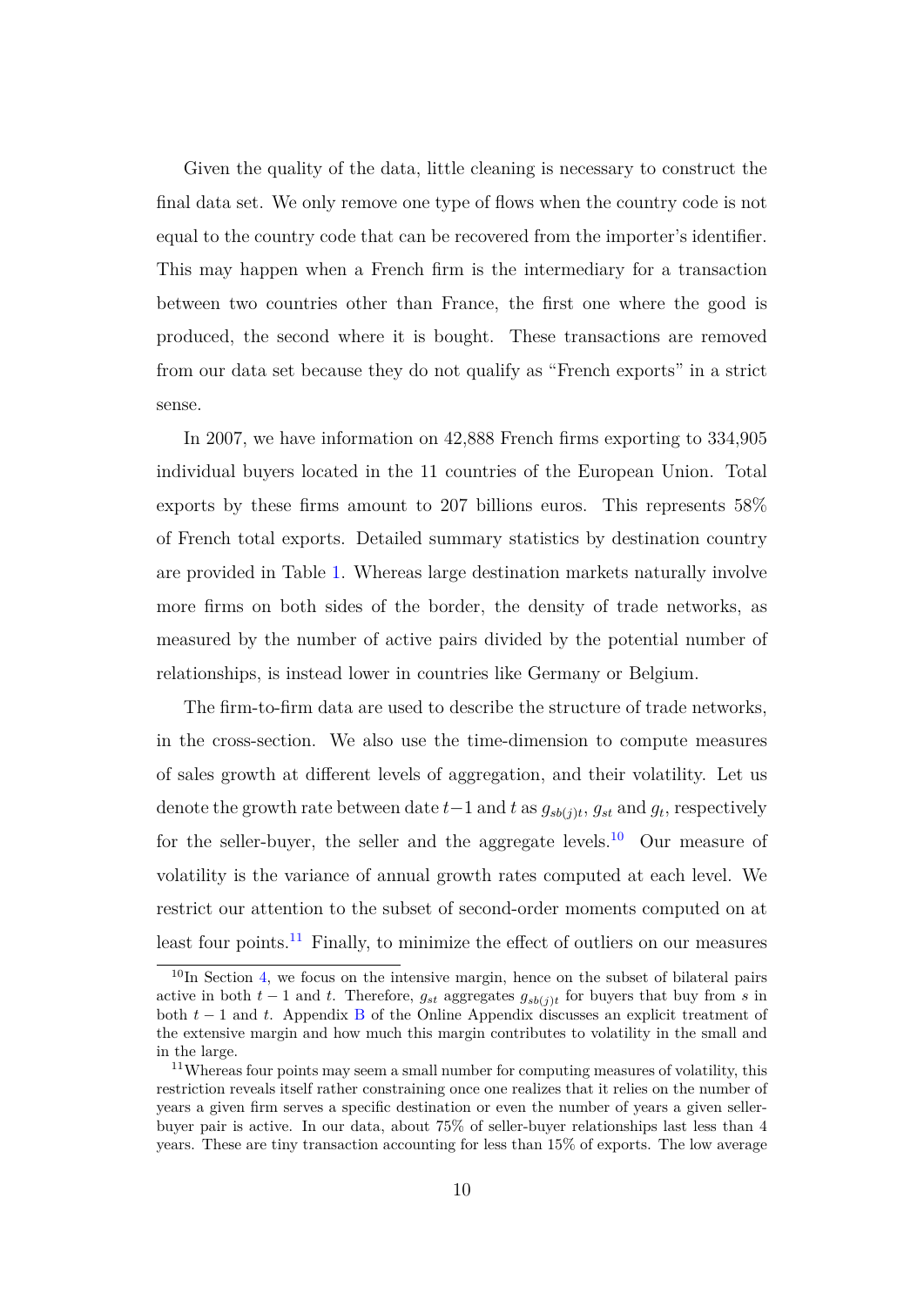Given the quality of the data, little cleaning is necessary to construct the final data set. We only remove one type of flows when the country code is not equal to the country code that can be recovered from the importer's identifier. This may happen when a French firm is the intermediary for a transaction between two countries other than France, the first one where the good is produced, the second where it is bought. These transactions are removed from our data set because they do not qualify as "French exports" in a strict sense.

In 2007, we have information on 42,888 French firms exporting to 334,905 individual buyers located in the 11 countries of the European Union. Total exports by these firms amount to 207 billions euros. This represents 58% of French total exports. Detailed summary statistics by destination country are provided in Table 1. Whereas large destination markets naturally involve more firms on both sides of the border, the density of trade networks, as measured by the number of active pairs divided by the potential number of relationships, is instead lower in countries like Germany or Belgium.

The firm-to-firm data are used to describe the structure of trade networks, in the cross-section. We also use the time-dimension to compute measures of sales growth at different levels of aggregation, and their volatility. Let us denote the growth rate between date $t-1$ and $t$ as $g_{sb(j)t}$, $g_{st}$ and $g_t$, respectively for the seller-buyer, the seller and the aggregate levels.[10] Our measure of volatility is the variance of annual growth rates computed at each level. We restrict our attention to the subset of second-order moments computed on at least four points.[11] Finally, to minimize the effect of outliers on our measures

[10] In Section 4, we focus on the intensive margin, hence on the subset of bilateral pairs active in both $t-1$ and $t$. Therefore, $g_{st}$ aggregates $g_{sb(j)t}$ for buyers that buy from $s$ in both $t-1$ and $t$. Appendix B of the Online Appendix discusses an explicit treatment of the extensive margin and how much this margin contributes to volatility in the small and in the large.

[11] Whereas four points may seem a small number for computing measures of volatility, this restriction reveals itself rather constraining once one realizes that it relies on the number of years a given firm serves a specific destination or even the number of years a given seller-buyer pair is active. In our data, about 75% of seller-buyer relationships last less than 4 years. These are tiny transaction accounting for less than 15% of exports. The low average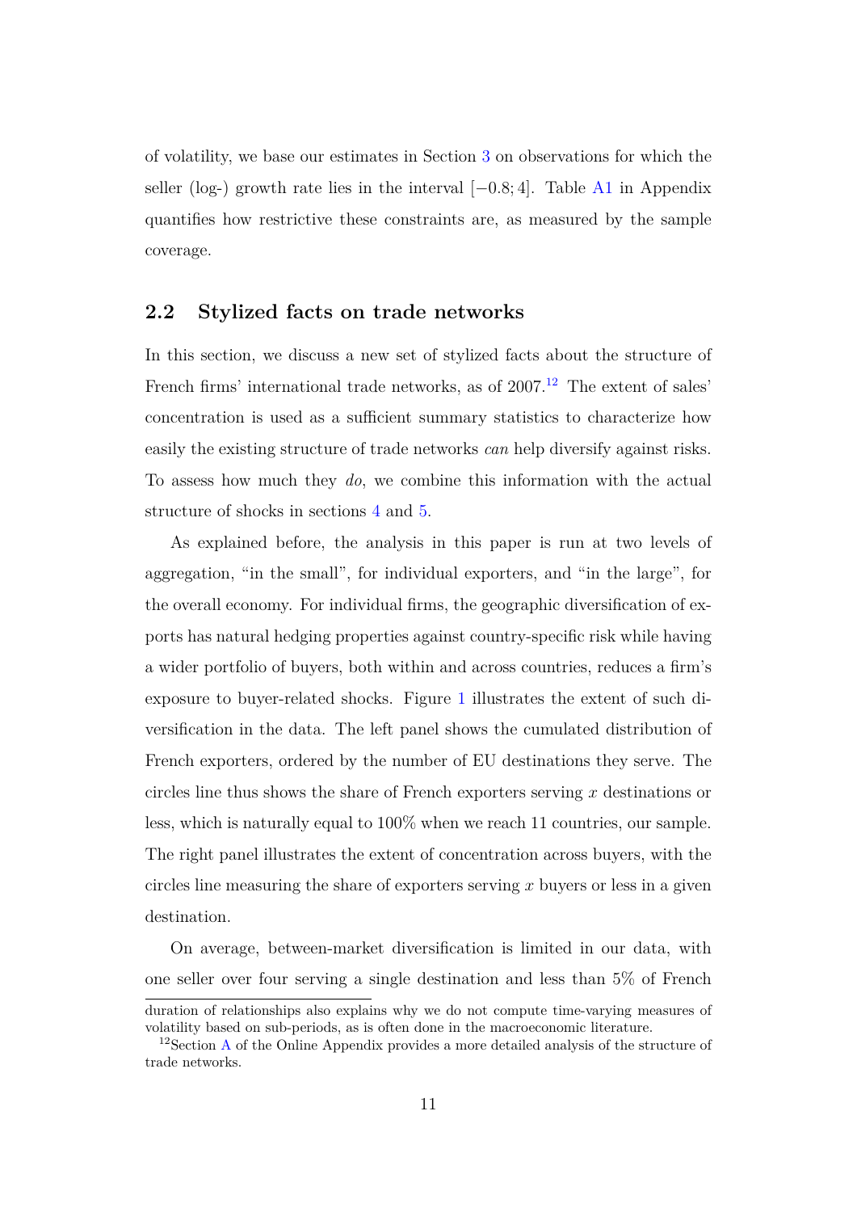of volatility, we base our estimates in Section 3 on observations for which the seller (log-) growth rate lies in the interval $[-0.8; 4]$. Table A1 in Appendix quantifies how restrictive these constraints are, as measured by the sample coverage.

## 2.2 Stylized facts on trade networks

In this section, we discuss a new set of stylized facts about the structure of French firms' international trade networks, as of 2007.[12] The extent of sales' concentration is used as a sufficient summary statistics to characterize how easily the existing structure of trade networks *can* help diversify against risks. To assess how much they *do*, we combine this information with the actual structure of shocks in sections 4 and 5.

As explained before, the analysis in this paper is run at two levels of aggregation, "in the small", for individual exporters, and "in the large", for the overall economy. For individual firms, the geographic diversification of exports has natural hedging properties against country-specific risk while having a wider portfolio of buyers, both within and across countries, reduces a firm's exposure to buyer-related shocks. Figure 1 illustrates the extent of such diversification in the data. The left panel shows the cumulated distribution of French exporters, ordered by the number of EU destinations they serve. The circles line thus shows the share of French exporters serving $x$ destinations or less, which is naturally equal to 100% when we reach 11 countries, our sample. The right panel illustrates the extent of concentration across buyers, with the circles line measuring the share of exporters serving $x$ buyers or less in a given destination.

On average, between-market diversification is limited in our data, with one seller over four serving a single destination and less than 5% of French

duration of relationships also explains why we do not compute time-varying measures of volatility based on sub-periods, as is often done in the macroeconomic literature.

[12] Section A of the Online Appendix provides a more detailed analysis of the structure of trade networks.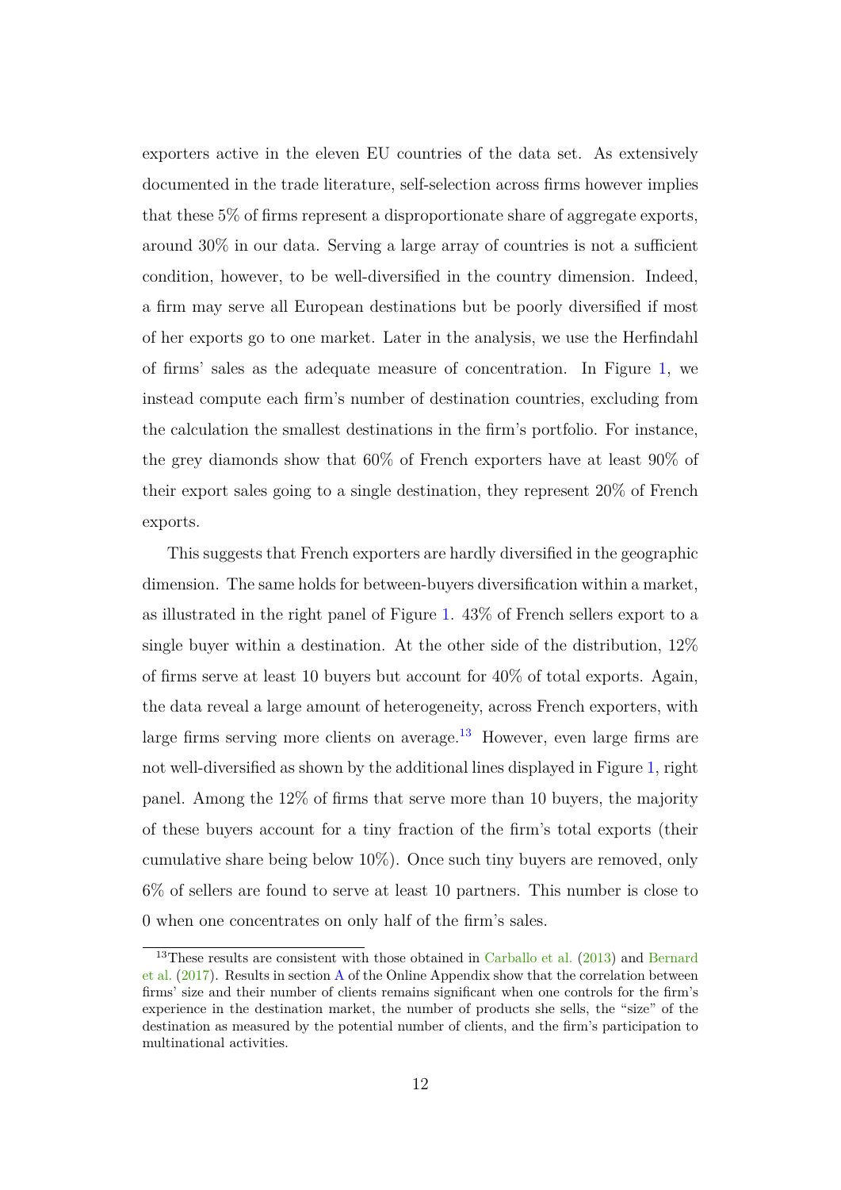exporters active in the eleven EU countries of the data set. As extensively documented in the trade literature, self-selection across firms however implies that these 5% of firms represent a disproportionate share of aggregate exports, around 30% in our data. Serving a large array of countries is not a sufficient condition, however, to be well-diversified in the country dimension. Indeed, a firm may serve all European destinations but be poorly diversified if most of her exports go to one market. Later in the analysis, we use the Herfindahl of firms' sales as the adequate measure of concentration. In Figure 1, we instead compute each firm's number of destination countries, excluding from the calculation the smallest destinations in the firm's portfolio. For instance, the grey diamonds show that 60% of French exporters have at least 90% of their export sales going to a single destination, they represent 20% of French exports.

This suggests that French exporters are hardly diversified in the geographic dimension. The same holds for between-buyers diversification within a market, as illustrated in the right panel of Figure 1. 43% of French sellers export to a single buyer within a destination. At the other side of the distribution, 12% of firms serve at least 10 buyers but account for 40% of total exports. Again, the data reveal a large amount of heterogeneity, across French exporters, with large firms serving more clients on average.[13] However, even large firms are not well-diversified as shown by the additional lines displayed in Figure 1, right panel. Among the 12% of firms that serve more than 10 buyers, the majority of these buyers account for a tiny fraction of the firm's total exports (their cumulative share being below 10%). Once such tiny buyers are removed, only 6% of sellers are found to serve at least 10 partners. This number is close to 0 when one concentrates on only half of the firm's sales.

[13] These results are consistent with those obtained in Carballo et al. (2013) and Bernard et al. (2017). Results in section A of the Online Appendix show that the correlation between firms' size and their number of clients remains significant when one controls for the firm's experience in the destination market, the number of products she sells, the "size" of the destination as measured by the potential number of clients, and the firm's participation to multinational activities.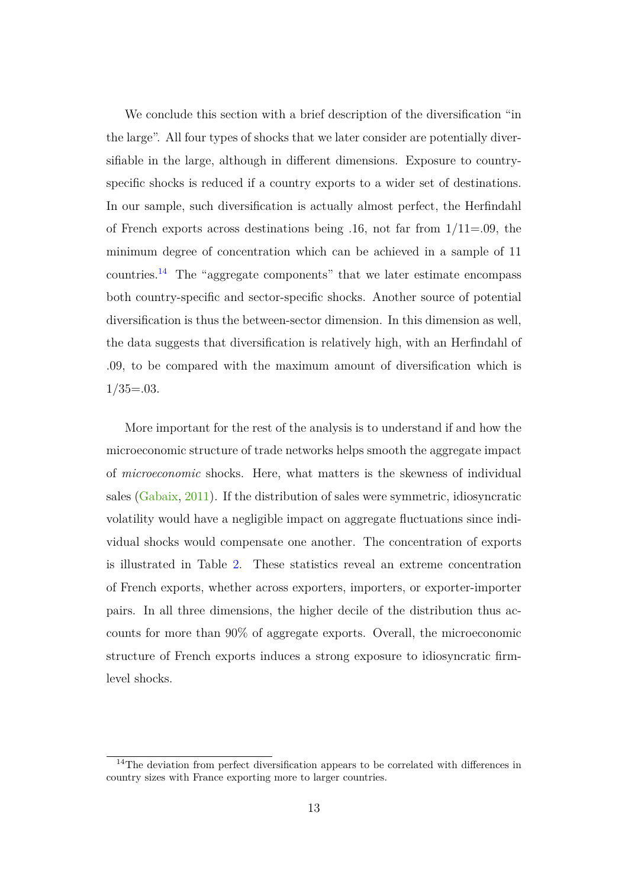We conclude this section with a brief description of the diversification "in the large". All four types of shocks that we later consider are potentially diversifiable in the large, although in different dimensions. Exposure to country-specific shocks is reduced if a country exports to a wider set of destinations. In our sample, such diversification is actually almost perfect, the Herfindahl of French exports across destinations being .16, not far from 1/11=.09, the minimum degree of concentration which can be achieved in a sample of 11 countries.[14] The "aggregate components" that we later estimate encompass both country-specific and sector-specific shocks. Another source of potential diversification is thus the between-sector dimension. In this dimension as well, the data suggests that diversification is relatively high, with an Herfindahl of .09, to be compared with the maximum amount of diversification which is 1/35=.03.

More important for the rest of the analysis is to understand if and how the microeconomic structure of trade networks helps smooth the aggregate impact of *microeconomic* shocks. Here, what matters is the skewness of individual sales (Gabaix, 2011). If the distribution of sales were symmetric, idiosyncratic volatility would have a negligible impact on aggregate fluctuations since individual shocks would compensate one another. The concentration of exports is illustrated in Table 2. These statistics reveal an extreme concentration of French exports, whether across exporters, importers, or exporter-importer pairs. In all three dimensions, the higher decile of the distribution thus accounts for more than 90% of aggregate exports. Overall, the microeconomic structure of French exports induces a strong exposure to idiosyncratic firm-level shocks.

[14] The deviation from perfect diversification appears to be correlated with differences in country sizes with France exporting more to larger countries.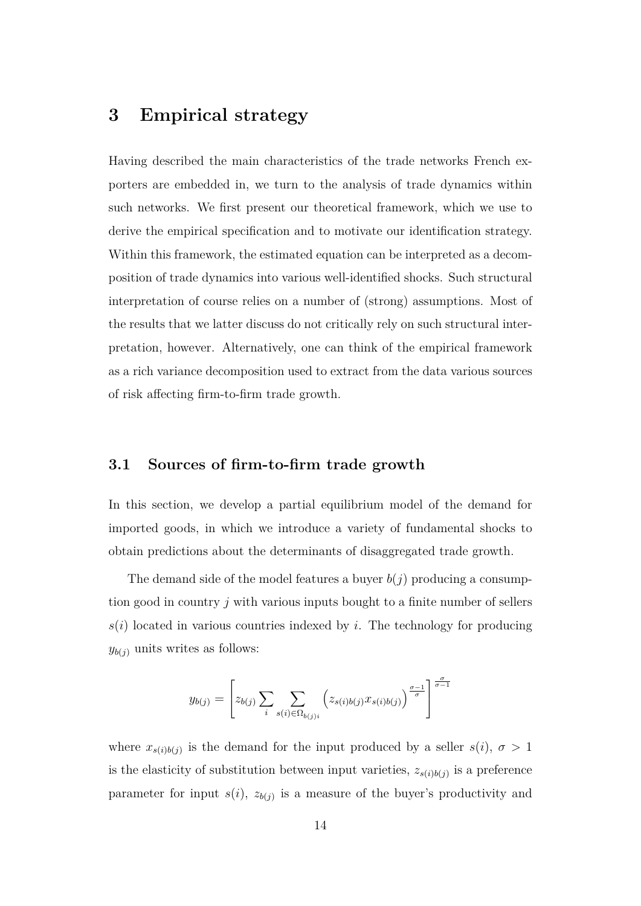# 3 Empirical strategy

Having described the main characteristics of the trade networks French exporters are embedded in, we turn to the analysis of trade dynamics within such networks. We first present our theoretical framework, which we use to derive the empirical specification and to motivate our identification strategy. Within this framework, the estimated equation can be interpreted as a decomposition of trade dynamics into various well-identified shocks. Such structural interpretation of course relies on a number of (strong) assumptions. Most of the results that we latter discuss do not critically rely on such structural interpretation, however. Alternatively, one can think of the empirical framework as a rich variance decomposition used to extract from the data various sources of risk affecting firm-to-firm trade growth.

## 3.1 Sources of firm-to-firm trade growth

In this section, we develop a partial equilibrium model of the demand for imported goods, in which we introduce a variety of fundamental shocks to obtain predictions about the determinants of disaggregated trade growth.

The demand side of the model features a buyer $b(j)$ producing a consumption good in country $j$ with various inputs bought to a finite number of sellers $s(i)$ located in various countries indexed by $i$. The technology for producing $y_{b(j)}$ units writes as follows:

$$y_{b(j)} = \left[ z_{b(j)} \sum_{i} \sum_{s(i) \in \Omega_{b(j)i}} \left( z_{s(i)b(j)} x_{s(i)b(j)} \right)^{\frac{\sigma-1}{\sigma}} \right]^{\frac{\sigma}{\sigma-1}}$$

where $x_{s(i)b(j)}$ is the demand for the input produced by a seller $s(i)$, $\sigma > 1$ is the elasticity of substitution between input varieties, $z_{s(i)b(j)}$ is a preference parameter for input $s(i)$, $z_{b(j)}$ is a measure of the buyer's productivity and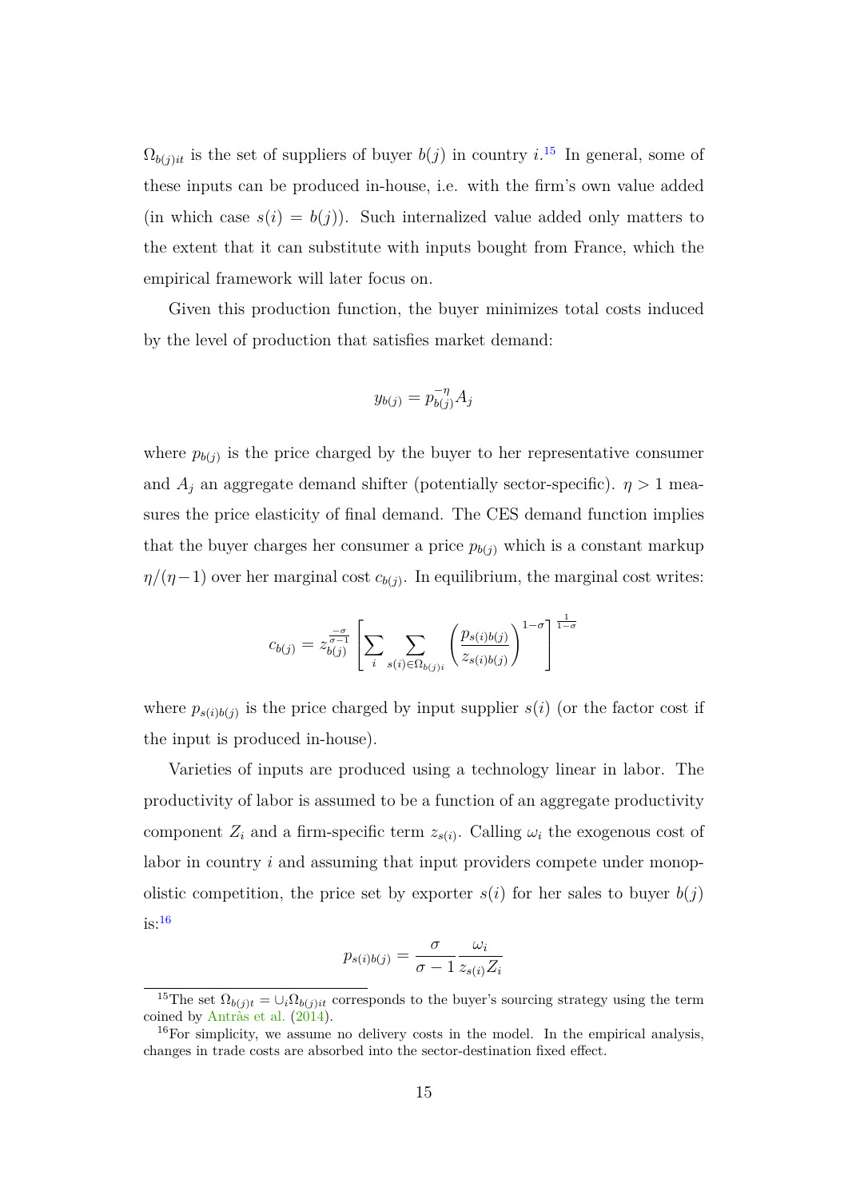$\Omega_{b(j)it}$ is the set of suppliers of buyer $b(j)$ in country $i$.[15] In general, some of these inputs can be produced in-house, i.e. with the firm's own value added (in which case $s(i) = b(j)$). Such internalized value added only matters to the extent that it can substitute with inputs bought from France, which the empirical framework will later focus on.

Given this production function, the buyer minimizes total costs induced by the level of production that satisfies market demand:

$$y_{b(j)} = p_{b(j)}^{-\eta} A_j$$

where $p_{b(j)}$ is the price charged by the buyer to her representative consumer and $A_j$ an aggregate demand shifter (potentially sector-specific). $\eta > 1$ measures the price elasticity of final demand. The CES demand function implies that the buyer charges her consumer a price $p_{b(j)}$ which is a constant markup $\eta/(\eta-1)$ over her marginal cost $c_{b(j)}$. In equilibrium, the marginal cost writes:

$$c_{b(j)} = z_{b(j)}^{\frac{-\sigma}{\sigma-1}} \left[ \sum_i \sum_{s(i)\in\Omega_{b(j)i}} \left( \frac{p_{s(i)b(j)}}{z_{s(i)b(j)}} \right)^{1-\sigma} \right]^{\frac{1}{1-\sigma}}$$

where $p_{s(i)b(j)}$ is the price charged by input supplier $s(i)$ (or the factor cost if the input is produced in-house).

Varieties of inputs are produced using a technology linear in labor. The productivity of labor is assumed to be a function of an aggregate productivity component $Z_i$ and a firm-specific term $z_{s(i)}$. Calling $\omega_i$ the exogenous cost of labor in country $i$ and assuming that input providers compete under monopolistic competition, the price set by exporter $s(i)$ for her sales to buyer $b(j)$ is:[16]

$$p_{s(i)b(j)} = \frac{\sigma}{\sigma-1} \frac{\omega_i}{z_{s(i)} Z_i}$$

---

[15] The set $\Omega_{b(j)t} = \cup_i \Omega_{b(j)it}$ corresponds to the buyer's sourcing strategy using the term coined by Antràs et al. (2014).

[16] For simplicity, we assume no delivery costs in the model. In the empirical analysis, changes in trade costs are absorbed into the sector-destination fixed effect.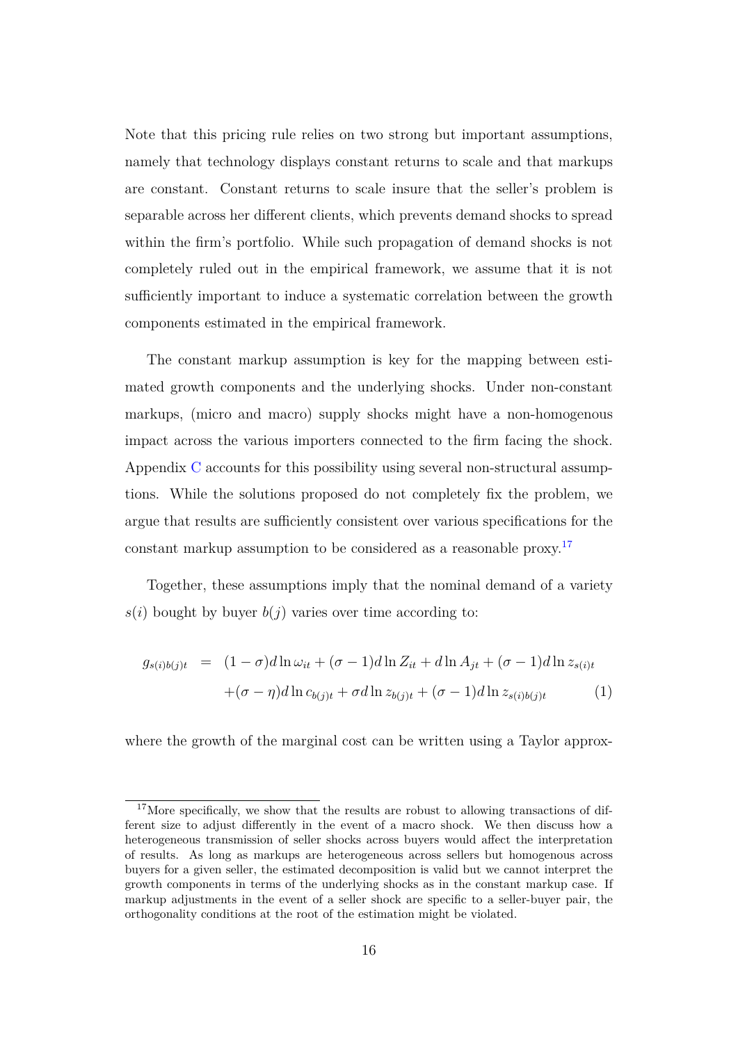Note that this pricing rule relies on two strong but important assumptions, namely that technology displays constant returns to scale and that markups are constant. Constant returns to scale insure that the seller's problem is separable across her different clients, which prevents demand shocks to spread within the firm's portfolio. While such propagation of demand shocks is not completely ruled out in the empirical framework, we assume that it is not sufficiently important to induce a systematic correlation between the growth components estimated in the empirical framework.

The constant markup assumption is key for the mapping between estimated growth components and the underlying shocks. Under non-constant markups, (micro and macro) supply shocks might have a non-homogenous impact across the various importers connected to the firm facing the shock. Appendix C accounts for this possibility using several non-structural assumptions. While the solutions proposed do not completely fix the problem, we argue that results are sufficiently consistent over various specifications for the constant markup assumption to be considered as a reasonable proxy.[17]

Together, these assumptions imply that the nominal demand of a variety $s(i)$ bought by buyer $b(j)$ varies over time according to:

$$
\begin{aligned}
g_{s(i)b(j)t} \;\; = \;\; & (1-\sigma)d\ln\omega_{it} + (\sigma-1)d\ln Z_{it} + d\ln A_{jt} + (\sigma-1)d\ln z_{s(i)t} \\
& +(\sigma-\eta)d\ln c_{b(j)t} + \sigma d\ln z_{b(j)t} + (\sigma-1)d\ln z_{s(i)b(j)t} \qquad (1)
\end{aligned}
$$

where the growth of the marginal cost can be written using a Taylor approx-

[17] More specifically, we show that the results are robust to allowing transactions of different size to adjust differently in the event of a macro shock. We then discuss how a heterogeneous transmission of seller shocks across buyers would affect the interpretation of results. As long as markups are heterogeneous across sellers but homogenous across buyers for a given seller, the estimated decomposition is valid but we cannot interpret the growth components in terms of the underlying shocks as in the constant markup case. If markup adjustments in the event of a seller shock are specific to a seller-buyer pair, the orthogonality conditions at the root of the estimation might be violated.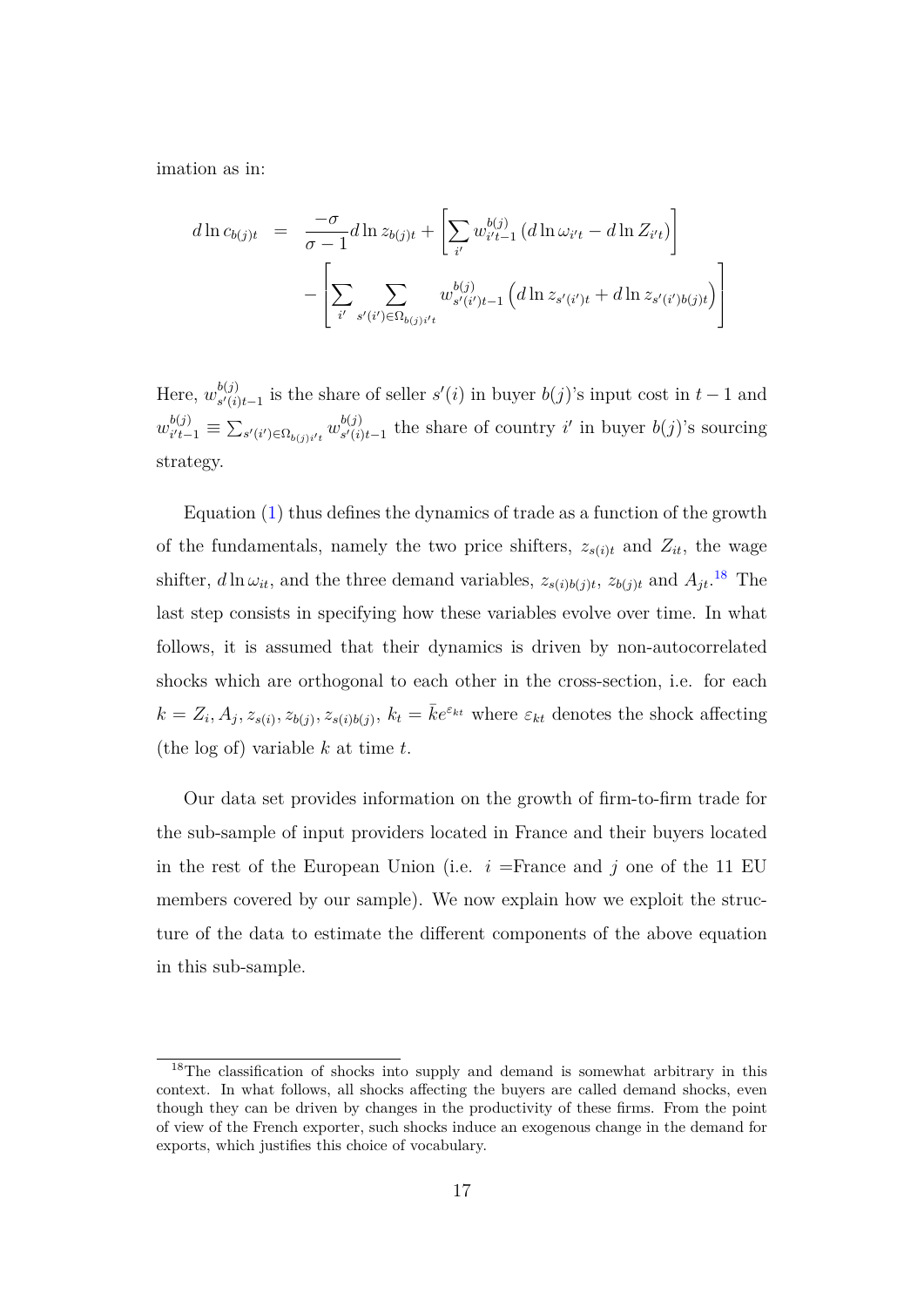imation as in:

$$
\begin{aligned}
d\ln c_{b(j)t} &= \frac{-\sigma}{\sigma-1} d\ln z_{b(j)t} + \left[\sum_{i'} w^{b(j)}_{i't-1} \left(d\ln \omega_{i't} - d\ln Z_{i't}\right)\right] \\
&\quad - \left[\sum_{i'} \sum_{s'(i') \in \Omega_{b(j)i't}} w^{b(j)}_{s'(i')t-1} \left(d\ln z_{s'(i')t} + d\ln z_{s'(i')b(j)t}\right)\right]
\end{aligned}
$$

Here, $w^{b(j)}_{s'(i)t-1}$ is the share of seller $s'(i)$ in buyer $b(j)$'s input cost in $t-1$ and $w^{b(j)}_{i't-1} \equiv \sum_{s'(i') \in \Omega_{b(j)i't}} w^{b(j)}_{s'(i)t-1}$ the share of country $i'$ in buyer $b(j)$'s sourcing strategy.

Equation (1) thus defines the dynamics of trade as a function of the growth of the fundamentals, namely the two price shifters, $z_{s(i)t}$ and $Z_{it}$, the wage shifter, $d\ln \omega_{it}$, and the three demand variables, $z_{s(i)b(j)t}$, $z_{b(j)t}$ and $A_{jt}$.[18] The last step consists in specifying how these variables evolve over time. In what follows, it is assumed that their dynamics is driven by non-autocorrelated shocks which are orthogonal to each other in the cross-section, i.e. for each $k = Z_i, A_j, z_{s(i)}, z_{b(j)}, z_{s(i)b(j)}$, $k_t = \bar{k} e^{\varepsilon_{kt}}$ where $\varepsilon_{kt}$ denotes the shock affecting (the log of) variable $k$ at time $t$.

Our data set provides information on the growth of firm-to-firm trade for the sub-sample of input providers located in France and their buyers located in the rest of the European Union (i.e. $i$ =France and $j$ one of the 11 EU members covered by our sample). We now explain how we exploit the structure of the data to estimate the different components of the above equation in this sub-sample.

[18] The classification of shocks into supply and demand is somewhat arbitrary in this context. In what follows, all shocks affecting the buyers are called demand shocks, even though they can be driven by changes in the productivity of these firms. From the point of view of the French exporter, such shocks induce an exogenous change in the demand for exports, which justifies this choice of vocabulary.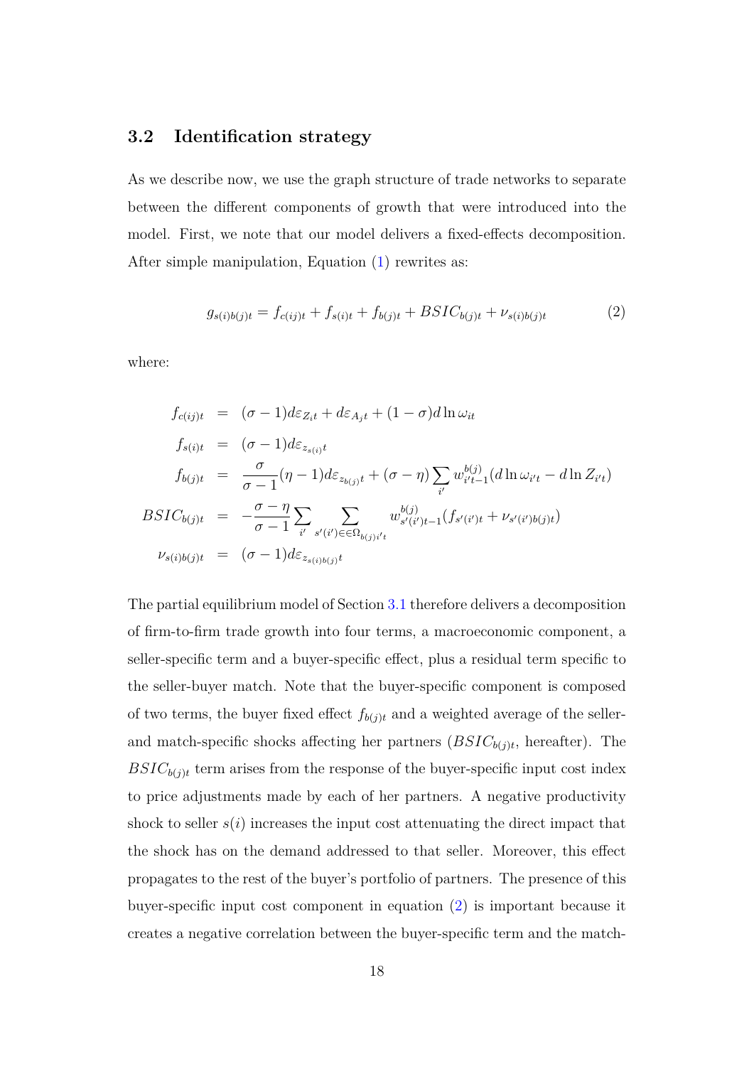### 3.2 Identification strategy

As we describe now, we use the graph structure of trade networks to separate between the different components of growth that were introduced into the model. First, we note that our model delivers a fixed-effects decomposition. After simple manipulation, Equation (1) rewrites as:

$$g_{s(i)b(j)t} = f_{c(ij)t} + f_{s(i)t} + f_{b(j)t} + BSIC_{b(j)t} + \nu_{s(i)b(j)t} \tag{2}$$

where:

$$\begin{aligned}
f_{c(ij)t} &= (\sigma - 1)d\varepsilon_{Z_i t} + d\varepsilon_{A_j t} + (1 - \sigma)d\ln\omega_{it} \\
f_{s(i)t} &= (\sigma - 1)d\varepsilon_{z_{s(i)}t} \\
f_{b(j)t} &= \frac{\sigma}{\sigma - 1}(\eta - 1)d\varepsilon_{z_{b(j)}t} + (\sigma - \eta)\sum_{i'} w^{b(j)}_{i't-1}(d\ln\omega_{i't} - d\ln Z_{i't}) \\
BSIC_{b(j)t} &= -\frac{\sigma - \eta}{\sigma - 1}\sum_{i'}\sum_{s'(i')\in\in\Omega_{b(j)i't}} w^{b(j)}_{s'(i')t-1}(f_{s'(i')t} + \nu_{s'(i')b(j)t}) \\
\nu_{s(i)b(j)t} &= (\sigma - 1)d\varepsilon_{z_{s(i)b(j)}t}
\end{aligned}$$

The partial equilibrium model of Section 3.1 therefore delivers a decomposition of firm-to-firm trade growth into four terms, a macroeconomic component, a seller-specific term and a buyer-specific effect, plus a residual term specific to the seller-buyer match. Note that the buyer-specific component is composed of two terms, the buyer fixed effect $f_{b(j)t}$ and a weighted average of the seller- and match-specific shocks affecting her partners ($BSIC_{b(j)t}$, hereafter). The $BSIC_{b(j)t}$ term arises from the response of the buyer-specific input cost index to price adjustments made by each of her partners. A negative productivity shock to seller $s(i)$ increases the input cost attenuating the direct impact that the shock has on the demand addressed to that seller. Moreover, this effect propagates to the rest of the buyer's portfolio of partners. The presence of this buyer-specific input cost component in equation (2) is important because it creates a negative correlation between the buyer-specific term and the match-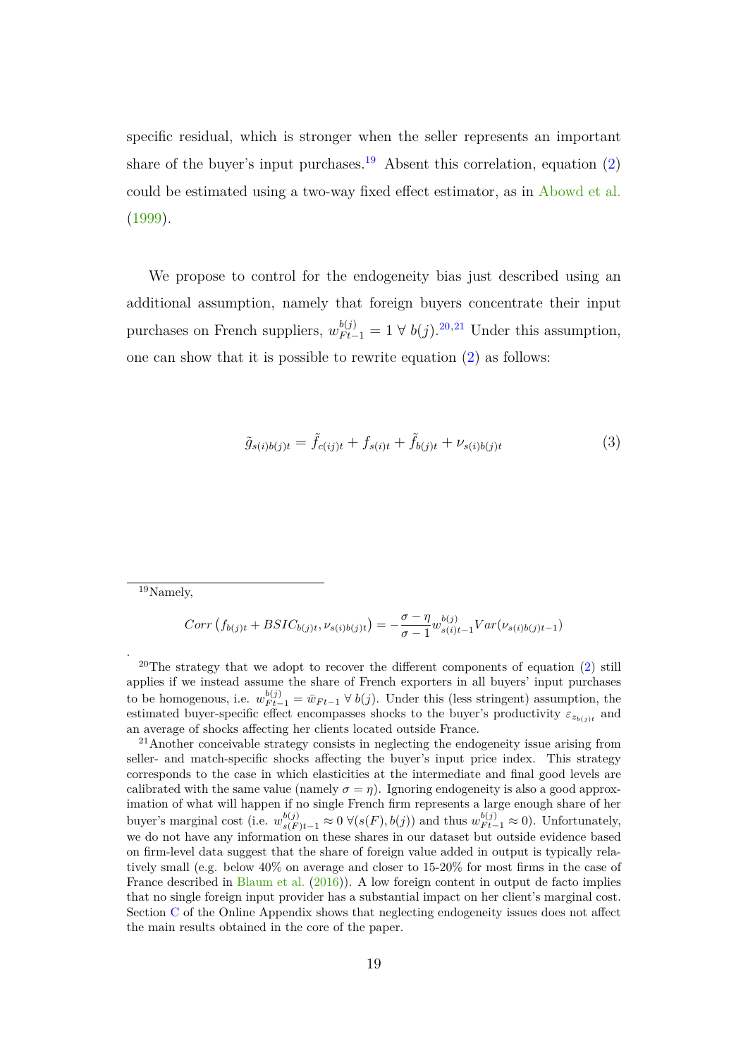specific residual, which is stronger when the seller represents an important share of the buyer's input purchases.[19] Absent this correlation, equation (2) could be estimated using a two-way fixed effect estimator, as in Abowd et al. (1999).

We propose to control for the endogeneity bias just described using an additional assumption, namely that foreign buyers concentrate their input purchases on French suppliers, $w^{b(j)}_{Ft-1} = 1 \; \forall \; b(j)$.[20,21] Under this assumption, one can show that it is possible to rewrite equation (2) as follows:

$$\tilde{g}_{s(i)b(j)t} = \tilde{f}_{c(ij)t} + f_{s(i)t} + \tilde{f}_{b(j)t} + \nu_{s(i)b(j)t} \tag{3}$$

---

[19] Namely,

$$Corr\left(f_{b(j)t} + BSIC_{b(j)t}, \nu_{s(i)b(j)t}\right) = -\frac{\sigma - \eta}{\sigma - 1} w^{b(j)}_{s(i)t-1} Var(\nu_{s(i)b(j)t-1})$$

.

[20] The strategy that we adopt to recover the different components of equation (2) still applies if we instead assume the share of French exporters in all buyers' input purchases to be homogenous, i.e. $w^{b(j)}_{Ft-1} = \bar{w}_{Ft-1} \; \forall \; b(j)$. Under this (less stringent) assumption, the estimated buyer-specific effect encompasses shocks to the buyer's productivity $\varepsilon_{z_{b(j)t}}$ and an average of shocks affecting her clients located outside France.

[21] Another conceivable strategy consists in neglecting the endogeneity issue arising from seller- and match-specific shocks affecting the buyer's input price index. This strategy corresponds to the case in which elasticities at the intermediate and final good levels are calibrated with the same value (namely $\sigma = \eta$). Ignoring endogeneity is also a good approximation of what will happen if no single French firm represents a large enough share of her buyer's marginal cost (i.e. $w^{b(j)}_{s(F)t-1} \approx 0 \; \forall (s(F), b(j))$ and thus $w^{b(j)}_{Ft-1} \approx 0$). Unfortunately, we do not have any information on these shares in our dataset but outside evidence based on firm-level data suggest that the share of foreign value added in output is typically relatively small (e.g. below 40% on average and closer to 15-20% for most firms in the case of France described in Blaum et al. (2016)). A low foreign content in output de facto implies that no single foreign input provider has a substantial impact on her client's marginal cost. Section C of the Online Appendix shows that neglecting endogeneity issues does not affect the main results obtained in the core of the paper.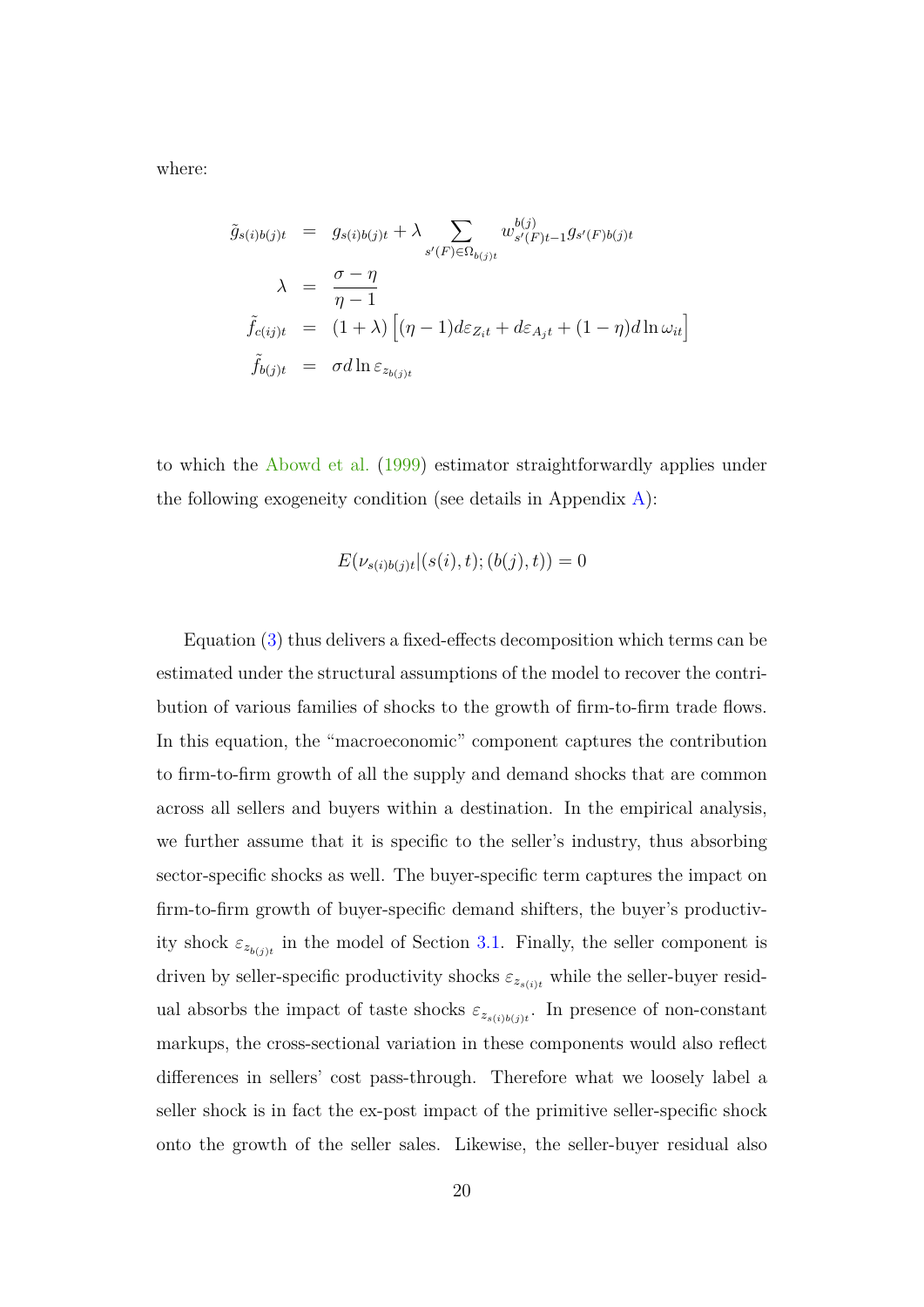where:

$$
\begin{aligned}
\tilde{g}_{s(i)b(j)t} &= g_{s(i)b(j)t} + \lambda \sum_{s'(F)\in\Omega_{b(j)t}} w^{b(j)}_{s'(F)t-1} g_{s'(F)b(j)t} \\
\lambda &= \frac{\sigma-\eta}{\eta-1} \\
\tilde{f}_{c(ij)t} &= (1+\lambda)\left[(\eta-1)d\varepsilon_{Z_i t} + d\varepsilon_{A_j t} + (1-\eta)d\ln\omega_{it}\right] \\
\tilde{f}_{b(j)t} &= \sigma d\ln\varepsilon_{z_{b(j)t}}
\end{aligned}
$$

to which the Abowd et al. (1999) estimator straightforwardly applies under the following exogeneity condition (see details in Appendix A):

$$
E(\nu_{s(i)b(j)t}|(s(i),t);(b(j),t)) = 0
$$

Equation (3) thus delivers a fixed-effects decomposition which terms can be estimated under the structural assumptions of the model to recover the contribution of various families of shocks to the growth of firm-to-firm trade flows. In this equation, the "macroeconomic" component captures the contribution to firm-to-firm growth of all the supply and demand shocks that are common across all sellers and buyers within a destination. In the empirical analysis, we further assume that it is specific to the seller's industry, thus absorbing sector-specific shocks as well. The buyer-specific term captures the impact on firm-to-firm growth of buyer-specific demand shifters, the buyer's productivity shock $\varepsilon_{z_{b(j)t}}$ in the model of Section 3.1. Finally, the seller component is driven by seller-specific productivity shocks $\varepsilon_{z_{s(i)t}}$ while the seller-buyer residual absorbs the impact of taste shocks $\varepsilon_{z_{s(i)b(j)t}}$. In presence of non-constant markups, the cross-sectional variation in these components would also reflect differences in sellers' cost pass-through. Therefore what we loosely label a seller shock is in fact the ex-post impact of the primitive seller-specific shock onto the growth of the seller sales. Likewise, the seller-buyer residual also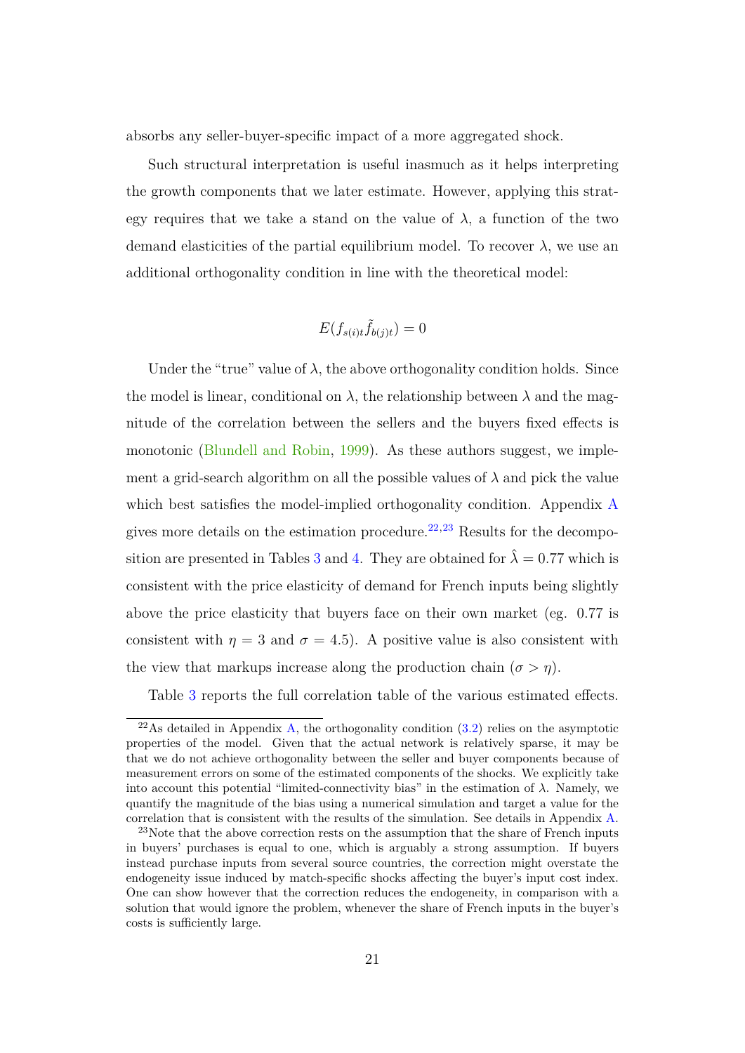absorbs any seller-buyer-specific impact of a more aggregated shock.

Such structural interpretation is useful inasmuch as it helps interpreting the growth components that we later estimate. However, applying this strategy requires that we take a stand on the value of $\lambda$, a function of the two demand elasticities of the partial equilibrium model. To recover $\lambda$, we use an additional orthogonality condition in line with the theoretical model:

$$E(f_{s(i)t}\tilde{f}_{b(j)t}) = 0$$

Under the "true" value of $\lambda$, the above orthogonality condition holds. Since the model is linear, conditional on $\lambda$, the relationship between $\lambda$ and the magnitude of the correlation between the sellers and the buyers fixed effects is monotonic (Blundell and Robin, 1999). As these authors suggest, we implement a grid-search algorithm on all the possible values of $\lambda$ and pick the value which best satisfies the model-implied orthogonality condition. Appendix A gives more details on the estimation procedure.[22,23] Results for the decomposition are presented in Tables 3 and 4. They are obtained for $\hat{\lambda} = 0.77$ which is consistent with the price elasticity of demand for French inputs being slightly above the price elasticity that buyers face on their own market (eg. 0.77 is consistent with $\eta = 3$ and $\sigma = 4.5$). A positive value is also consistent with the view that markups increase along the production chain ($\sigma > \eta$).

Table 3 reports the full correlation table of the various estimated effects.

[22] As detailed in Appendix A, the orthogonality condition (3.2) relies on the asymptotic properties of the model. Given that the actual network is relatively sparse, it may be that we do not achieve orthogonality between the seller and buyer components because of measurement errors on some of the estimated components of the shocks. We explicitly take into account this potential "limited-connectivity bias" in the estimation of $\lambda$. Namely, we quantify the magnitude of the bias using a numerical simulation and target a value for the correlation that is consistent with the results of the simulation. See details in Appendix A.

[23] Note that the above correction rests on the assumption that the share of French inputs in buyers' purchases is equal to one, which is arguably a strong assumption. If buyers instead purchase inputs from several source countries, the correction might overstate the endogeneity issue induced by match-specific shocks affecting the buyer's input cost index. One can show however that the correction reduces the endogeneity, in comparison with a solution that would ignore the problem, whenever the share of French inputs in the buyer's costs is sufficiently large.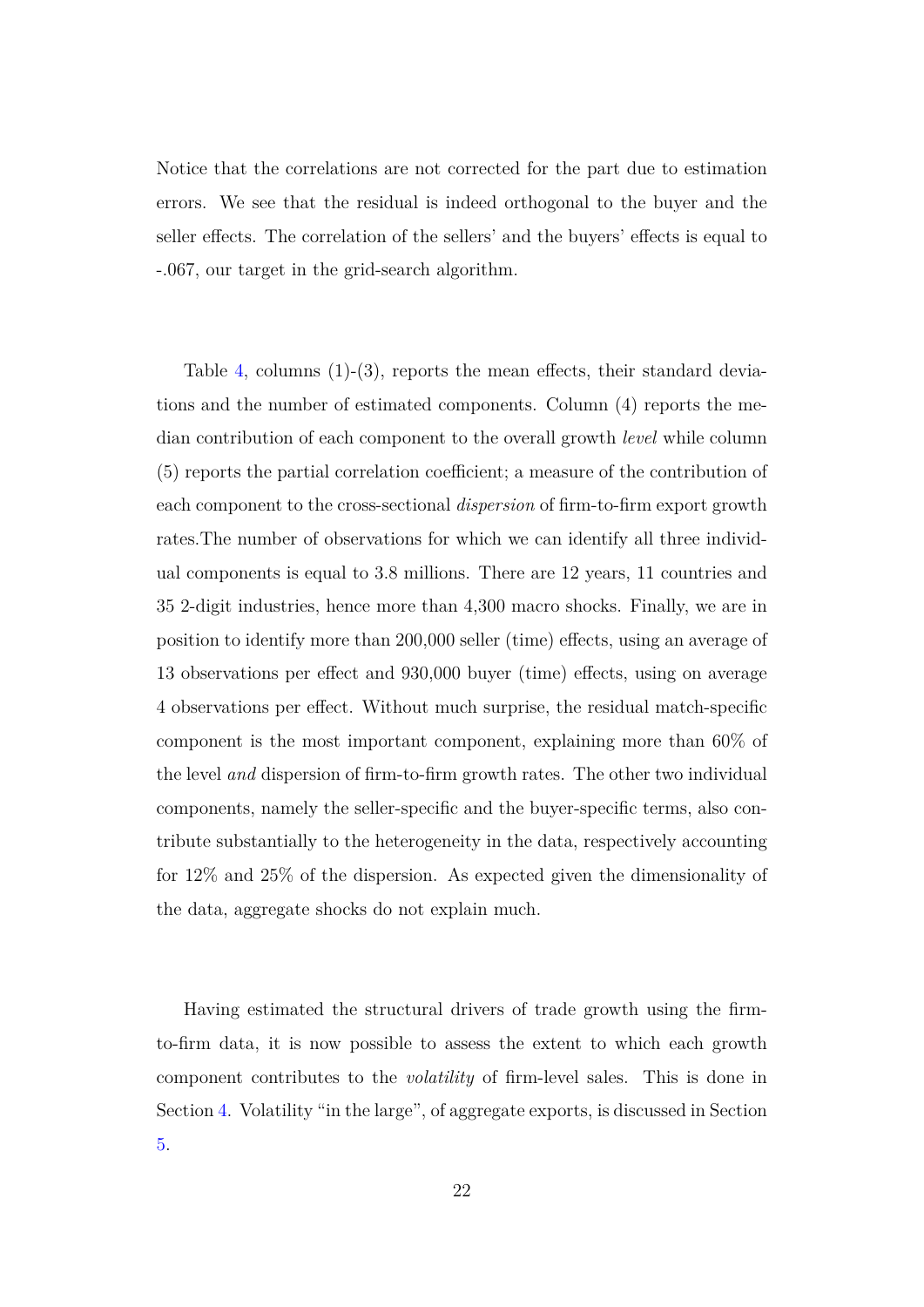Notice that the correlations are not corrected for the part due to estimation errors. We see that the residual is indeed orthogonal to the buyer and the seller effects. The correlation of the sellers' and the buyers' effects is equal to -.067, our target in the grid-search algorithm.

Table 4, columns (1)-(3), reports the mean effects, their standard deviations and the number of estimated components. Column (4) reports the median contribution of each component to the overall growth *level* while column (5) reports the partial correlation coefficient; a measure of the contribution of each component to the cross-sectional *dispersion* of firm-to-firm export growth rates.The number of observations for which we can identify all three individual components is equal to 3.8 millions. There are 12 years, 11 countries and 35 2-digit industries, hence more than 4,300 macro shocks. Finally, we are in position to identify more than 200,000 seller (time) effects, using an average of 13 observations per effect and 930,000 buyer (time) effects, using on average 4 observations per effect. Without much surprise, the residual match-specific component is the most important component, explaining more than 60% of the level *and* dispersion of firm-to-firm growth rates. The other two individual components, namely the seller-specific and the buyer-specific terms, also contribute substantially to the heterogeneity in the data, respectively accounting for 12% and 25% of the dispersion. As expected given the dimensionality of the data, aggregate shocks do not explain much.

Having estimated the structural drivers of trade growth using the firm-to-firm data, it is now possible to assess the extent to which each growth component contributes to the *volatility* of firm-level sales. This is done in Section 4. Volatility "in the large", of aggregate exports, is discussed in Section 5.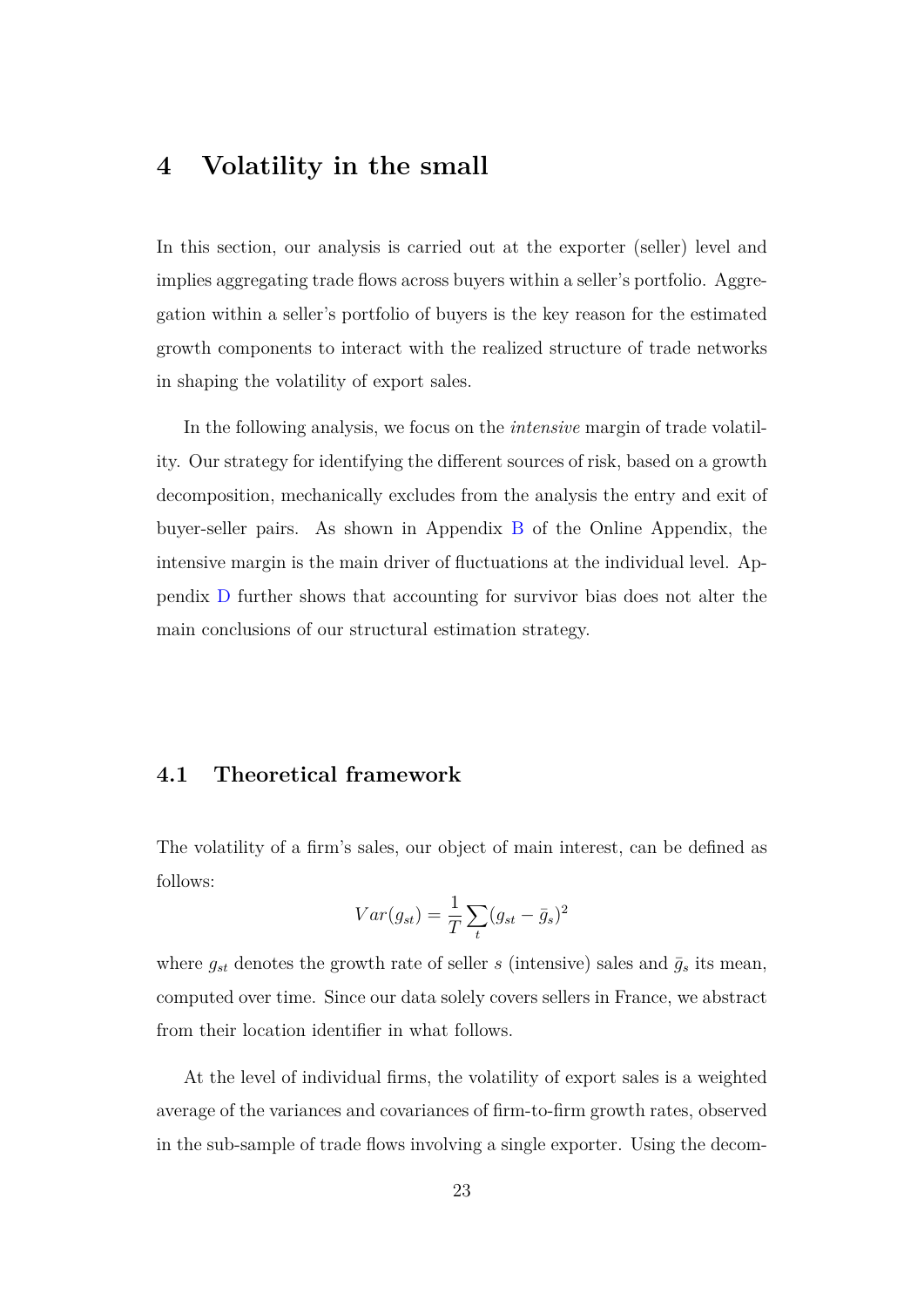# 4 Volatility in the small

In this section, our analysis is carried out at the exporter (seller) level and implies aggregating trade flows across buyers within a seller's portfolio. Aggregation within a seller's portfolio of buyers is the key reason for the estimated growth components to interact with the realized structure of trade networks in shaping the volatility of export sales.

In the following analysis, we focus on the *intensive* margin of trade volatility. Our strategy for identifying the different sources of risk, based on a growth decomposition, mechanically excludes from the analysis the entry and exit of buyer-seller pairs. As shown in Appendix B of the Online Appendix, the intensive margin is the main driver of fluctuations at the individual level. Appendix D further shows that accounting for survivor bias does not alter the main conclusions of our structural estimation strategy.

## 4.1 Theoretical framework

The volatility of a firm's sales, our object of main interest, can be defined as follows:

$$Var(g_{st}) = \frac{1}{T}\sum_{t}(g_{st} - \bar{g}_s)^2$$

where $g_{st}$ denotes the growth rate of seller $s$ (intensive) sales and $\bar{g}_s$ its mean, computed over time. Since our data solely covers sellers in France, we abstract from their location identifier in what follows.

At the level of individual firms, the volatility of export sales is a weighted average of the variances and covariances of firm-to-firm growth rates, observed in the sub-sample of trade flows involving a single exporter. Using the decom-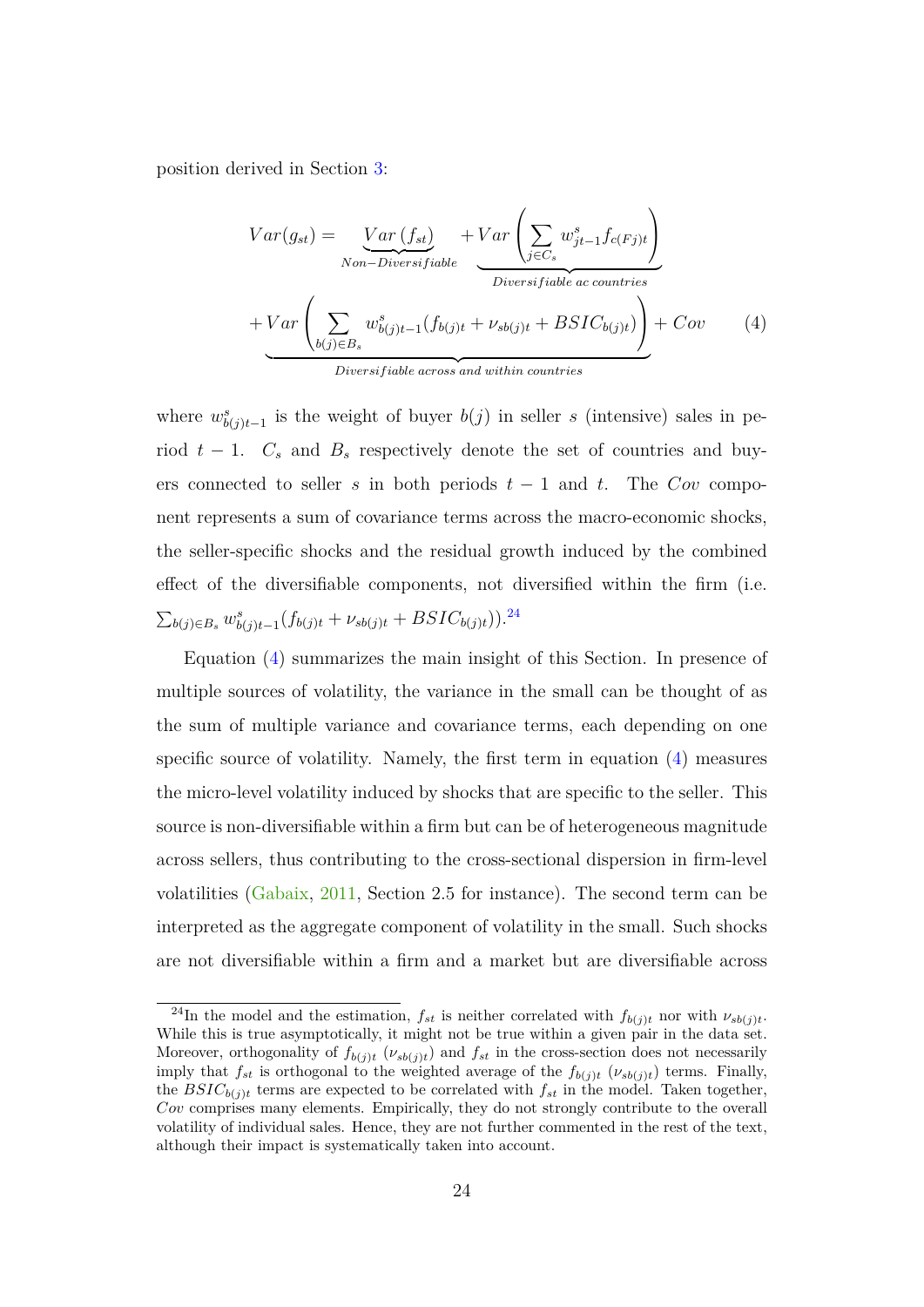position derived in Section 3:

$$
Var(g_{st}) = \underbrace{Var\left(f_{st}\right)}_{Non-Diversifiable} + \underbrace{Var\left(\sum_{j \in C_s} w^s_{jt-1} f_{c(Fj)t}\right)}_{Diversifiable\ ac\ countries}
$$

$$
+ \underbrace{Var\left(\sum_{b(j) \in B_s} w^s_{b(j)t-1}(f_{b(j)t} + \nu_{sb(j)t} + BSIC_{b(j)t})\right)}_{Diversifiable\ across\ and\ within\ countries} + Cov \qquad (4)
$$

where $w^s_{b(j)t-1}$ is the weight of buyer $b(j)$ in seller $s$ (intensive) sales in period $t-1$. $C_s$ and $B_s$ respectively denote the set of countries and buyers connected to seller $s$ in both periods $t-1$ and $t$. The $Cov$ component represents a sum of covariance terms across the macro-economic shocks, the seller-specific shocks and the residual growth induced by the combined effect of the diversifiable components, not diversified within the firm (i.e. $\sum_{b(j) \in B_s} w^s_{b(j)t-1}(f_{b(j)t} + \nu_{sb(j)t} + BSIC_{b(j)t})$).[24]

Equation (4) summarizes the main insight of this Section. In presence of multiple sources of volatility, the variance in the small can be thought of as the sum of multiple variance and covariance terms, each depending on one specific source of volatility. Namely, the first term in equation (4) measures the micro-level volatility induced by shocks that are specific to the seller. This source is non-diversifiable within a firm but can be of heterogeneous magnitude across sellers, thus contributing to the cross-sectional dispersion in firm-level volatilities (Gabaix, 2011, Section 2.5 for instance). The second term can be interpreted as the aggregate component of volatility in the small. Such shocks are not diversifiable within a firm and a market but are diversifiable across

[24] In the model and the estimation, $f_{st}$ is neither correlated with $f_{b(j)t}$ nor with $\nu_{sb(j)t}$. While this is true asymptotically, it might not be true within a given pair in the data set. Moreover, orthogonality of $f_{b(j)t}$ ($\nu_{sb(j)t}$) and $f_{st}$ in the cross-section does not necessarily imply that $f_{st}$ is orthogonal to the weighted average of the $f_{b(j)t}$ ($\nu_{sb(j)t}$) terms. Finally, the $BSIC_{b(j)t}$ terms are expected to be correlated with $f_{st}$ in the model. Taken together, $Cov$ comprises many elements. Empirically, they do not strongly contribute to the overall volatility of individual sales. Hence, they are not further commented in the rest of the text, although their impact is systematically taken into account.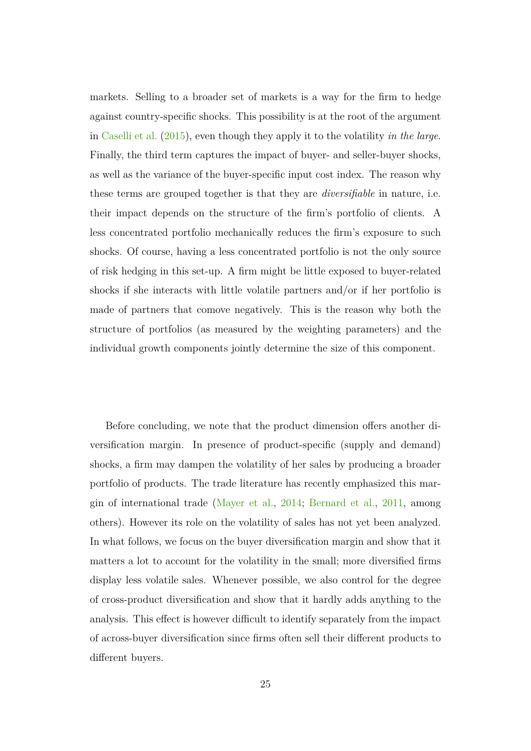markets. Selling to a broader set of markets is a way for the firm to hedge against country-specific shocks. This possibility is at the root of the argument in Caselli et al. (2015), even though they apply it to the volatility *in the large*. Finally, the third term captures the impact of buyer- and seller-buyer shocks, as well as the variance of the buyer-specific input cost index. The reason why these terms are grouped together is that they are *diversifiable* in nature, i.e. their impact depends on the structure of the firm's portfolio of clients. A less concentrated portfolio mechanically reduces the firm's exposure to such shocks. Of course, having a less concentrated portfolio is not the only source of risk hedging in this set-up. A firm might be little exposed to buyer-related shocks if she interacts with little volatile partners and/or if her portfolio is made of partners that comove negatively. This is the reason why both the structure of portfolios (as measured by the weighting parameters) and the individual growth components jointly determine the size of this component.

Before concluding, we note that the product dimension offers another diversification margin. In presence of product-specific (supply and demand) shocks, a firm may dampen the volatility of her sales by producing a broader portfolio of products. The trade literature has recently emphasized this margin of international trade (Mayer et al., 2014; Bernard et al., 2011, among others). However its role on the volatility of sales has not yet been analyzed. In what follows, we focus on the buyer diversification margin and show that it matters a lot to account for the volatility in the small; more diversified firms display less volatile sales. Whenever possible, we also control for the degree of cross-product diversification and show that it hardly adds anything to the analysis. This effect is however difficult to identify separately from the impact of across-buyer diversification since firms often sell their different products to different buyers.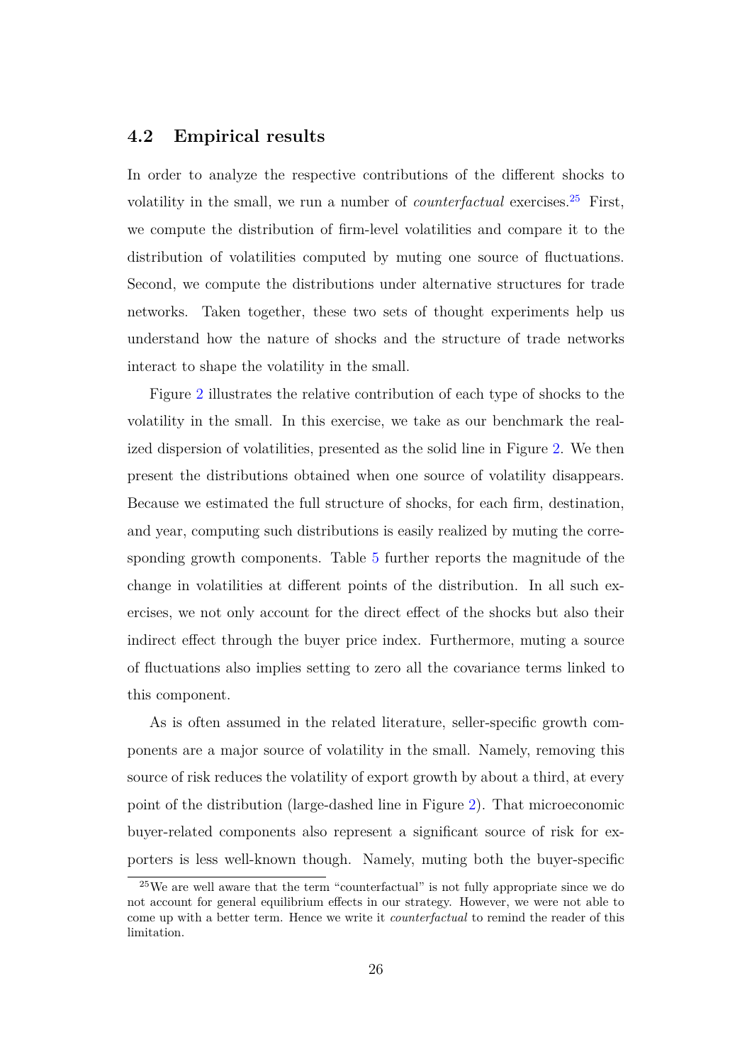### 4.2 Empirical results

In order to analyze the respective contributions of the different shocks to volatility in the small, we run a number of *counterfactual* exercises.[25] First, we compute the distribution of firm-level volatilities and compare it to the distribution of volatilities computed by muting one source of fluctuations. Second, we compute the distributions under alternative structures for trade networks. Taken together, these two sets of thought experiments help us understand how the nature of shocks and the structure of trade networks interact to shape the volatility in the small.

Figure 2 illustrates the relative contribution of each type of shocks to the volatility in the small. In this exercise, we take as our benchmark the realized dispersion of volatilities, presented as the solid line in Figure 2. We then present the distributions obtained when one source of volatility disappears. Because we estimated the full structure of shocks, for each firm, destination, and year, computing such distributions is easily realized by muting the corresponding growth components. Table 5 further reports the magnitude of the change in volatilities at different points of the distribution. In all such exercises, we not only account for the direct effect of the shocks but also their indirect effect through the buyer price index. Furthermore, muting a source of fluctuations also implies setting to zero all the covariance terms linked to this component.

As is often assumed in the related literature, seller-specific growth components are a major source of volatility in the small. Namely, removing this source of risk reduces the volatility of export growth by about a third, at every point of the distribution (large-dashed line in Figure 2). That microeconomic buyer-related components also represent a significant source of risk for exporters is less well-known though. Namely, muting both the buyer-specific

[25] We are well aware that the term "counterfactual" is not fully appropriate since we do not account for general equilibrium effects in our strategy. However, we were not able to come up with a better term. Hence we write it *counterfactual* to remind the reader of this limitation.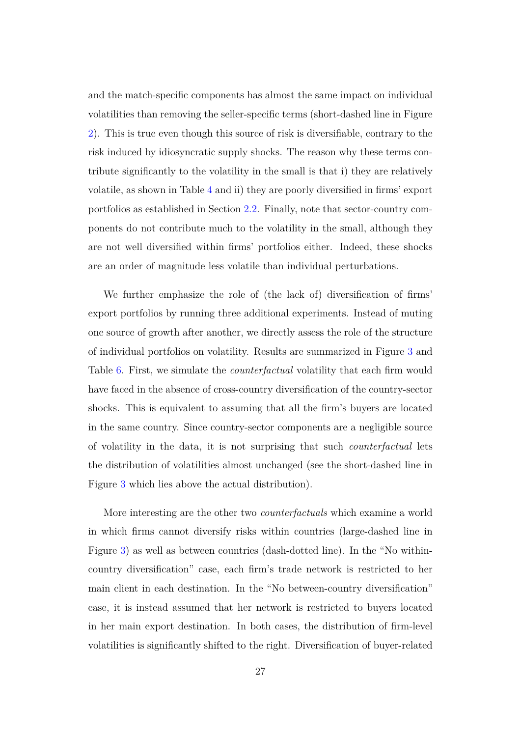and the match-specific components has almost the same impact on individual volatilities than removing the seller-specific terms (short-dashed line in Figure 2). This is true even though this source of risk is diversifiable, contrary to the risk induced by idiosyncratic supply shocks. The reason why these terms contribute significantly to the volatility in the small is that i) they are relatively volatile, as shown in Table 4 and ii) they are poorly diversified in firms' export portfolios as established in Section 2.2. Finally, note that sector-country components do not contribute much to the volatility in the small, although they are not well diversified within firms' portfolios either. Indeed, these shocks are an order of magnitude less volatile than individual perturbations.

We further emphasize the role of (the lack of) diversification of firms' export portfolios by running three additional experiments. Instead of muting one source of growth after another, we directly assess the role of the structure of individual portfolios on volatility. Results are summarized in Figure 3 and Table 6. First, we simulate the *counterfactual* volatility that each firm would have faced in the absence of cross-country diversification of the country-sector shocks. This is equivalent to assuming that all the firm's buyers are located in the same country. Since country-sector components are a negligible source of volatility in the data, it is not surprising that such *counterfactual* lets the distribution of volatilities almost unchanged (see the short-dashed line in Figure 3 which lies above the actual distribution).

More interesting are the other two *counterfactuals* which examine a world in which firms cannot diversify risks within countries (large-dashed line in Figure 3) as well as between countries (dash-dotted line). In the "No within-country diversification" case, each firm's trade network is restricted to her main client in each destination. In the "No between-country diversification" case, it is instead assumed that her network is restricted to buyers located in her main export destination. In both cases, the distribution of firm-level volatilities is significantly shifted to the right. Diversification of buyer-related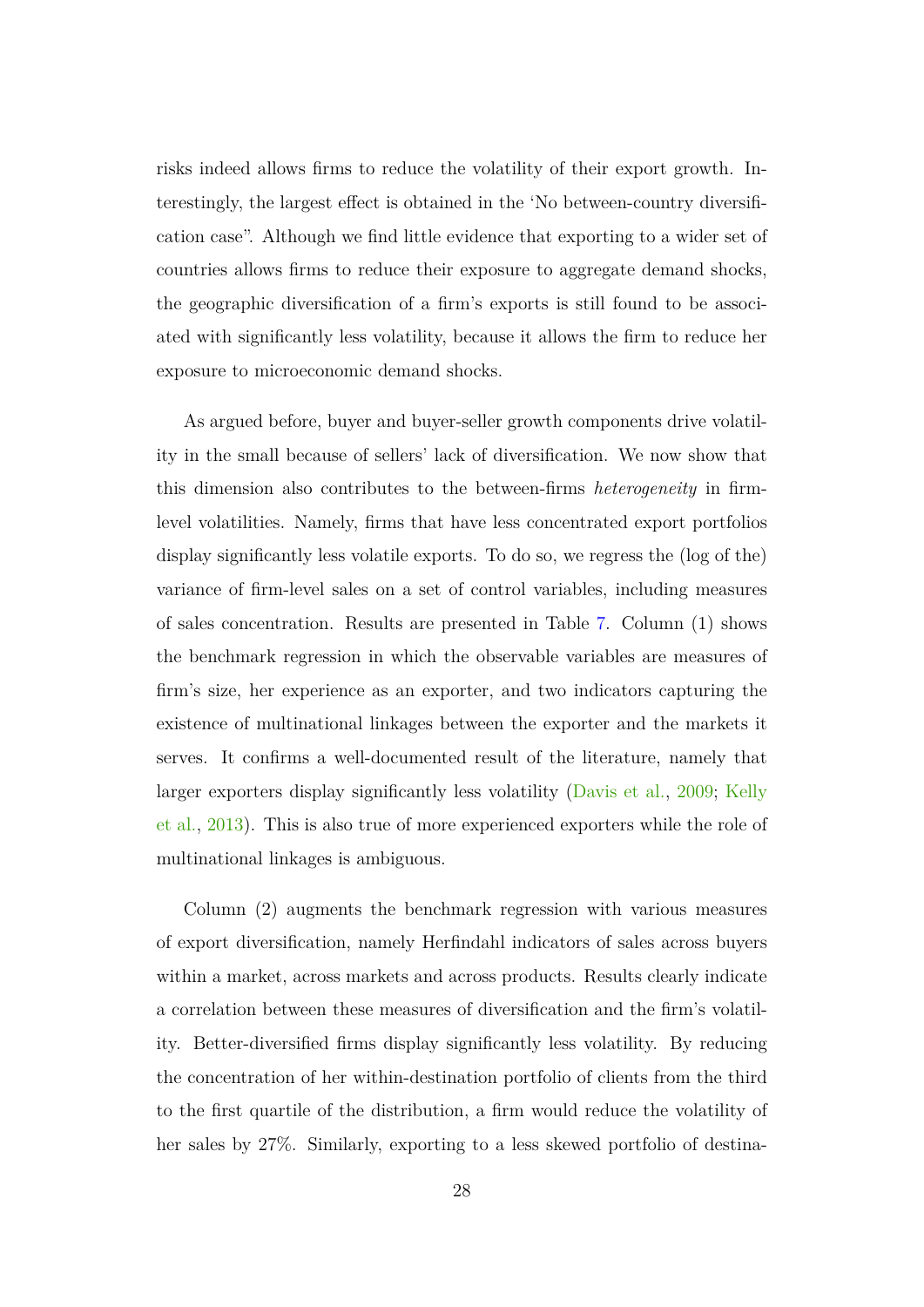risks indeed allows firms to reduce the volatility of their export growth. Interestingly, the largest effect is obtained in the 'No between-country diversification case". Although we find little evidence that exporting to a wider set of countries allows firms to reduce their exposure to aggregate demand shocks, the geographic diversification of a firm's exports is still found to be associated with significantly less volatility, because it allows the firm to reduce her exposure to microeconomic demand shocks.

As argued before, buyer and buyer-seller growth components drive volatility in the small because of sellers' lack of diversification. We now show that this dimension also contributes to the between-firms *heterogeneity* in firm-level volatilities. Namely, firms that have less concentrated export portfolios display significantly less volatile exports. To do so, we regress the (log of the) variance of firm-level sales on a set of control variables, including measures of sales concentration. Results are presented in Table 7. Column (1) shows the benchmark regression in which the observable variables are measures of firm's size, her experience as an exporter, and two indicators capturing the existence of multinational linkages between the exporter and the markets it serves. It confirms a well-documented result of the literature, namely that larger exporters display significantly less volatility (Davis et al., 2009; Kelly et al., 2013). This is also true of more experienced exporters while the role of multinational linkages is ambiguous.

Column (2) augments the benchmark regression with various measures of export diversification, namely Herfindahl indicators of sales across buyers within a market, across markets and across products. Results clearly indicate a correlation between these measures of diversification and the firm's volatility. Better-diversified firms display significantly less volatility. By reducing the concentration of her within-destination portfolio of clients from the third to the first quartile of the distribution, a firm would reduce the volatility of her sales by 27%. Similarly, exporting to a less skewed portfolio of destina-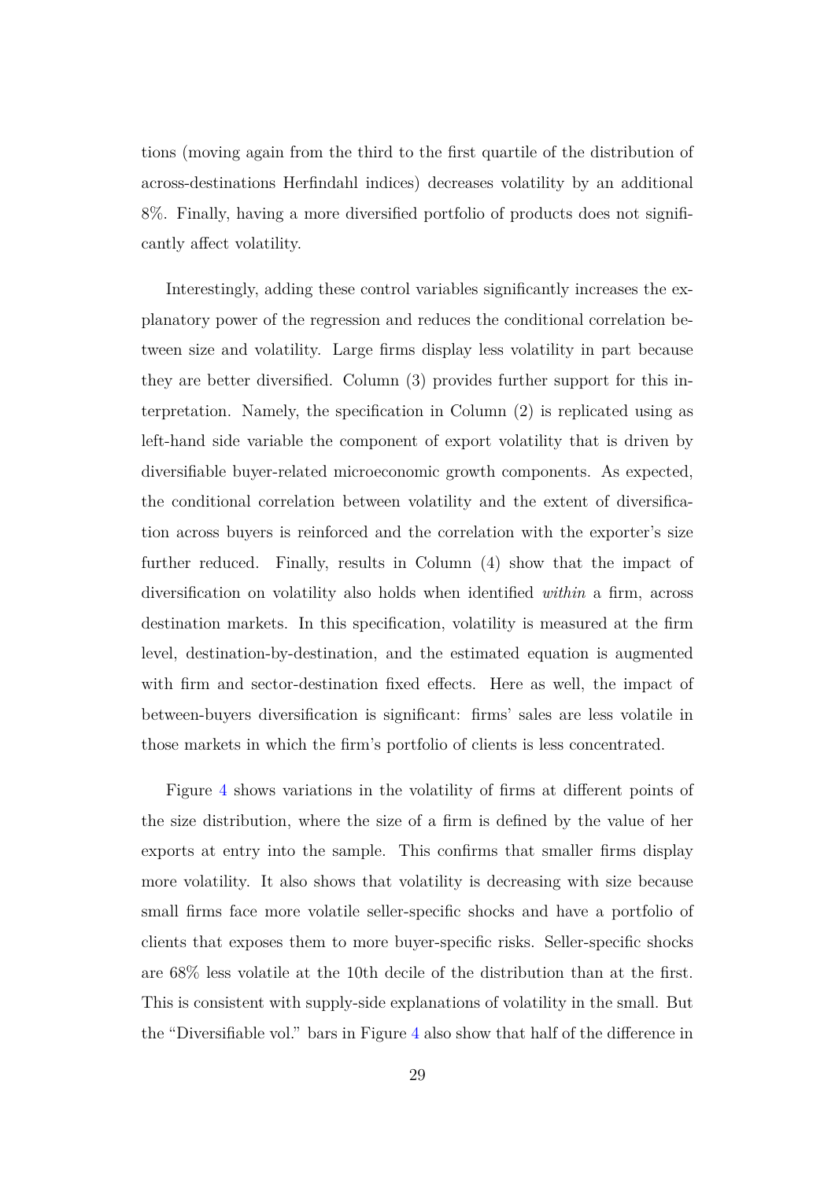tions (moving again from the third to the first quartile of the distribution of across-destinations Herfindahl indices) decreases volatility by an additional 8%. Finally, having a more diversified portfolio of products does not significantly affect volatility.

Interestingly, adding these control variables significantly increases the explanatory power of the regression and reduces the conditional correlation between size and volatility. Large firms display less volatility in part because they are better diversified. Column (3) provides further support for this interpretation. Namely, the specification in Column (2) is replicated using as left-hand side variable the component of export volatility that is driven by diversifiable buyer-related microeconomic growth components. As expected, the conditional correlation between volatility and the extent of diversification across buyers is reinforced and the correlation with the exporter's size further reduced. Finally, results in Column (4) show that the impact of diversification on volatility also holds when identified *within* a firm, across destination markets. In this specification, volatility is measured at the firm level, destination-by-destination, and the estimated equation is augmented with firm and sector-destination fixed effects. Here as well, the impact of between-buyers diversification is significant: firms' sales are less volatile in those markets in which the firm's portfolio of clients is less concentrated.

Figure 4 shows variations in the volatility of firms at different points of the size distribution, where the size of a firm is defined by the value of her exports at entry into the sample. This confirms that smaller firms display more volatility. It also shows that volatility is decreasing with size because small firms face more volatile seller-specific shocks and have a portfolio of clients that exposes them to more buyer-specific risks. Seller-specific shocks are 68% less volatile at the 10th decile of the distribution than at the first. This is consistent with supply-side explanations of volatility in the small. But the "Diversifiable vol." bars in Figure 4 also show that half of the difference in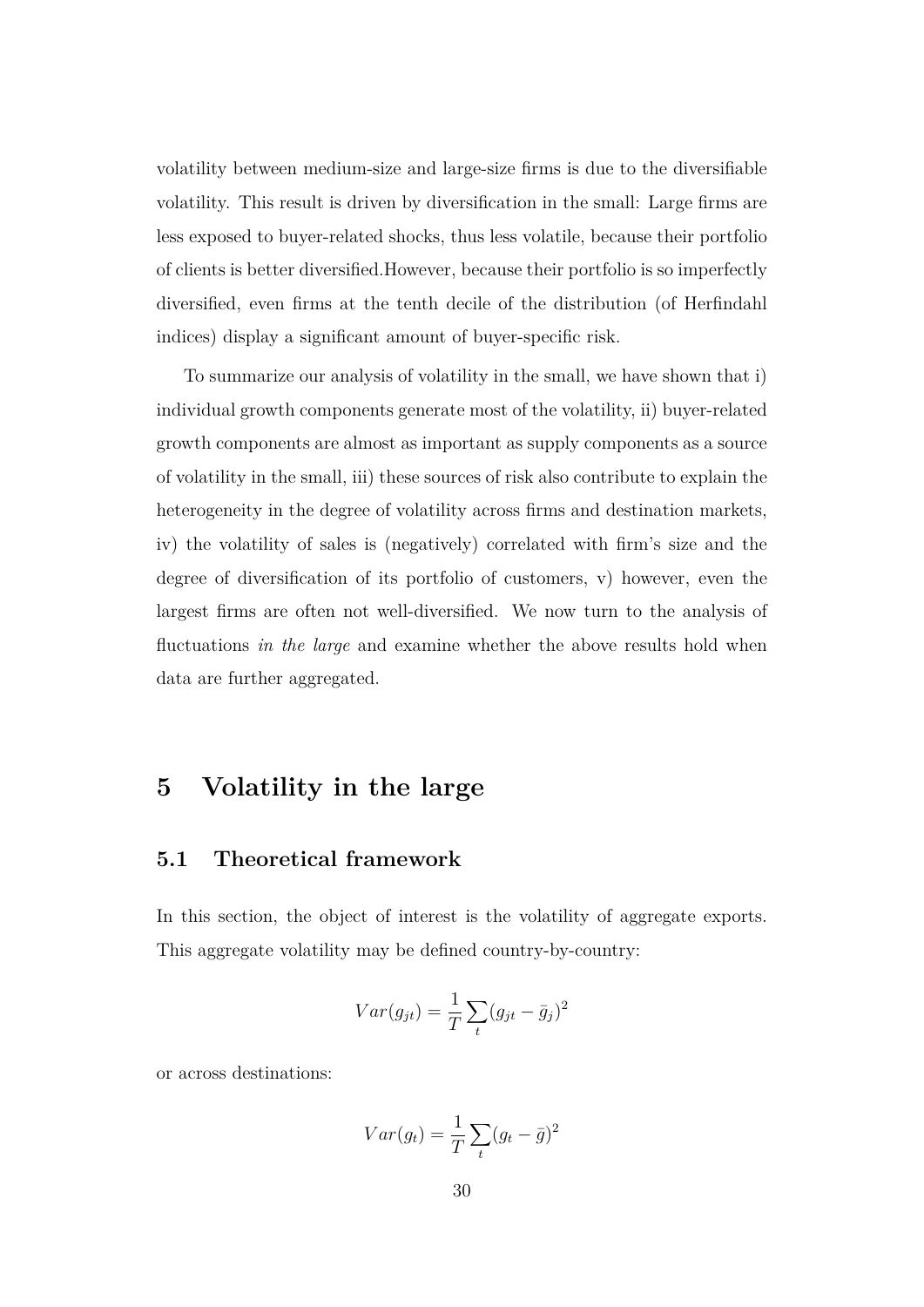volatility between medium-size and large-size firms is due to the diversifiable volatility. This result is driven by diversification in the small: Large firms are less exposed to buyer-related shocks, thus less volatile, because their portfolio of clients is better diversified.However, because their portfolio is so imperfectly diversified, even firms at the tenth decile of the distribution (of Herfindahl indices) display a significant amount of buyer-specific risk.

To summarize our analysis of volatility in the small, we have shown that i) individual growth components generate most of the volatility, ii) buyer-related growth components are almost as important as supply components as a source of volatility in the small, iii) these sources of risk also contribute to explain the heterogeneity in the degree of volatility across firms and destination markets, iv) the volatility of sales is (negatively) correlated with firm's size and the degree of diversification of its portfolio of customers, v) however, even the largest firms are often not well-diversified. We now turn to the analysis of fluctuations *in the large* and examine whether the above results hold when data are further aggregated.

# 5 Volatility in the large

## 5.1 Theoretical framework

In this section, the object of interest is the volatility of aggregate exports. This aggregate volatility may be defined country-by-country:

$$Var(g_{jt}) = \frac{1}{T}\sum_{t}(g_{jt} - \bar{g}_j)^2$$

or across destinations:

$$Var(g_t) = \frac{1}{T}\sum_{t}(g_t - \bar{g})^2$$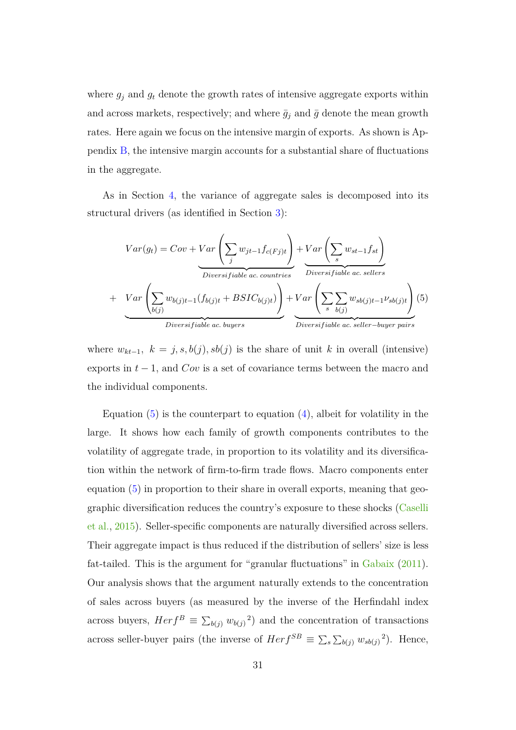where $g_j$ and $g_t$ denote the growth rates of intensive aggregate exports within and across markets, respectively; and where $\bar{g}_j$ and $\bar{g}$ denote the mean growth rates. Here again we focus on the intensive margin of exports. As shown is Appendix B, the intensive margin accounts for a substantial share of fluctuations in the aggregate.

As in Section 4, the variance of aggregate sales is decomposed into its structural drivers (as identified in Section 3):

$$
\begin{aligned}
Var(g_t) = Cov + & \underbrace{Var\left(\sum_j w_{jt-1} f_{c(Fj)t}\right)}_{Diversifiable\ ac.\ countries} + \underbrace{Var\left(\sum_s w_{st-1} f_{st}\right)}_{Diversifiable\ ac.\ sellers} \\
+ & \underbrace{Var\left(\sum_{b(j)} w_{b(j)t-1}(f_{b(j)t} + BSIC_{b(j)t})\right)}_{Diversifiable\ ac.\ buyers} + \underbrace{Var\left(\sum_s \sum_{b(j)} w_{sb(j)t-1} \nu_{sb(j)t}\right)}_{Diversifiable\ ac.\ seller-buyer\ pairs} \quad (5)
\end{aligned}
$$

where $w_{kt-1},\ k = j, s, b(j), sb(j)$ is the share of unit $k$ in overall (intensive) exports in $t-1$, and $Cov$ is a set of covariance terms between the macro and the individual components.

Equation (5) is the counterpart to equation (4), albeit for volatility in the large. It shows how each family of growth components contributes to the volatility of aggregate trade, in proportion to its volatility and its diversification within the network of firm-to-firm trade flows. Macro components enter equation (5) in proportion to their share in overall exports, meaning that geographic diversification reduces the country's exposure to these shocks (Caselli et al., 2015). Seller-specific components are naturally diversified across sellers. Their aggregate impact is thus reduced if the distribution of sellers' size is less fat-tailed. This is the argument for "granular fluctuations" in Gabaix (2011). Our analysis shows that the argument naturally extends to the concentration of sales across buyers (as measured by the inverse of the Herfindahl index across buyers, $Herf^B \equiv \sum_{b(j)} {w_{b(j)}}^2$) and the concentration of transactions across seller-buyer pairs (the inverse of $Herf^{SB} \equiv \sum_s \sum_{b(j)} {w_{sb(j)}}^2$). Hence,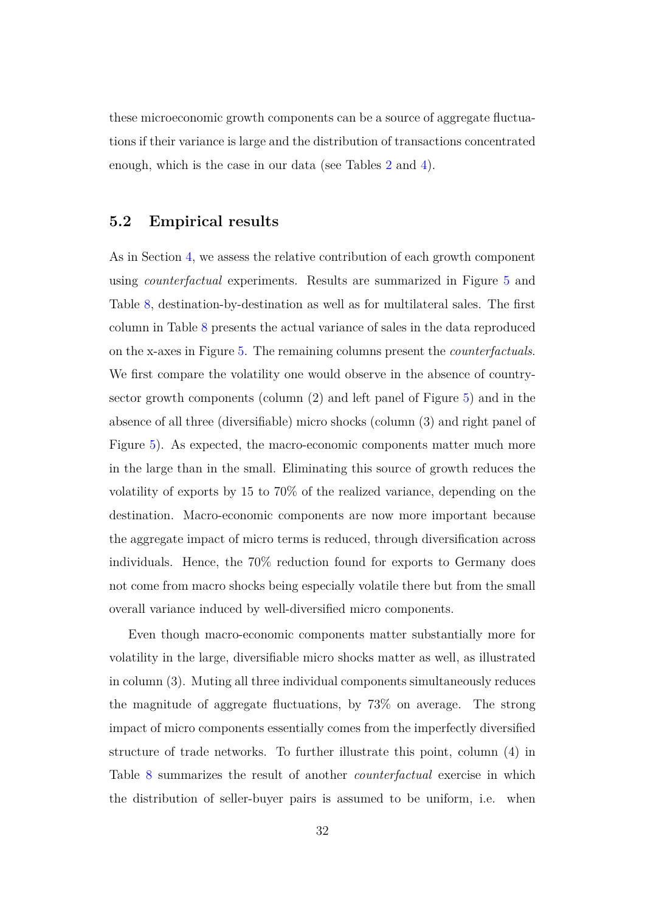these microeconomic growth components can be a source of aggregate fluctuations if their variance is large and the distribution of transactions concentrated enough, which is the case in our data (see Tables 2 and 4).

## 5.2 Empirical results

As in Section 4, we assess the relative contribution of each growth component using *counterfactual* experiments. Results are summarized in Figure 5 and Table 8, destination-by-destination as well as for multilateral sales. The first column in Table 8 presents the actual variance of sales in the data reproduced on the x-axes in Figure 5. The remaining columns present the *counterfactuals*. We first compare the volatility one would observe in the absence of country-sector growth components (column (2) and left panel of Figure 5) and in the absence of all three (diversifiable) micro shocks (column (3) and right panel of Figure 5). As expected, the macro-economic components matter much more in the large than in the small. Eliminating this source of growth reduces the volatility of exports by 15 to 70% of the realized variance, depending on the destination. Macro-economic components are now more important because the aggregate impact of micro terms is reduced, through diversification across individuals. Hence, the 70% reduction found for exports to Germany does not come from macro shocks being especially volatile there but from the small overall variance induced by well-diversified micro components.

Even though macro-economic components matter substantially more for volatility in the large, diversifiable micro shocks matter as well, as illustrated in column (3). Muting all three individual components simultaneously reduces the magnitude of aggregate fluctuations, by 73% on average. The strong impact of micro components essentially comes from the imperfectly diversified structure of trade networks. To further illustrate this point, column (4) in Table 8 summarizes the result of another *counterfactual* exercise in which the distribution of seller-buyer pairs is assumed to be uniform, i.e. when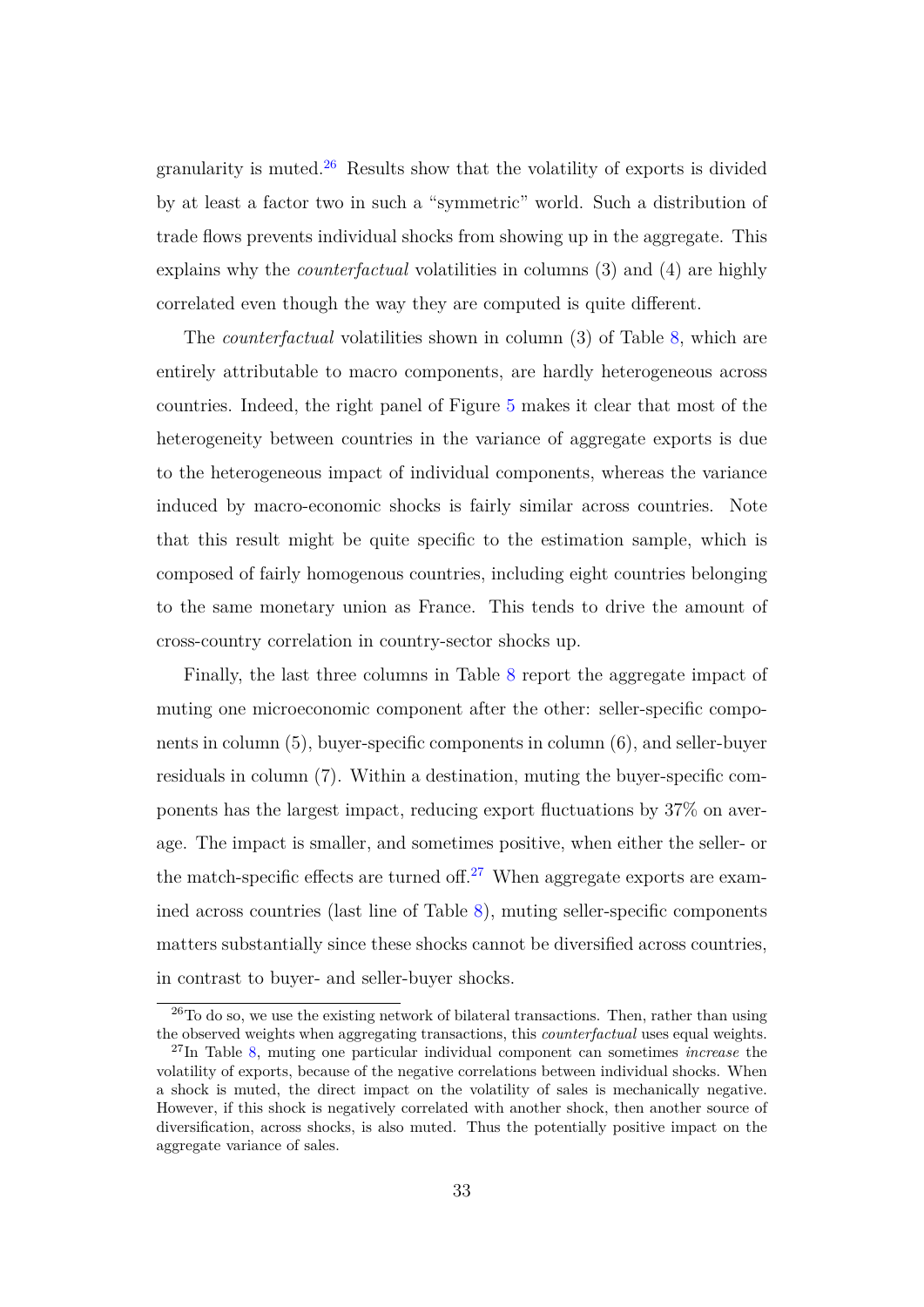granularity is muted.[26] Results show that the volatility of exports is divided by at least a factor two in such a "symmetric" world. Such a distribution of trade flows prevents individual shocks from showing up in the aggregate. This explains why the *counterfactual* volatilities in columns (3) and (4) are highly correlated even though the way they are computed is quite different.

The *counterfactual* volatilities shown in column (3) of Table 8, which are entirely attributable to macro components, are hardly heterogeneous across countries. Indeed, the right panel of Figure 5 makes it clear that most of the heterogeneity between countries in the variance of aggregate exports is due to the heterogeneous impact of individual components, whereas the variance induced by macro-economic shocks is fairly similar across countries. Note that this result might be quite specific to the estimation sample, which is composed of fairly homogenous countries, including eight countries belonging to the same monetary union as France. This tends to drive the amount of cross-country correlation in country-sector shocks up.

Finally, the last three columns in Table 8 report the aggregate impact of muting one microeconomic component after the other: seller-specific components in column (5), buyer-specific components in column (6), and seller-buyer residuals in column (7). Within a destination, muting the buyer-specific components has the largest impact, reducing export fluctuations by 37% on average. The impact is smaller, and sometimes positive, when either the seller- or the match-specific effects are turned off.[27] When aggregate exports are examined across countries (last line of Table 8), muting seller-specific components matters substantially since these shocks cannot be diversified across countries, in contrast to buyer- and seller-buyer shocks.

[26] To do so, we use the existing network of bilateral transactions. Then, rather than using the observed weights when aggregating transactions, this *counterfactual* uses equal weights.

[27] In Table 8, muting one particular individual component can sometimes *increase* the volatility of exports, because of the negative correlations between individual shocks. When a shock is muted, the direct impact on the volatility of sales is mechanically negative. However, if this shock is negatively correlated with another shock, then another source of diversification, across shocks, is also muted. Thus the potentially positive impact on the aggregate variance of sales.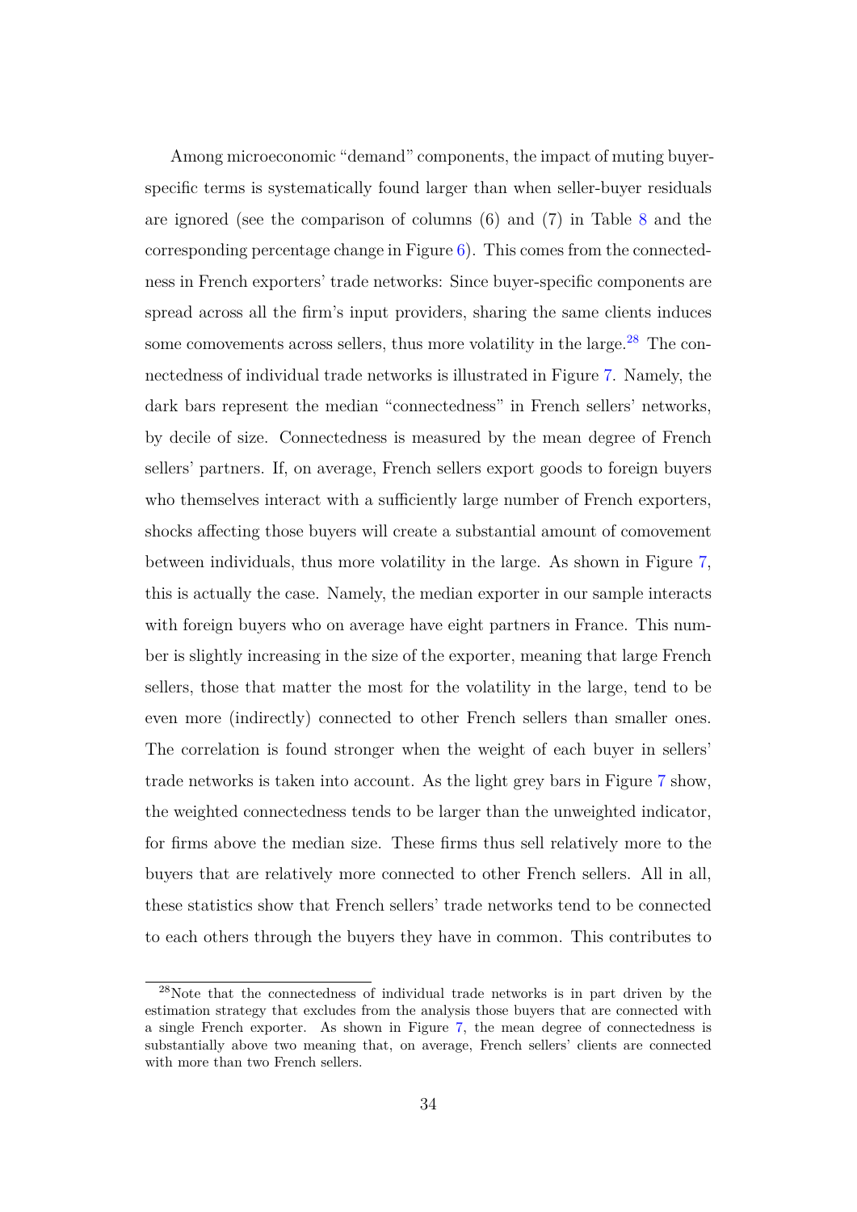Among microeconomic "demand" components, the impact of muting buyer-specific terms is systematically found larger than when seller-buyer residuals are ignored (see the comparison of columns (6) and (7) in Table 8 and the corresponding percentage change in Figure 6). This comes from the connectedness in French exporters' trade networks: Since buyer-specific components are spread across all the firm's input providers, sharing the same clients induces some comovements across sellers, thus more volatility in the large.[28] The connectedness of individual trade networks is illustrated in Figure 7. Namely, the dark bars represent the median "connectedness" in French sellers' networks, by decile of size. Connectedness is measured by the mean degree of French sellers' partners. If, on average, French sellers export goods to foreign buyers who themselves interact with a sufficiently large number of French exporters, shocks affecting those buyers will create a substantial amount of comovement between individuals, thus more volatility in the large. As shown in Figure 7, this is actually the case. Namely, the median exporter in our sample interacts with foreign buyers who on average have eight partners in France. This number is slightly increasing in the size of the exporter, meaning that large French sellers, those that matter the most for the volatility in the large, tend to be even more (indirectly) connected to other French sellers than smaller ones. The correlation is found stronger when the weight of each buyer in sellers' trade networks is taken into account. As the light grey bars in Figure 7 show, the weighted connectedness tends to be larger than the unweighted indicator, for firms above the median size. These firms thus sell relatively more to the buyers that are relatively more connected to other French sellers. All in all, these statistics show that French sellers' trade networks tend to be connected to each others through the buyers they have in common. This contributes to

[28] Note that the connectedness of individual trade networks is in part driven by the estimation strategy that excludes from the analysis those buyers that are connected with a single French exporter. As shown in Figure 7, the mean degree of connectedness is substantially above two meaning that, on average, French sellers' clients are connected with more than two French sellers.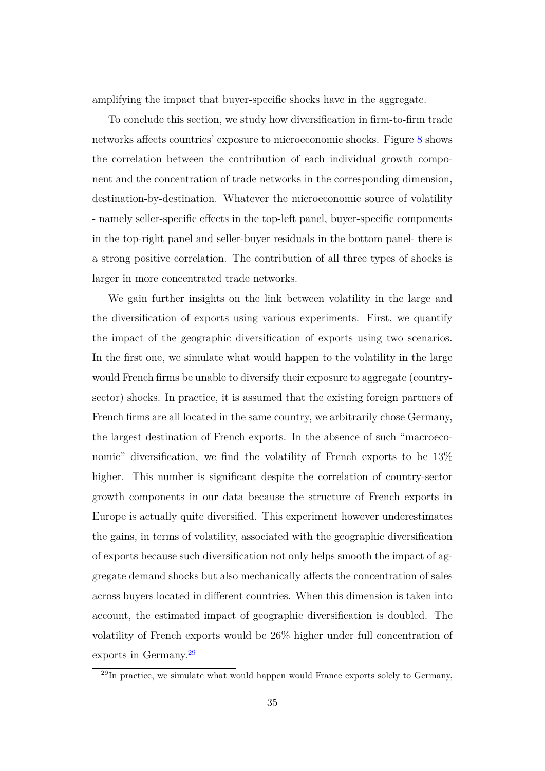amplifying the impact that buyer-specific shocks have in the aggregate.

To conclude this section, we study how diversification in firm-to-firm trade networks affects countries' exposure to microeconomic shocks. Figure 8 shows the correlation between the contribution of each individual growth component and the concentration of trade networks in the corresponding dimension, destination-by-destination. Whatever the microeconomic source of volatility - namely seller-specific effects in the top-left panel, buyer-specific components in the top-right panel and seller-buyer residuals in the bottom panel- there is a strong positive correlation. The contribution of all three types of shocks is larger in more concentrated trade networks.

We gain further insights on the link between volatility in the large and the diversification of exports using various experiments. First, we quantify the impact of the geographic diversification of exports using two scenarios. In the first one, we simulate what would happen to the volatility in the large would French firms be unable to diversify their exposure to aggregate (country-sector) shocks. In practice, it is assumed that the existing foreign partners of French firms are all located in the same country, we arbitrarily chose Germany, the largest destination of French exports. In the absence of such "macroeconomic" diversification, we find the volatility of French exports to be 13% higher. This number is significant despite the correlation of country-sector growth components in our data because the structure of French exports in Europe is actually quite diversified. This experiment however underestimates the gains, in terms of volatility, associated with the geographic diversification of exports because such diversification not only helps smooth the impact of aggregate demand shocks but also mechanically affects the concentration of sales across buyers located in different countries. When this dimension is taken into account, the estimated impact of geographic diversification is doubled. The volatility of French exports would be 26% higher under full concentration of exports in Germany.[29]

[29] In practice, we simulate what would happen would France exports solely to Germany,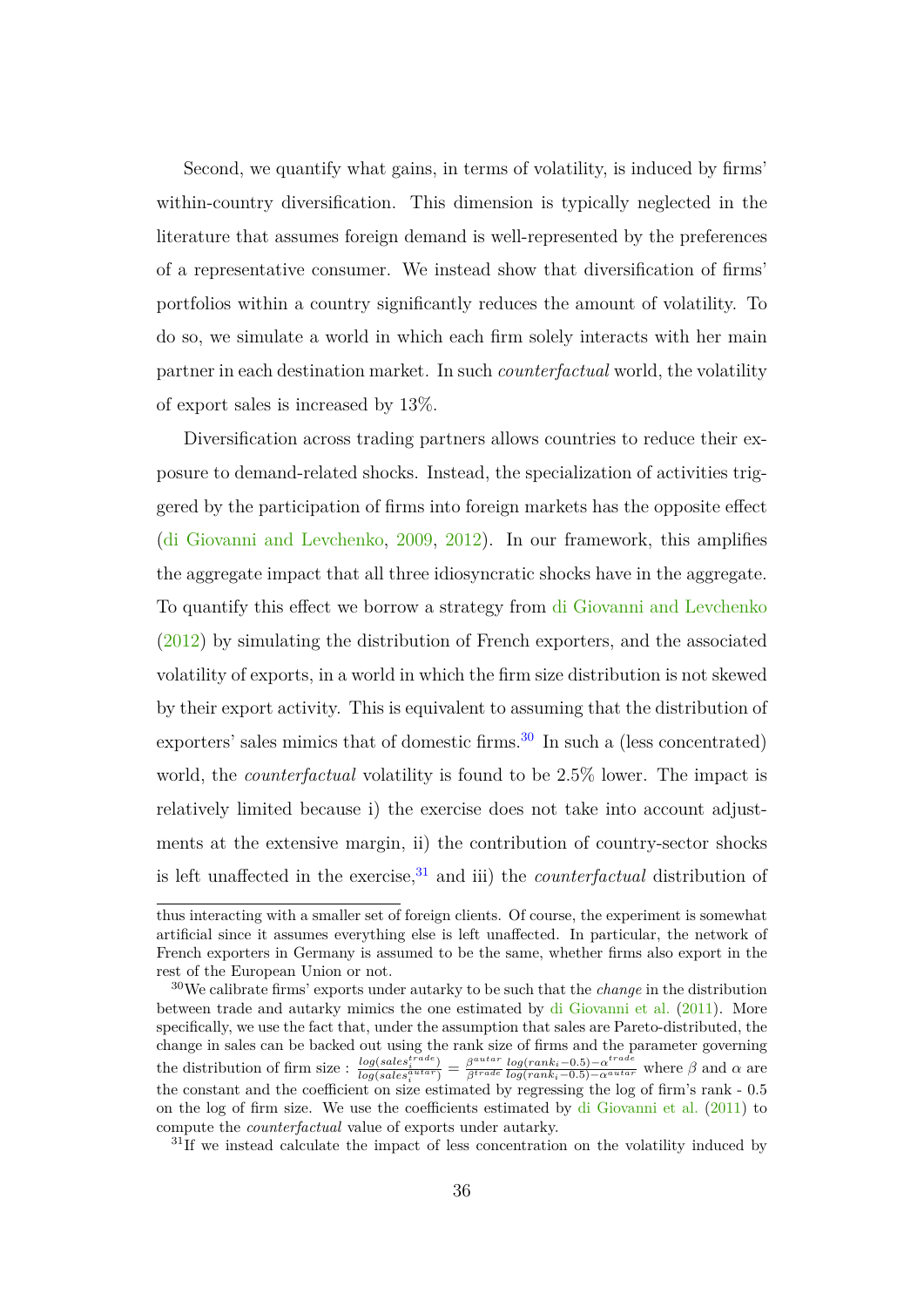Second, we quantify what gains, in terms of volatility, is induced by firms' within-country diversification. This dimension is typically neglected in the literature that assumes foreign demand is well-represented by the preferences of a representative consumer. We instead show that diversification of firms' portfolios within a country significantly reduces the amount of volatility. To do so, we simulate a world in which each firm solely interacts with her main partner in each destination market. In such *counterfactual* world, the volatility of export sales is increased by 13%.

Diversification across trading partners allows countries to reduce their exposure to demand-related shocks. Instead, the specialization of activities triggered by the participation of firms into foreign markets has the opposite effect (di Giovanni and Levchenko, 2009, 2012). In our framework, this amplifies the aggregate impact that all three idiosyncratic shocks have in the aggregate. To quantify this effect we borrow a strategy from di Giovanni and Levchenko (2012) by simulating the distribution of French exporters, and the associated volatility of exports, in a world in which the firm size distribution is not skewed by their export activity. This is equivalent to assuming that the distribution of exporters' sales mimics that of domestic firms.[30] In such a (less concentrated) world, the *counterfactual* volatility is found to be 2.5% lower. The impact is relatively limited because i) the exercise does not take into account adjustments at the extensive margin, ii) the contribution of country-sector shocks is left unaffected in the exercise,[31] and iii) the *counterfactual* distribution of

---

thus interacting with a smaller set of foreign clients. Of course, the experiment is somewhat artificial since it assumes everything else is left unaffected. In particular, the network of French exporters in Germany is assumed to be the same, whether firms also export in the rest of the European Union or not.

[30] We calibrate firms' exports under autarky to be such that the *change* in the distribution between trade and autarky mimics the one estimated by di Giovanni et al. (2011). More specifically, we use the fact that, under the assumption that sales are Pareto-distributed, the change in sales can be backed out using the rank size of firms and the parameter governing the distribution of firm size : $\frac{log(sales_i^{trade})}{log(sales_i^{autar})} = \frac{\beta^{autar}}{\beta^{trade}} \frac{log(rank_i - 0.5) - \alpha^{trade}}{log(rank_i - 0.5) - \alpha^{autar}}$ where $\beta$ and $\alpha$ are the constant and the coefficient on size estimated by regressing the log of firm's rank - 0.5 on the log of firm size. We use the coefficients estimated by di Giovanni et al. (2011) to compute the *counterfactual* value of exports under autarky.

[31] If we instead calculate the impact of less concentration on the volatility induced by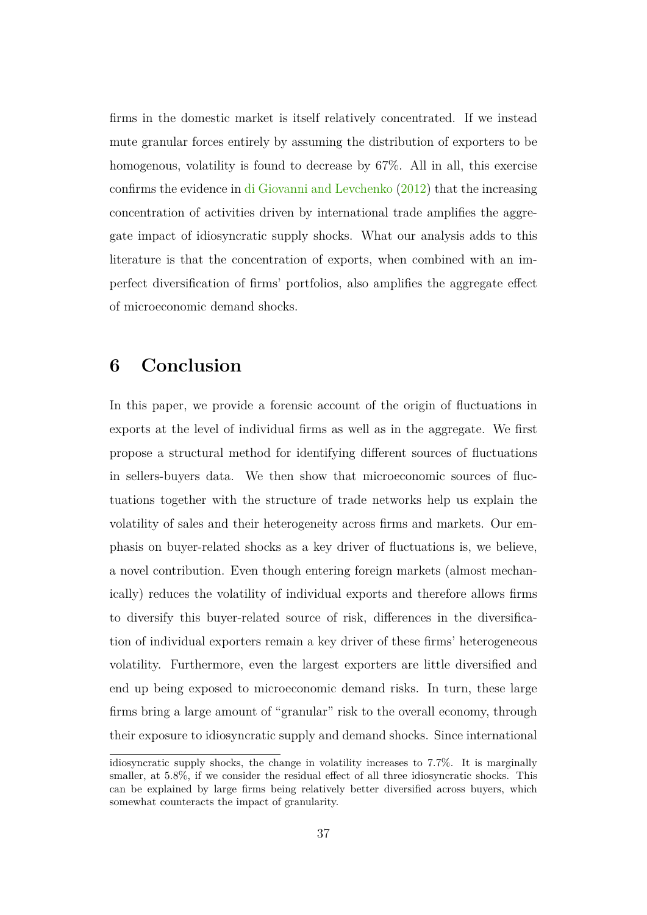firms in the domestic market is itself relatively concentrated. If we instead mute granular forces entirely by assuming the distribution of exporters to be homogenous, volatility is found to decrease by 67%. All in all, this exercise confirms the evidence in di Giovanni and Levchenko (2012) that the increasing concentration of activities driven by international trade amplifies the aggregate impact of idiosyncratic supply shocks. What our analysis adds to this literature is that the concentration of exports, when combined with an imperfect diversification of firms' portfolios, also amplifies the aggregate effect of microeconomic demand shocks.

# 6 Conclusion

In this paper, we provide a forensic account of the origin of fluctuations in exports at the level of individual firms as well as in the aggregate. We first propose a structural method for identifying different sources of fluctuations in sellers-buyers data. We then show that microeconomic sources of fluctuations together with the structure of trade networks help us explain the volatility of sales and their heterogeneity across firms and markets. Our emphasis on buyer-related shocks as a key driver of fluctuations is, we believe, a novel contribution. Even though entering foreign markets (almost mechanically) reduces the volatility of individual exports and therefore allows firms to diversify this buyer-related source of risk, differences in the diversification of individual exporters remain a key driver of these firms' heterogeneous volatility. Furthermore, even the largest exporters are little diversified and end up being exposed to microeconomic demand risks. In turn, these large firms bring a large amount of "granular" risk to the overall economy, through their exposure to idiosyncratic supply and demand shocks. Since international

idiosyncratic supply shocks, the change in volatility increases to 7.7%. It is marginally smaller, at 5.8%, if we consider the residual effect of all three idiosyncratic shocks. This can be explained by large firms being relatively better diversified across buyers, which somewhat counteracts the impact of granularity.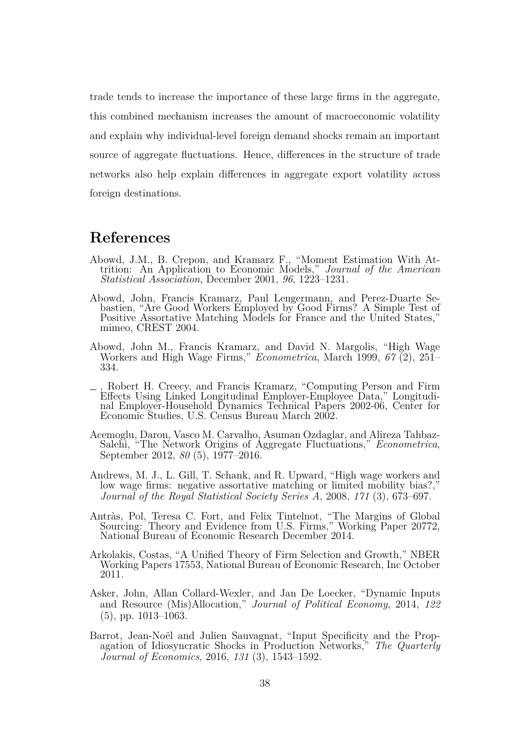trade tends to increase the importance of these large firms in the aggregate, this combined mechanism increases the amount of macroeconomic volatility and explain why individual-level foreign demand shocks remain an important source of aggregate fluctuations. Hence, differences in the structure of trade networks also help explain differences in aggregate export volatility across foreign destinations.

# References

Abowd, J.M., B. Crepon, and Kramarz F., "Moment Estimation With Attrition: An Application to Economic Models," *Journal of the American Statistical Association*, December 2001, *96*, 1223–1231.

Abowd, John, Francis Kramarz, Paul Lengermann, and Perez-Duarte Sebastien, "Are Good Workers Employed by Good Firms? A Simple Test of Positive Assortative Matching Models for France and the United States," mimeo, CREST 2004.

Abowd, John M., Francis Kramarz, and David N. Margolis, "High Wage Workers and High Wage Firms," *Econometrica*, March 1999, *67* (2), 251–334.

_ , Robert H. Creecy, and Francis Kramarz, "Computing Person and Firm Effects Using Linked Longitudinal Employer-Employee Data," Longitudinal Employer-Household Dynamics Technical Papers 2002-06, Center for Economic Studies, U.S. Census Bureau March 2002.

Acemoglu, Daron, Vasco M. Carvalho, Asuman Ozdaglar, and Alireza Tahbaz-Salehi, "The Network Origins of Aggregate Fluctuations," *Econometrica*, September 2012, *80* (5), 1977–2016.

Andrews, M. J., L. Gill, T. Schank, and R. Upward, "High wage workers and low wage firms: negative assortative matching or limited mobility bias?," *Journal of the Royal Statistical Society Series A*, 2008, *171* (3), 673–697.

Antràs, Pol, Teresa C. Fort, and Felix Tintelnot, "The Margins of Global Sourcing: Theory and Evidence from U.S. Firms," Working Paper 20772, National Bureau of Economic Research December 2014.

Arkolakis, Costas, "A Unified Theory of Firm Selection and Growth," NBER Working Papers 17553, National Bureau of Economic Research, Inc October 2011.

Asker, John, Allan Collard-Wexler, and Jan De Loecker, "Dynamic Inputs and Resource (Mis)Allocation," *Journal of Political Economy*, 2014, *122* (5), pp. 1013–1063.

Barrot, Jean-Noël and Julien Sauvagnat, "Input Specificity and the Propagation of Idiosyncratic Shocks in Production Networks," *The Quarterly Journal of Economics*, 2016, *131* (3), 1543–1592.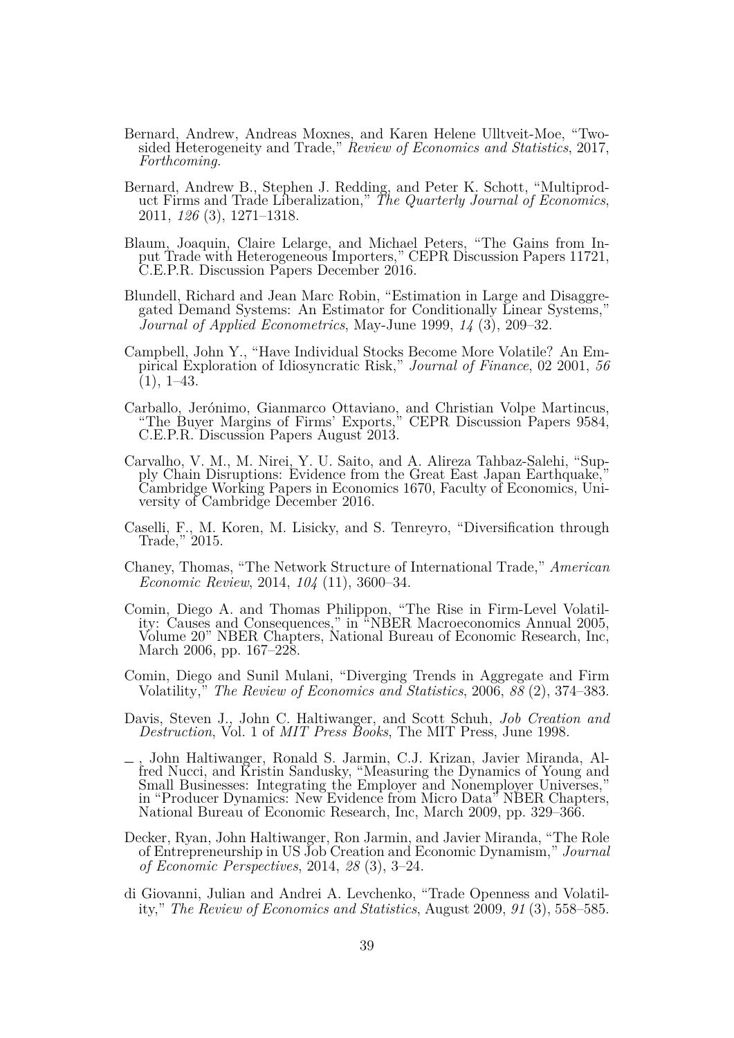Bernard, Andrew, Andreas Moxnes, and Karen Helene Ulltveit-Moe, "Two-sided Heterogeneity and Trade," *Review of Economics and Statistics*, 2017, *Forthcoming.*

Bernard, Andrew B., Stephen J. Redding, and Peter K. Schott, "Multiproduct Firms and Trade Liberalization," *The Quarterly Journal of Economics*, 2011, *126* (3), 1271–1318.

Blaum, Joaquin, Claire Lelarge, and Michael Peters, "The Gains from Input Trade with Heterogeneous Importers," CEPR Discussion Papers 11721, C.E.P.R. Discussion Papers December 2016.

Blundell, Richard and Jean Marc Robin, "Estimation in Large and Disaggregated Demand Systems: An Estimator for Conditionally Linear Systems," *Journal of Applied Econometrics*, May-June 1999, *14* (3), 209–32.

Campbell, John Y., "Have Individual Stocks Become More Volatile? An Empirical Exploration of Idiosyncratic Risk," *Journal of Finance*, 02 2001, *56* (1), 1–43.

Carballo, Jerónimo, Gianmarco Ottaviano, and Christian Volpe Martincus, "The Buyer Margins of Firms' Exports," CEPR Discussion Papers 9584, C.E.P.R. Discussion Papers August 2013.

Carvalho, V. M., M. Nirei, Y. U. Saito, and A. Alireza Tahbaz-Salehi, "Supply Chain Disruptions: Evidence from the Great East Japan Earthquake," Cambridge Working Papers in Economics 1670, Faculty of Economics, University of Cambridge December 2016.

Caselli, F., M. Koren, M. Lisicky, and S. Tenreyro, "Diversification through Trade," 2015.

Chaney, Thomas, "The Network Structure of International Trade," *American Economic Review*, 2014, *104* (11), 3600–34.

Comin, Diego A. and Thomas Philippon, "The Rise in Firm-Level Volatility: Causes and Consequences," in "NBER Macroeconomics Annual 2005, Volume 20" NBER Chapters, National Bureau of Economic Research, Inc, March 2006, pp. 167–228.

Comin, Diego and Sunil Mulani, "Diverging Trends in Aggregate and Firm Volatility," *The Review of Economics and Statistics*, 2006, *88* (2), 374–383.

Davis, Steven J., John C. Haltiwanger, and Scott Schuh, *Job Creation and Destruction*, Vol. 1 of *MIT Press Books*, The MIT Press, June 1998.

_ , John Haltiwanger, Ronald S. Jarmin, C.J. Krizan, Javier Miranda, Alfred Nucci, and Kristin Sandusky, "Measuring the Dynamics of Young and Small Businesses: Integrating the Employer and Nonemployer Universes," in "Producer Dynamics: New Evidence from Micro Data" NBER Chapters, National Bureau of Economic Research, Inc, March 2009, pp. 329–366.

Decker, Ryan, John Haltiwanger, Ron Jarmin, and Javier Miranda, "The Role of Entrepreneurship in US Job Creation and Economic Dynamism," *Journal of Economic Perspectives*, 2014, *28* (3), 3–24.

di Giovanni, Julian and Andrei A. Levchenko, "Trade Openness and Volatility," *The Review of Economics and Statistics*, August 2009, *91* (3), 558–585.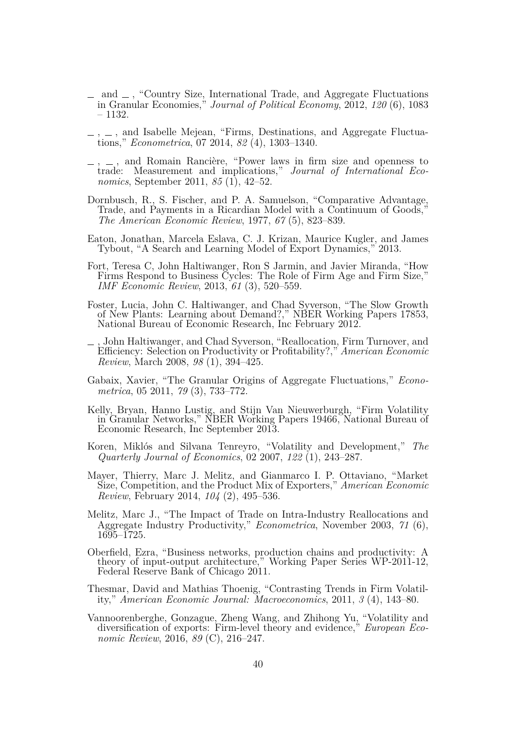— and — , "Country Size, International Trade, and Aggregate Fluctuations in Granular Economies," *Journal of Political Economy*, 2012, *120* (6), 1083 – 1132.

— , — , and Isabelle Mejean, "Firms, Destinations, and Aggregate Fluctuations," *Econometrica*, 07 2014, *82* (4), 1303–1340.

— , — , and Romain Rancière, "Power laws in firm size and openness to trade: Measurement and implications," *Journal of International Economics*, September 2011, *85* (1), 42–52.

Dornbusch, R., S. Fischer, and P. A. Samuelson, "Comparative Advantage, Trade, and Payments in a Ricardian Model with a Continuum of Goods," *The American Economic Review*, 1977, *67* (5), 823–839.

Eaton, Jonathan, Marcela Eslava, C. J. Krizan, Maurice Kugler, and James Tybout, "A Search and Learning Model of Export Dynamics," 2013.

Fort, Teresa C, John Haltiwanger, Ron S Jarmin, and Javier Miranda, "How Firms Respond to Business Cycles: The Role of Firm Age and Firm Size," *IMF Economic Review*, 2013, *61* (3), 520–559.

Foster, Lucia, John C. Haltiwanger, and Chad Syverson, "The Slow Growth of New Plants: Learning about Demand?," NBER Working Papers 17853, National Bureau of Economic Research, Inc February 2012.

— , John Haltiwanger, and Chad Syverson, "Reallocation, Firm Turnover, and Efficiency: Selection on Productivity or Profitability?," *American Economic Review*, March 2008, *98* (1), 394–425.

Gabaix, Xavier, "The Granular Origins of Aggregate Fluctuations," *Econometrica*, 05 2011, *79* (3), 733–772.

Kelly, Bryan, Hanno Lustig, and Stijn Van Nieuwerburgh, "Firm Volatility in Granular Networks," NBER Working Papers 19466, National Bureau of Economic Research, Inc September 2013.

Koren, Miklós and Silvana Tenreyro, "Volatility and Development," *The Quarterly Journal of Economics*, 02 2007, *122* (1), 243–287.

Mayer, Thierry, Marc J. Melitz, and Gianmarco I. P. Ottaviano, "Market Size, Competition, and the Product Mix of Exporters," *American Economic Review*, February 2014, *104* (2), 495–536.

Melitz, Marc J., "The Impact of Trade on Intra-Industry Reallocations and Aggregate Industry Productivity," *Econometrica*, November 2003, *71* (6), 1695–1725.

Oberfield, Ezra, "Business networks, production chains and productivity: A theory of input-output architecture," Working Paper Series WP-2011-12, Federal Reserve Bank of Chicago 2011.

Thesmar, David and Mathias Thoenig, "Contrasting Trends in Firm Volatility," *American Economic Journal: Macroeconomics*, 2011, *3* (4), 143–80.

Vannoorenberghe, Gonzague, Zheng Wang, and Zhihong Yu, "Volatility and diversification of exports: Firm-level theory and evidence," *European Economic Review*, 2016, *89* (C), 216–247.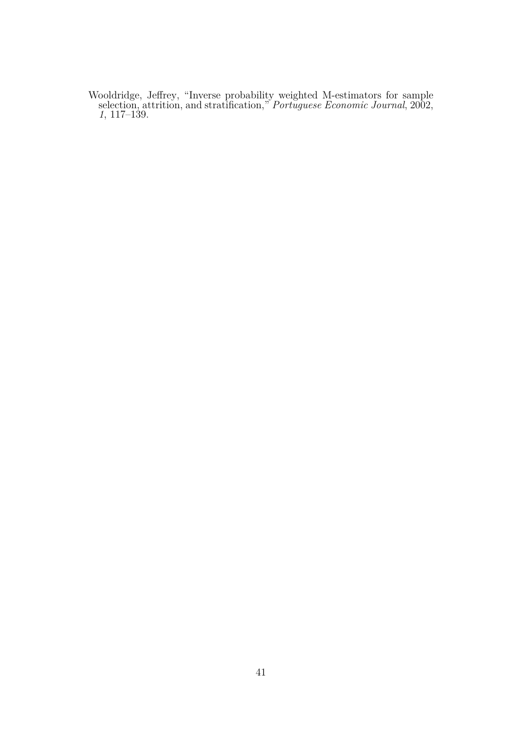Wooldridge, Jeffrey, "Inverse probability weighted M-estimators for sample selection, attrition, and stratification," *Portuguese Economic Journal*, 2002, *1*, 117–139.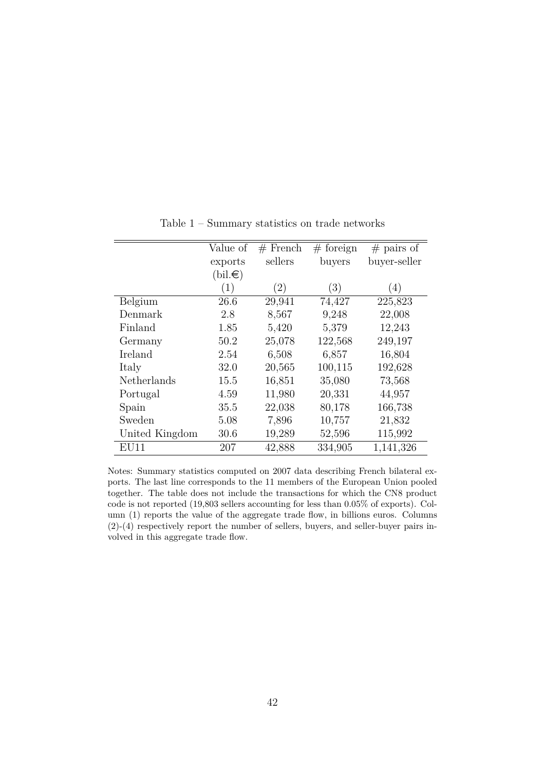Table 1 – Summary statistics on trade networks

| | Value of exports (bil.€) | # French sellers | # foreign buyers | # pairs of buyer-seller |
|---|---|---|---|---|
| | (1) | (2) | (3) | (4) |
| Belgium | 26.6 | 29,941 | 74,427 | 225,823 |
| Denmark | 2.8 | 8,567 | 9,248 | 22,008 |
| Finland | 1.85 | 5,420 | 5,379 | 12,243 |
| Germany | 50.2 | 25,078 | 122,568 | 249,197 |
| Ireland | 2.54 | 6,508 | 6,857 | 16,804 |
| Italy | 32.0 | 20,565 | 100,115 | 192,628 |
| Netherlands | 15.5 | 16,851 | 35,080 | 73,568 |
| Portugal | 4.59 | 11,980 | 20,331 | 44,957 |
| Spain | 35.5 | 22,038 | 80,178 | 166,738 |
| Sweden | 5.08 | 7,896 | 10,757 | 21,832 |
| United Kingdom | 30.6 | 19,289 | 52,596 | 115,992 |
| EU11 | 207 | 42,888 | 334,905 | 1,141,326 |

Notes: Summary statistics computed on 2007 data describing French bilateral exports. The last line corresponds to the 11 members of the European Union pooled together. The table does not include the transactions for which the CN8 product code is not reported (19,803 sellers accounting for less than 0.05% of exports). Column (1) reports the value of the aggregate trade flow, in billions euros. Columns (2)-(4) respectively report the number of sellers, buyers, and seller-buyer pairs involved in this aggregate trade flow.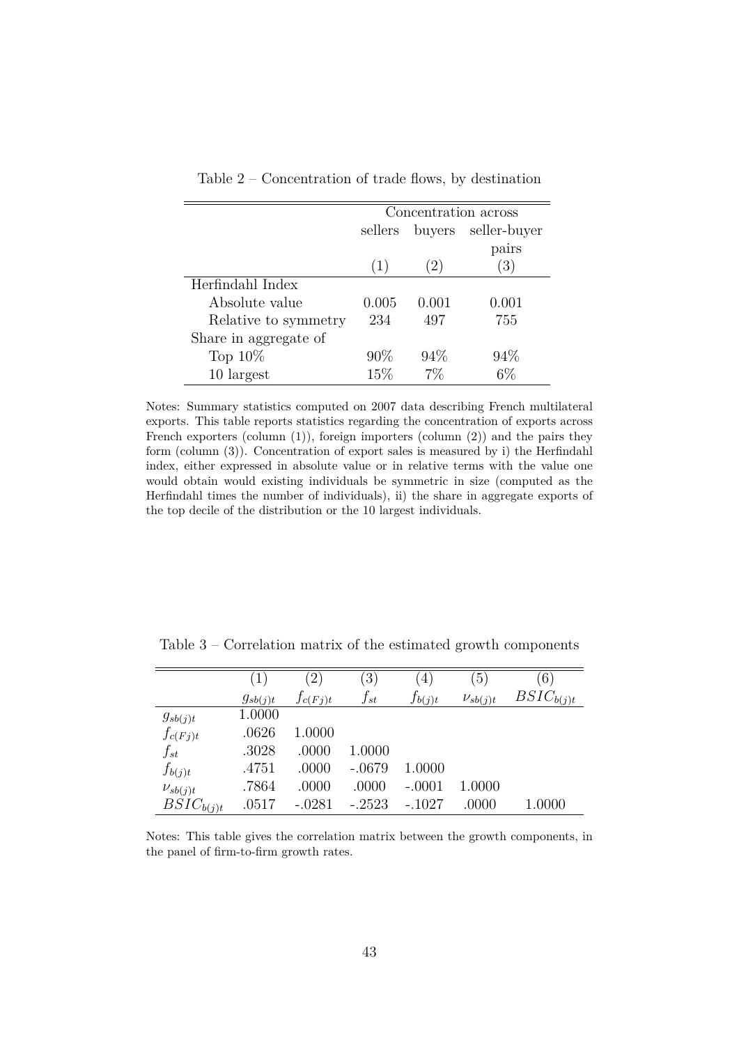Table 2 – Concentration of trade flows, by destination

| | Concentration across | | |
|---|---|---|---|
| | sellers | buyers | seller-buyer pairs |
| | (1) | (2) | (3) |
| Herfindahl Index | | | |
| Absolute value | 0.005 | 0.001 | 0.001 |
| Relative to symmetry | 234 | 497 | 755 |
| Share in aggregate of | | | |
| Top 10% | 90% | 94% | 94% |
| 10 largest | 15% | 7% | 6% |

Notes: Summary statistics computed on 2007 data describing French multilateral exports. This table reports statistics regarding the concentration of exports across French exporters (column (1)), foreign importers (column (2)) and the pairs they form (column (3)). Concentration of export sales is measured by i) the Herfindahl index, either expressed in absolute value or in relative terms with the value one would obtain would existing individuals be symmetric in size (computed as the Herfindahl times the number of individuals), ii) the share in aggregate exports of the top decile of the distribution or the 10 largest individuals.

Table 3 – Correlation matrix of the estimated growth components

| | (1) | (2) | (3) | (4) | (5) | (6) |
|---|---|---|---|---|---|---|
| | $g_{sb(j)t}$ | $f_{c(Fj)t}$ | $f_{st}$ | $f_{b(j)t}$ | $\nu_{sb(j)t}$ | $BSIC_{b(j)t}$ |
| $g_{sb(j)t}$ | 1.0000 | | | | | |
| $f_{c(Fj)t}$ | .0626 | 1.0000 | | | | |
| $f_{st}$ | .3028 | .0000 | 1.0000 | | | |
| $f_{b(j)t}$ | .4751 | .0000 | -.0679 | 1.0000 | | |
| $\nu_{sb(j)t}$ | .7864 | .0000 | .0000 | -.0001 | 1.0000 | |
| $BSIC_{b(j)t}$ | .0517 | -.0281 | -.2523 | -.1027 | .0000 | 1.0000 |

Notes: This table gives the correlation matrix between the growth components, in the panel of firm-to-firm growth rates.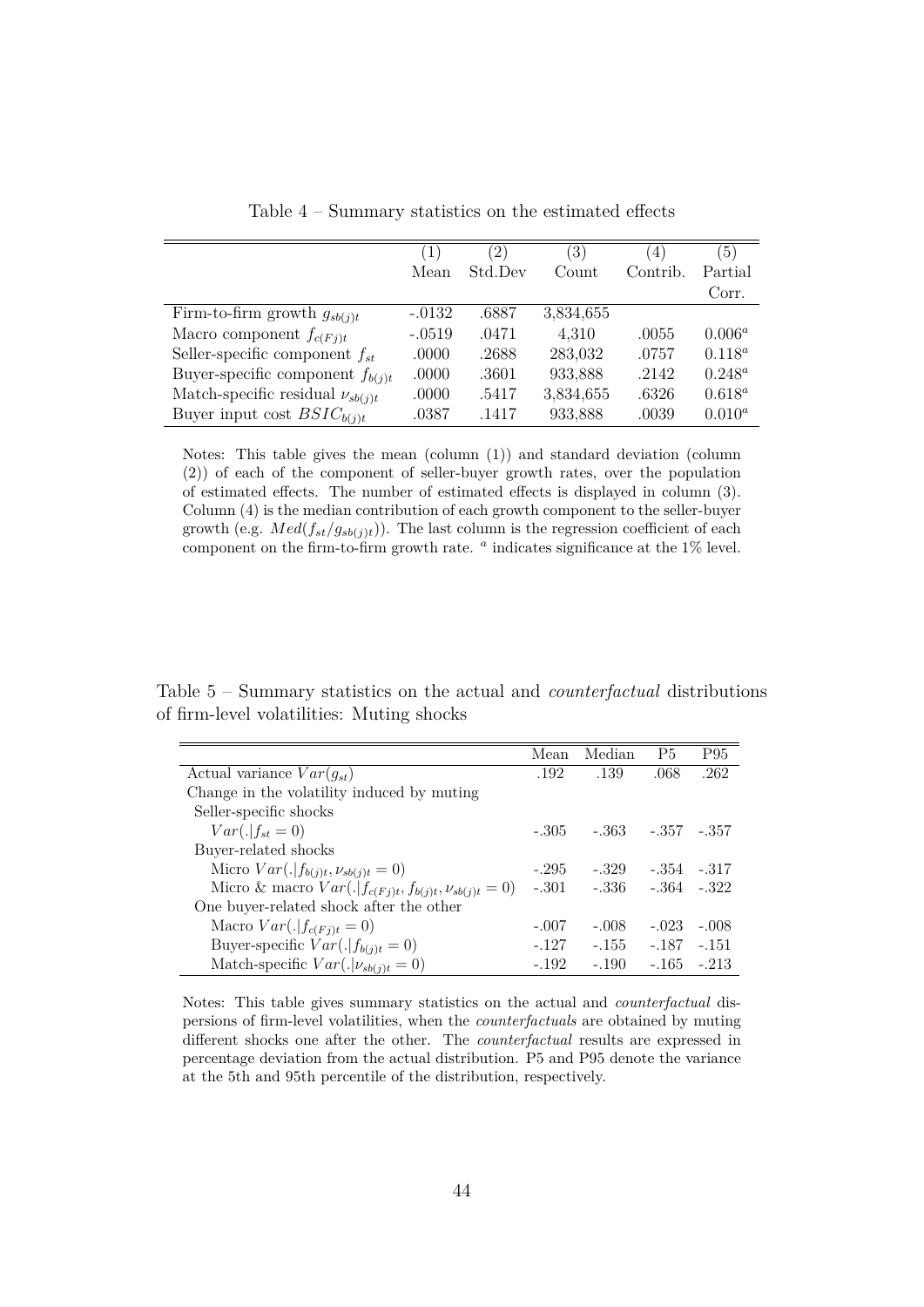Table 4 – Summary statistics on the estimated effects

| | (1) Mean | (2) Std.Dev | (3) Count | (4) Contrib. | (5) Partial Corr. |
|---|---|---|---|---|---|
| Firm-to-firm growth $g_{sb(j)t}$ | -.0132 | .6887 | 3,834,655 | | |
| Macro component $f_{c(Fj)t}$ | -.0519 | .0471 | 4,310 | .0055 | $0.006^a$ |
| Seller-specific component $f_{st}$ | .0000 | .2688 | 283,032 | .0757 | $0.118^a$ |
| Buyer-specific component $f_{b(j)t}$ | .0000 | .3601 | 933,888 | .2142 | $0.248^a$ |
| Match-specific residual $\nu_{sb(j)t}$ | .0000 | .5417 | 3,834,655 | .6326 | $0.618^a$ |
| Buyer input cost $BSIC_{b(j)t}$ | .0387 | .1417 | 933,888 | .0039 | $0.010^a$ |

Notes: This table gives the mean (column (1)) and standard deviation (column (2)) of each of the component of seller-buyer growth rates, over the population of estimated effects. The number of estimated effects is displayed in column (3). Column (4) is the median contribution of each growth component to the seller-buyer growth (e.g. $Med(f_{st}/g_{sb(j)t})$). The last column is the regression coefficient of each component on the firm-to-firm growth rate. $^a$ indicates significance at the 1% level.

Table 5 – Summary statistics on the actual and *counterfactual* distributions of firm-level volatilities: Muting shocks

| | Mean | Median | P5 | P95 |
|---|---|---|---|---|
| Actual variance $Var(g_{st})$ | .192 | .139 | .068 | .262 |
| Change in the volatility induced by muting | | | | |
| Seller-specific shocks | | | | |
| $Var(.\|f_{st} = 0)$ | -.305 | -.363 | -.357 | -.357 |
| Buyer-related shocks | | | | |
| Micro $Var(.\|f_{b(j)t}, \nu_{sb(j)t} = 0)$ | -.295 | -.329 | -.354 | -.317 |
| Micro & macro $Var(.\|f_{c(Fj)t}, f_{b(j)t}, \nu_{sb(j)t} = 0)$ | -.301 | -.336 | -.364 | -.322 |
| One buyer-related shock after the other | | | | |
| Macro $Var(.\|f_{c(Fj)t} = 0)$ | -.007 | -.008 | -.023 | -.008 |
| Buyer-specific $Var(.\|f_{b(j)t} = 0)$ | -.127 | -.155 | -.187 | -.151 |
| Match-specific $Var(.\|\nu_{sb(j)t} = 0)$ | -.192 | -.190 | -.165 | -.213 |

Notes: This table gives summary statistics on the actual and *counterfactual* dispersions of firm-level volatilities, when the *counterfactuals* are obtained by muting different shocks one after the other. The *counterfactual* results are expressed in percentage deviation from the actual distribution. P5 and P95 denote the variance at the 5th and 95th percentile of the distribution, respectively.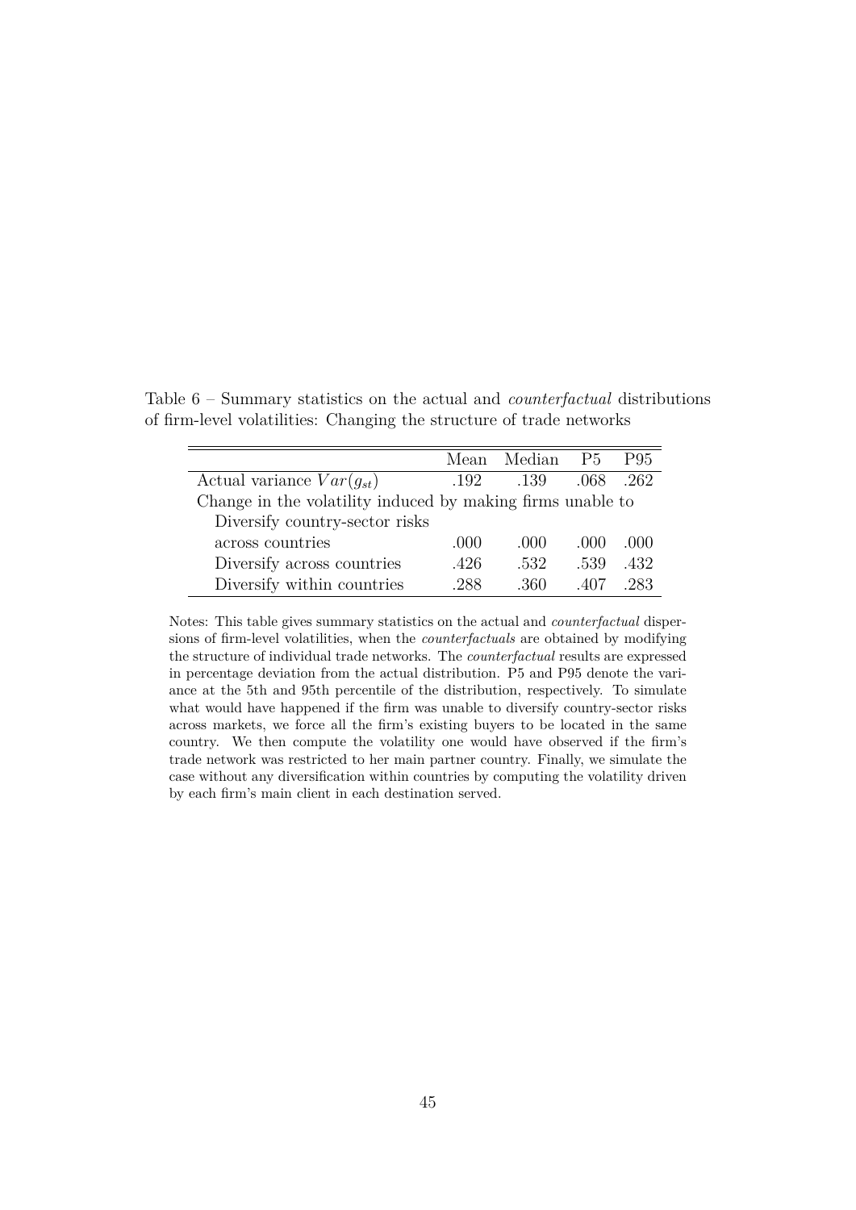Table 6 – Summary statistics on the actual and *counterfactual* distributions of firm-level volatilities: Changing the structure of trade networks

| | Mean | Median | P5 | P95 |
|---|---|---|---|---|
| Actual variance $Var(g_{st})$ | .192 | .139 | .068 | .262 |
| Change in the volatility induced by making firms unable to | | | | |
| Diversify country-sector risks | | | | |
| across countries | .000 | .000 | .000 | .000 |
| Diversify across countries | .426 | .532 | .539 | .432 |
| Diversify within countries | .288 | .360 | .407 | .283 |

Notes: This table gives summary statistics on the actual and *counterfactual* dispersions of firm-level volatilities, when the *counterfactuals* are obtained by modifying the structure of individual trade networks. The *counterfactual* results are expressed in percentage deviation from the actual distribution. P5 and P95 denote the variance at the 5th and 95th percentile of the distribution, respectively. To simulate what would have happened if the firm was unable to diversify country-sector risks across markets, we force all the firm's existing buyers to be located in the same country. We then compute the volatility one would have observed if the firm's trade network was restricted to her main partner country. Finally, we simulate the case without any diversification within countries by computing the volatility driven by each firm's main client in each destination served.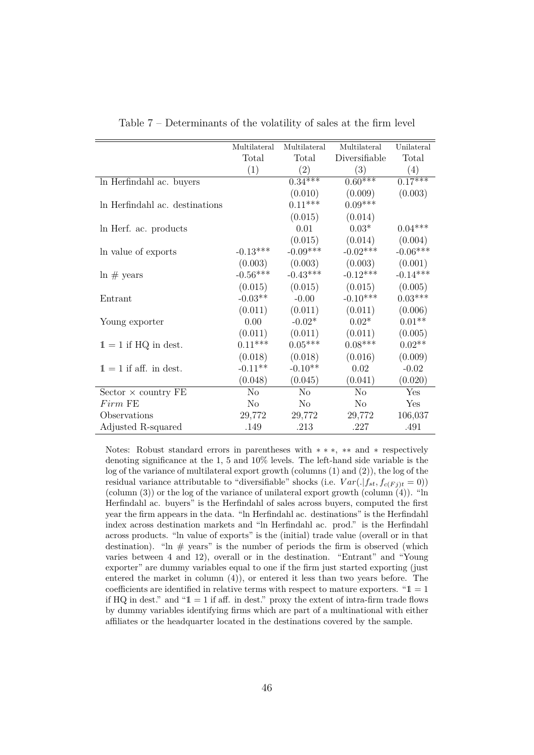Table 7 – Determinants of the volatility of sales at the firm level

| | Multilateral Total (1) | Multilateral Total (2) | Multilateral Diversifiable (3) | Unilateral Total (4) |
|---|---|---|---|---|
| ln Herfindahl ac. buyers | | 0.34*** | 0.60*** | 0.17*** |
| | | (0.010) | (0.009) | (0.003) |
| ln Herfindahl ac. destinations | | 0.11*** | 0.09*** | |
| | | (0.015) | (0.014) | |
| ln Herf. ac. products | | 0.01 | 0.03* | 0.04*** |
| | | (0.015) | (0.014) | (0.004) |
| ln value of exports | -0.13*** | -0.09*** | -0.02*** | -0.06*** |
| | (0.003) | (0.003) | (0.003) | (0.001) |
| ln # years | -0.56*** | -0.43*** | -0.12*** | -0.14*** |
| | (0.015) | (0.015) | (0.015) | (0.005) |
| Entrant | -0.03** | -0.00 | -0.10*** | 0.03*** |
| | (0.011) | (0.011) | (0.011) | (0.006) |
| Young exporter | 0.00 | -0.02* | 0.02* | 0.01** |
| | (0.011) | (0.011) | (0.011) | (0.005) |
| $\mathbb{1} = 1$ if HQ in dest. | 0.11*** | 0.05*** | 0.08*** | 0.02** |
| | (0.018) | (0.018) | (0.016) | (0.009) |
| $\mathbb{1} = 1$ if aff. in dest. | -0.11** | -0.10** | 0.02 | -0.02 |
| | (0.048) | (0.045) | (0.041) | (0.020) |
| Sector × country FE | No | No | No | Yes |
| *Firm* FE | No | No | No | Yes |
| Observations | 29,772 | 29,772 | 29,772 | 106,037 |
| Adjusted R-squared | .149 | .213 | .227 | .491 |

Notes: Robust standard errors in parentheses with $***$, $**$ and $*$ respectively denoting significance at the 1, 5 and 10% levels. The left-hand side variable is the log of the variance of multilateral export growth (columns (1) and (2)), the log of the residual variance attributable to "diversifiable" shocks (i.e. $Var(.|f_{st}, f_{c(Fj)t} = 0)$) (column (3)) or the log of the variance of unilateral export growth (column (4)). "ln Herfindahl ac. buyers" is the Herfindahl of sales across buyers, computed the first year the firm appears in the data. "ln Herfindahl ac. destinations" is the Herfindahl index across destination markets and "ln Herfindahl ac. prod." is the Herfindahl across products. "ln value of exports" is the (initial) trade value (overall or in that destination). "ln # years" is the number of periods the firm is observed (which varies between 4 and 12), overall or in the destination. "Entrant" and "Young exporter" are dummy variables equal to one if the firm just started exporting (just entered the market in column (4)), or entered it less than two years before. The coefficients are identified in relative terms with respect to mature exporters. "$\mathbb{1} = 1$ if HQ in dest." and "$\mathbb{1} = 1$ if aff. in dest." proxy the extent of intra-firm trade flows by dummy variables identifying firms which are part of a multinational with either affiliates or the headquarter located in the destinations covered by the sample.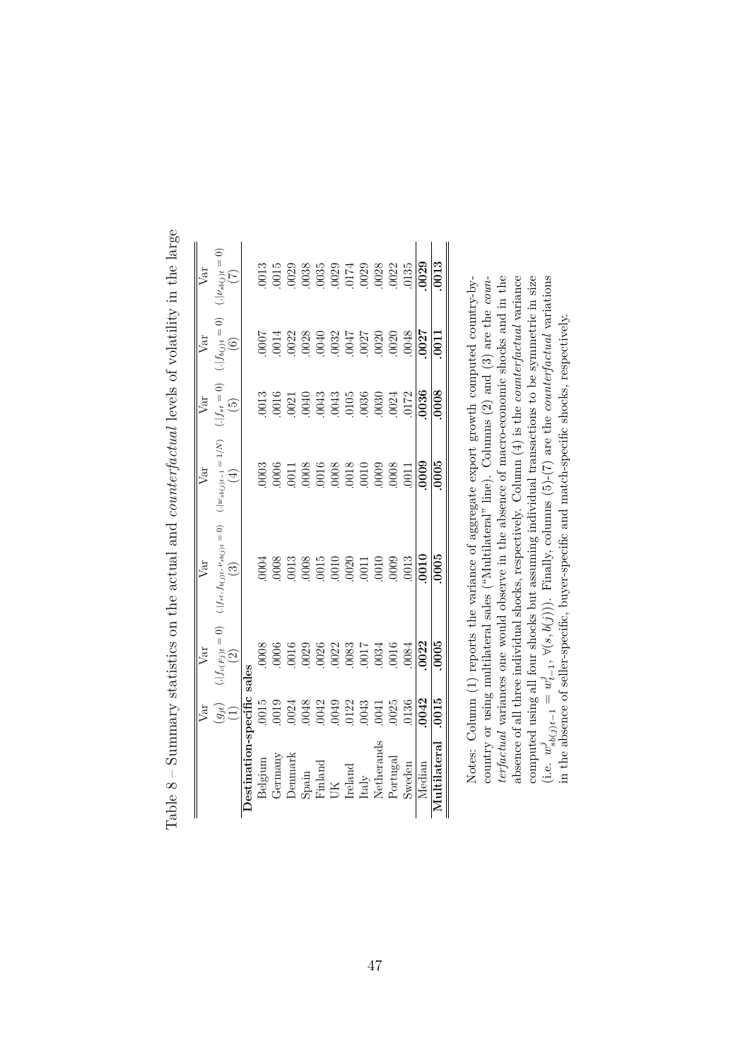Table 8 – Summary statistics on the actual and *counterfactual* levels of volatility in the large

| | Var $(g_{jt})$ (1) | Var $(.\|f_{c(F_j)t}=0)$ (2) | Var $(.\|f_{st}, f_{b(j)t}, \nu_{sb(j)t}=0)$ (3) | Var $(.\|w_{sb(j)t-1}=1/N)$ (4) | Var $(.\|f_{st}=0)$ (5) | Var $(.\|f_{b(j)t}=0)$ (6) | Var $(.\|\nu_{sb(j)t}=0)$ (7) |
|---|---|---|---|---|---|---|---|
| **Destination-specific sales** | | | | | | | |
| Belgium | .0015 | .0008 | .0004 | .0003 | .0013 | .0007 | .0013 |
| Germany | .0019 | .0006 | .0008 | .0006 | .0016 | .0014 | .0015 |
| Denmark | .0024 | .0016 | .0013 | .0011 | .0021 | .0022 | .0029 |
| Spain | .0048 | .0029 | .0008 | .0008 | .0040 | .0028 | .0038 |
| Finland | .0042 | .0026 | .0015 | .0016 | .0043 | .0040 | .0035 |
| UK | .0049 | .0022 | .0010 | .0008 | .0043 | .0032 | .0029 |
| Ireland | .0122 | .0083 | .0020 | .0018 | .0105 | .0047 | .0174 |
| Italy | .0043 | .0017 | .0011 | .0010 | .0036 | .0027 | .0029 |
| Netherands | .0041 | .0034 | .0010 | .0009 | .0030 | .0020 | .0028 |
| Portugal | .0025 | .0016 | .0009 | .0008 | .0024 | .0020 | .0022 |
| Sweden | .0136 | .0084 | .0013 | .0011 | .0172 | .0048 | .0135 |
| Median | **.0042** | **.0022** | **.0010** | **.0009** | **.0036** | **.0027** | **.0029** |
| **Multilateral** | **.0015** | **.0005** | **.0005** | **.0005** | **.0008** | **.0011** | **.0013** |

Notes: Column (1) reports the variance of aggregate export growth computed country-by-country or using multilateral sales ("Multilateral" line). Columns (2) and (3) are the *counterfactual* variances one would observe in the absence of macro-economic shocks and in the absence of all three individual shocks, respectively. Column (4) is the *counterfactual* variance computed using all four shocks but assuming individual transactions to be symmetric in size (i.e. $w^j_{sb(j)t-1} = w^j_{t-1}, \forall (s, b(j))$). Finally, columns (5)-(7) are the *counterfactual* variations in the absence of seller-specific, buyer-specific and match-specific shocks, respectively.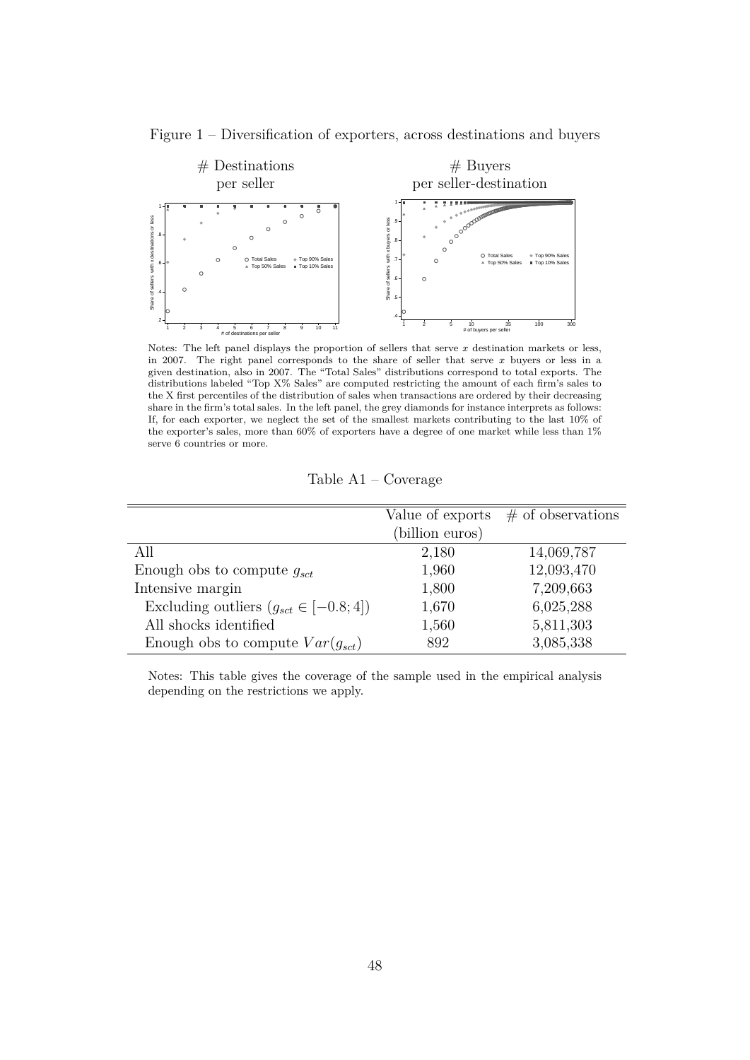Figure 1 – Diversification of exporters, across destinations and buyers

# Destinations per seller

# Buyers per seller-destination

Notes: The left panel displays the proportion of sellers that serve $x$ destination markets or less, in 2007. The right panel corresponds to the share of seller that serve $x$ buyers or less in a given destination, also in 2007. The "Total Sales" distributions correspond to total exports. The distributions labeled "Top X% Sales" are computed restricting the amount of each firm's sales to the X first percentiles of the distribution of sales when transactions are ordered by their decreasing share in the firm's total sales. In the left panel, the grey diamonds for instance interprets as follows: If, for each exporter, we neglect the set of the smallest markets contributing to the last 10% of the exporter's sales, more than 60% of exporters have a degree of one market while less than 1% serve 6 countries or more.

Table A1 – Coverage

| | Value of exports (billion euros) | # of observations |
|---|---|---|
| All | 2,180 | 14,069,787 |
| Enough obs to compute $g_{sct}$ | 1,960 | 12,093,470 |
| Intensive margin | 1,800 | 7,209,663 |
| Excluding outliers ($g_{sct} \in [-0.8; 4]$) | 1,670 | 6,025,288 |
| All shocks identified | 1,560 | 5,811,303 |
| Enough obs to compute $Var(g_{sct})$ | 892 | 3,085,338 |

Notes: This table gives the coverage of the sample used in the empirical analysis depending on the restrictions we apply.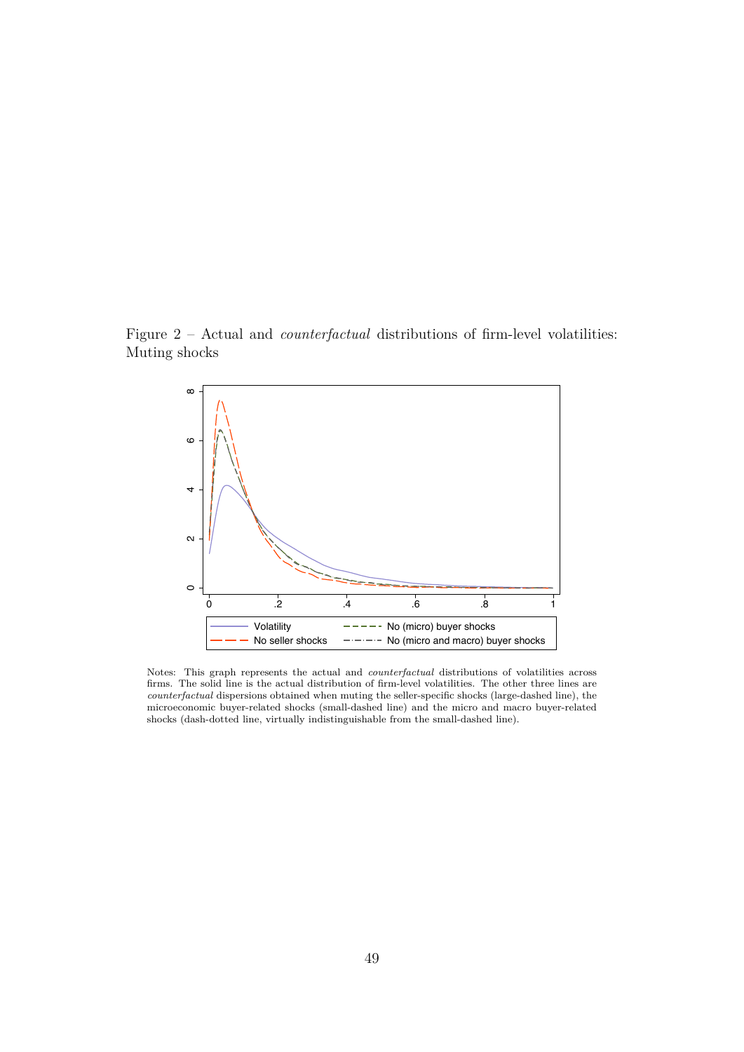Figure 2 – Actual and *counterfactual* distributions of firm-level volatilities: Muting shocks

Notes: This graph represents the actual and *counterfactual* distributions of volatilities across firms. The solid line is the actual distribution of firm-level volatilities. The other three lines are *counterfactual* dispersions obtained when muting the seller-specific shocks (large-dashed line), the microeconomic buyer-related shocks (small-dashed line) and the micro and macro buyer-related shocks (dash-dotted line, virtually indistinguishable from the small-dashed line).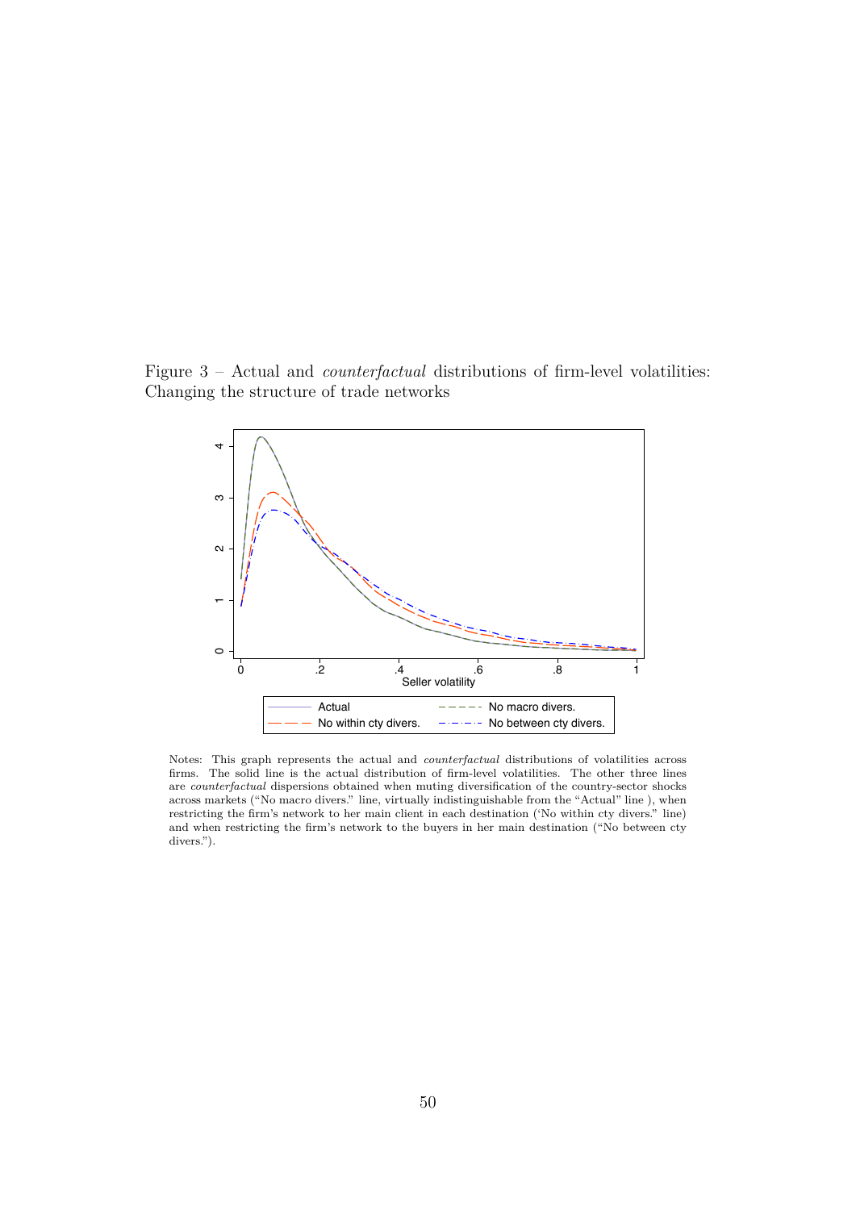Figure 3 – Actual and *counterfactual* distributions of firm-level volatilities: Changing the structure of trade networks

Notes: This graph represents the actual and *counterfactual* distributions of volatilities across firms. The solid line is the actual distribution of firm-level volatilities. The other three lines are *counterfactual* dispersions obtained when muting diversification of the country-sector shocks across markets ("No macro divers." line, virtually indistinguishable from the "Actual" line ), when restricting the firm's network to her main client in each destination ('No within cty divers." line) and when restricting the firm's network to the buyers in her main destination ("No between cty divers.").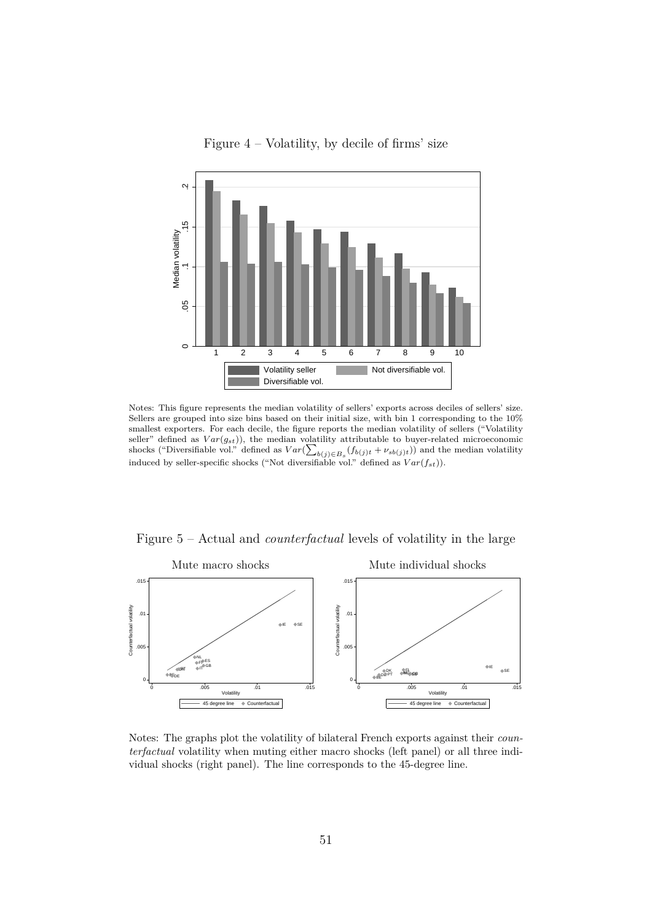Figure 4 – Volatility, by decile of firms' size

Notes: This figure represents the median volatility of sellers' exports across deciles of sellers' size. Sellers are grouped into size bins based on their initial size, with bin 1 corresponding to the 10% smallest exporters. For each decile, the figure reports the median volatility of sellers ("Volatility seller" defined as $Var(g_{st})$), the median volatility attributable to buyer-related microeconomic shocks ("Diversifiable vol." defined as $Var(\sum_{b(j)\in B_s}(f_{b(j)t} + \nu_{sb(j)t}))$ and the median volatility induced by seller-specific shocks ("Not diversifiable vol." defined as $Var(f_{st})$).

Figure 5 – Actual and *counterfactual* levels of volatility in the large

Notes: The graphs plot the volatility of bilateral French exports against their *counterfactual* volatility when muting either macro shocks (left panel) or all three individual shocks (right panel). The line corresponds to the 45-degree line.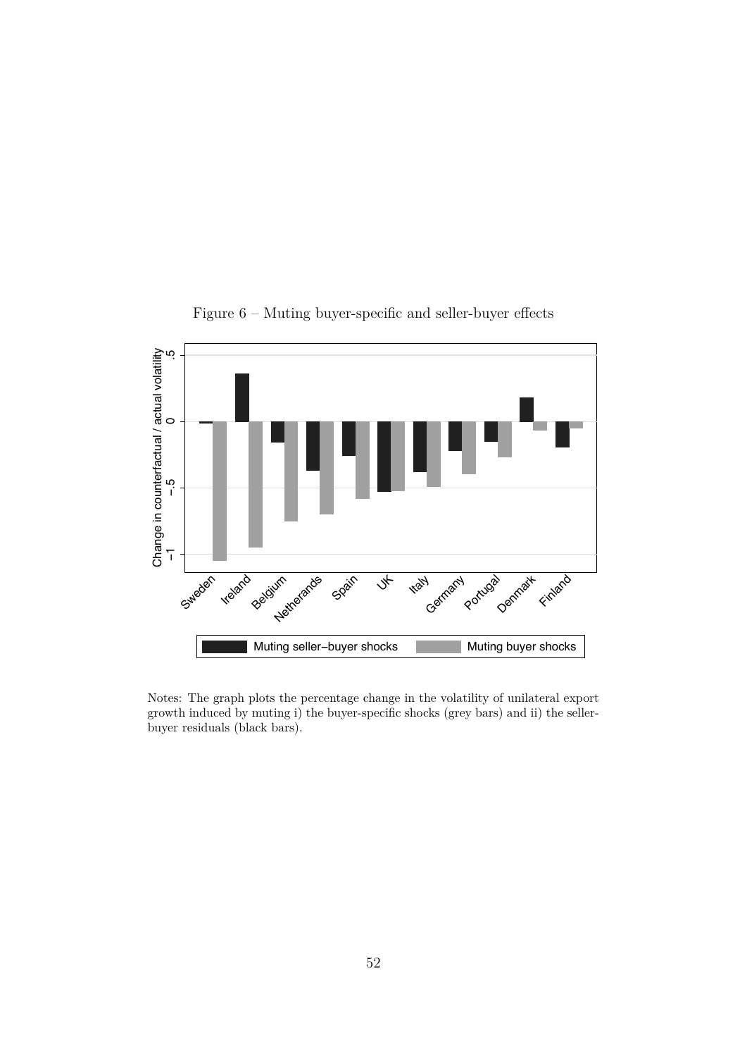Figure 6 – Muting buyer-specific and seller-buyer effects

Notes: The graph plots the percentage change in the volatility of unilateral export growth induced by muting i) the buyer-specific shocks (grey bars) and ii) the seller-buyer residuals (black bars).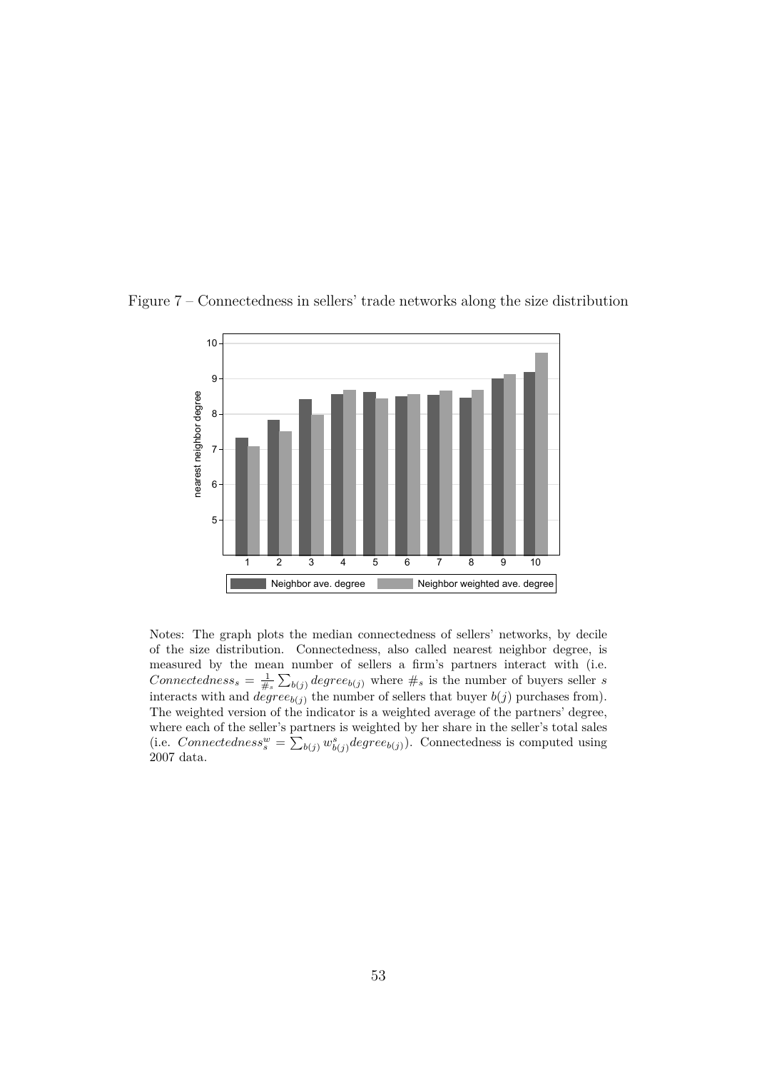Figure 7 – Connectedness in sellers' trade networks along the size distribution

Notes: The graph plots the median connectedness of sellers' networks, by decile of the size distribution. Connectedness, also called nearest neighbor degree, is measured by the mean number of sellers a firm's partners interact with (i.e. $Connectedness_s = \frac{1}{\#_s} \sum_{b(j)} degree_{b(j)}$ where $\#_s$ is the number of buyers seller $s$ interacts with and $degree_{b(j)}$ the number of sellers that buyer $b(j)$ purchases from). The weighted version of the indicator is a weighted average of the partners' degree, where each of the seller's partners is weighted by her share in the seller's total sales (i.e. $Connectedness^w_s = \sum_{b(j)} w^s_{b(j)} degree_{b(j)}$). Connectedness is computed using 2007 data.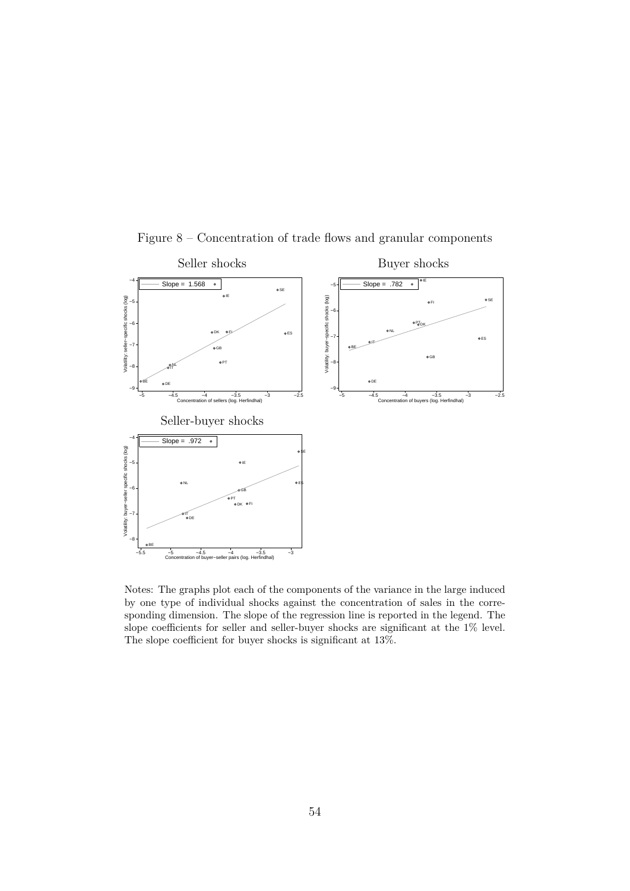Figure 8 – Concentration of trade flows and granular components

Notes: The graphs plot each of the components of the variance in the large induced by one type of individual shocks against the concentration of sales in the corresponding dimension. The slope of the regression line is reported in the legend. The slope coefficients for seller and seller-buyer shocks are significant at the 1% level. The slope coefficient for buyer shocks is significant at 13%.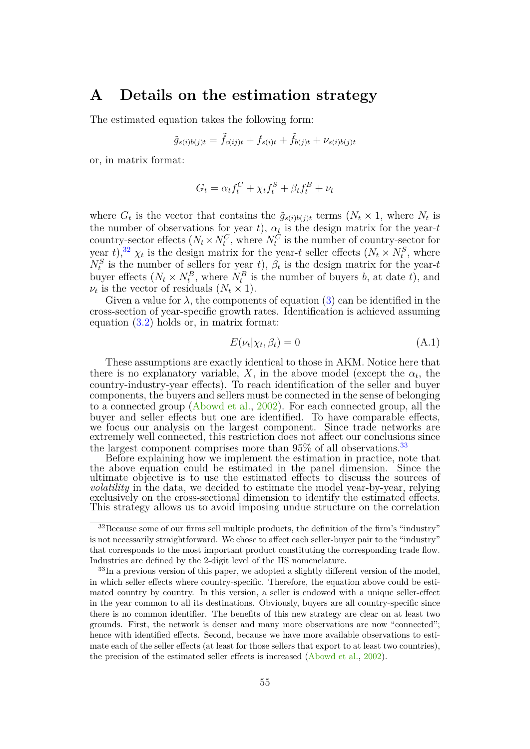# A Details on the estimation strategy

The estimated equation takes the following form:

$$\tilde{g}_{s(i)b(j)t} = \tilde{f}_{c(ij)t} + f_{s(i)t} + \tilde{f}_{b(j)t} + \nu_{s(i)b(j)t}$$

or, in matrix format:

$$G_t = \alpha_t f_t^C + \chi_t f_t^S + \beta_t f_t^B + \nu_t$$

where $G_t$ is the vector that contains the $\tilde{g}_{s(i)b(j)t}$ terms ($N_t \times 1$, where $N_t$ is the number of observations for year $t$), $\alpha_t$ is the design matrix for the year-$t$ country-sector effects ($N_t \times N_t^C$, where $N_t^C$ is the number of country-sector for year $t$),[32] $\chi_t$ is the design matrix for the year-$t$ seller effects ($N_t \times N_t^S$, where $N_t^S$ is the number of sellers for year $t$), $\beta_t$ is the design matrix for the year-$t$ buyer effects ($N_t \times N_t^B$, where $N_t^B$ is the number of buyers $b$, at date $t$), and $\nu_t$ is the vector of residuals ($N_t \times 1$).

Given a value for $\lambda$, the components of equation (3) can be identified in the cross-section of year-specific growth rates. Identification is achieved assuming equation (3.2) holds or, in matrix format:

$$E(\nu_t|\chi_t, \beta_t) = 0 \tag{A.1}$$

These assumptions are exactly identical to those in AKM. Notice here that there is no explanatory variable, $X$, in the above model (except the $\alpha_t$, the country-industry-year effects). To reach identification of the seller and buyer components, the buyers and sellers must be connected in the sense of belonging to a connected group (Abowd et al., 2002). For each connected group, all the buyer and seller effects but one are identified. To have comparable effects, we focus our analysis on the largest component. Since trade networks are extremely well connected, this restriction does not affect our conclusions since the largest component comprises more than 95% of all observations.[33]

Before explaining how we implement the estimation in practice, note that the above equation could be estimated in the panel dimension. Since the ultimate objective is to use the estimated effects to discuss the sources of *volatility* in the data, we decided to estimate the model year-by-year, relying exclusively on the cross-sectional dimension to identify the estimated effects. This strategy allows us to avoid imposing undue structure on the correlation

[32]Because some of our firms sell multiple products, the definition of the firm's "industry" is not necessarily straightforward. We chose to affect each seller-buyer pair to the "industry" that corresponds to the most important product constituting the corresponding trade flow. Industries are defined by the 2-digit level of the HS nomenclature.

[33]In a previous version of this paper, we adopted a slightly different version of the model, in which seller effects where country-specific. Therefore, the equation above could be estimated country by country. In this version, a seller is endowed with a unique seller-effect in the year common to all its destinations. Obviously, buyers are all country-specific since there is no common identifier. The benefits of this new strategy are clear on at least two grounds. First, the network is denser and many more observations are now "connected"; hence with identified effects. Second, because we have more available observations to estimate each of the seller effects (at least for those sellers that export to at least two countries), the precision of the estimated seller effects is increased (Abowd et al., 2002).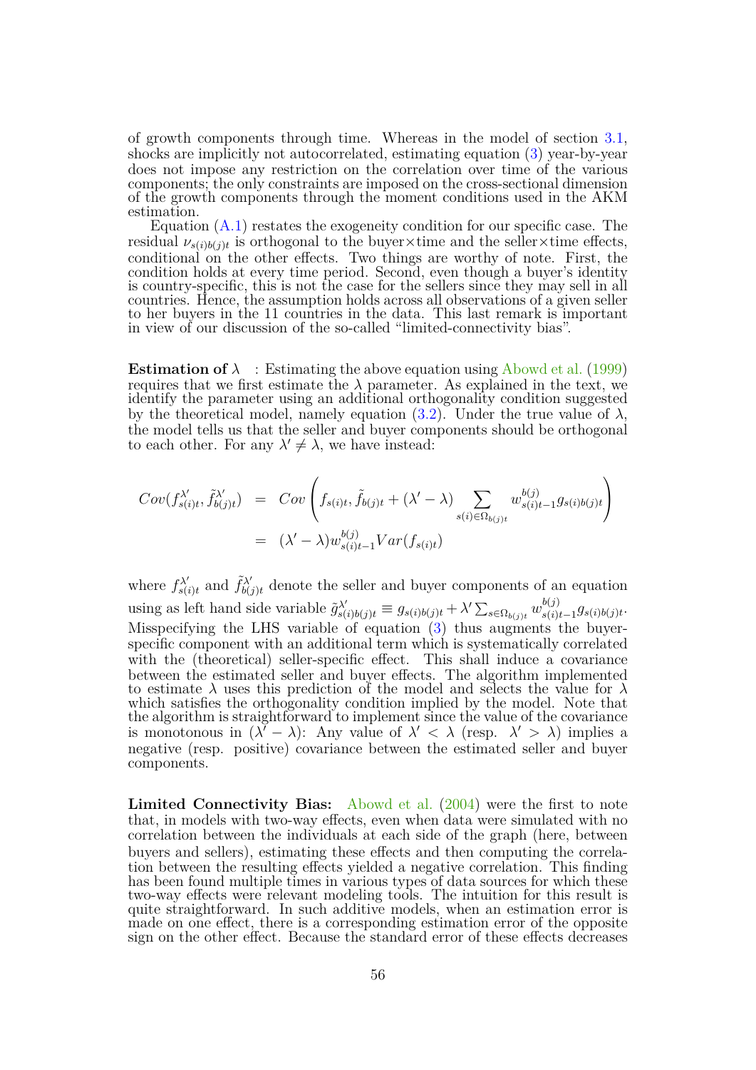of growth components through time. Whereas in the model of section 3.1, shocks are implicitly not autocorrelated, estimating equation (3) year-by-year does not impose any restriction on the correlation over time of the various components; the only constraints are imposed on the cross-sectional dimension of the growth components through the moment conditions used in the AKM estimation.

Equation (A.1) restates the exogeneity condition for our specific case. The residual $\nu_{s(i)b(j)t}$ is orthogonal to the buyer×time and the seller×time effects, conditional on the other effects. Two things are worthy of note. First, the condition holds at every time period. Second, even though a buyer's identity is country-specific, this is not the case for the sellers since they may sell in all countries. Hence, the assumption holds across all observations of a given seller to her buyers in the 11 countries in the data. This last remark is important in view of our discussion of the so-called "limited-connectivity bias".

**Estimation of $\lambda$** : Estimating the above equation using Abowd et al. (1999) requires that we first estimate the $\lambda$ parameter. As explained in the text, we identify the parameter using an additional orthogonality condition suggested by the theoretical model, namely equation (3.2). Under the true value of $\lambda$, the model tells us that the seller and buyer components should be orthogonal to each other. For any $\lambda' \neq \lambda$, we have instead:

$$
\begin{aligned}
Cov(f^{\lambda'}_{s(i)t}, \tilde{f}^{\lambda'}_{b(j)t}) &= Cov\left(f_{s(i)t}, \tilde{f}_{b(j)t} + (\lambda' - \lambda) \sum_{s(i) \in \Omega_{b(j)t}} w^{b(j)}_{s(i)t-1} g_{s(i)b(j)t}\right) \\
&= (\lambda' - \lambda) w^{b(j)}_{s(i)t-1} Var(f_{s(i)t})
\end{aligned}
$$

where $f^{\lambda'}_{s(i)t}$ and $\tilde{f}^{\lambda'}_{b(j)t}$ denote the seller and buyer components of an equation using as left hand side variable $\tilde{g}^{\lambda'}_{s(i)b(j)t} \equiv g_{s(i)b(j)t} + \lambda' \sum_{s \in \Omega_{b(j)t}} w^{b(j)}_{s(i)t-1} g_{s(i)b(j)t}$. Misspecifying the LHS variable of equation (3) thus augments the buyer-specific component with an additional term which is systematically correlated with the (theoretical) seller-specific effect. This shall induce a covariance between the estimated seller and buyer effects. The algorithm implemented to estimate $\lambda$ uses this prediction of the model and selects the value for $\lambda$ which satisfies the orthogonality condition implied by the model. Note that the algorithm is straightforward to implement since the value of the covariance is monotonous in $(\lambda' - \lambda)$: Any value of $\lambda' < \lambda$ (resp. $\lambda' > \lambda$) implies a negative (resp. positive) covariance between the estimated seller and buyer components.

**Limited Connectivity Bias:** Abowd et al. (2004) were the first to note that, in models with two-way effects, even when data were simulated with no correlation between the individuals at each side of the graph (here, between buyers and sellers), estimating these effects and then computing the correlation between the resulting effects yielded a negative correlation. This finding has been found multiple times in various types of data sources for which these two-way effects were relevant modeling tools. The intuition for this result is quite straightforward. In such additive models, when an estimation error is made on one effect, there is a corresponding estimation error of the opposite sign on the other effect. Because the standard error of these effects decreases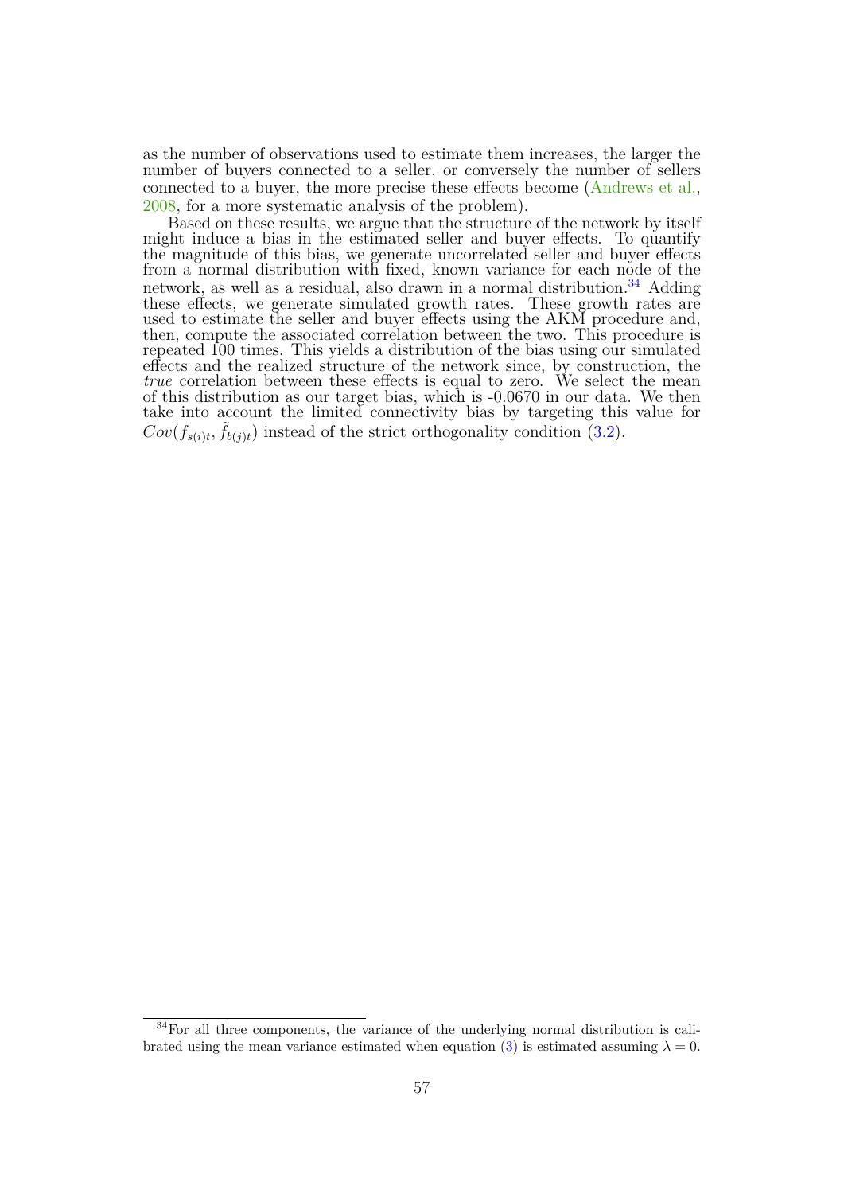as the number of observations used to estimate them increases, the larger the number of buyers connected to a seller, or conversely the number of sellers connected to a buyer, the more precise these effects become (Andrews et al., 2008, for a more systematic analysis of the problem).

Based on these results, we argue that the structure of the network by itself might induce a bias in the estimated seller and buyer effects. To quantify the magnitude of this bias, we generate uncorrelated seller and buyer effects from a normal distribution with fixed, known variance for each node of the network, as well as a residual, also drawn in a normal distribution.[34] Adding these effects, we generate simulated growth rates. These growth rates are used to estimate the seller and buyer effects using the AKM procedure and, then, compute the associated correlation between the two. This procedure is repeated 100 times. This yields a distribution of the bias using our simulated effects and the realized structure of the network since, by construction, the *true* correlation between these effects is equal to zero. We select the mean of this distribution as our target bias, which is -0.0670 in our data. We then take into account the limited connectivity bias by targeting this value for $Cov(f_{s(i)t}, \tilde{f}_{b(j)t})$ instead of the strict orthogonality condition (3.2).

[34] For all three components, the variance of the underlying normal distribution is calibrated using the mean variance estimated when equation (3) is estimated assuming $\lambda = 0$.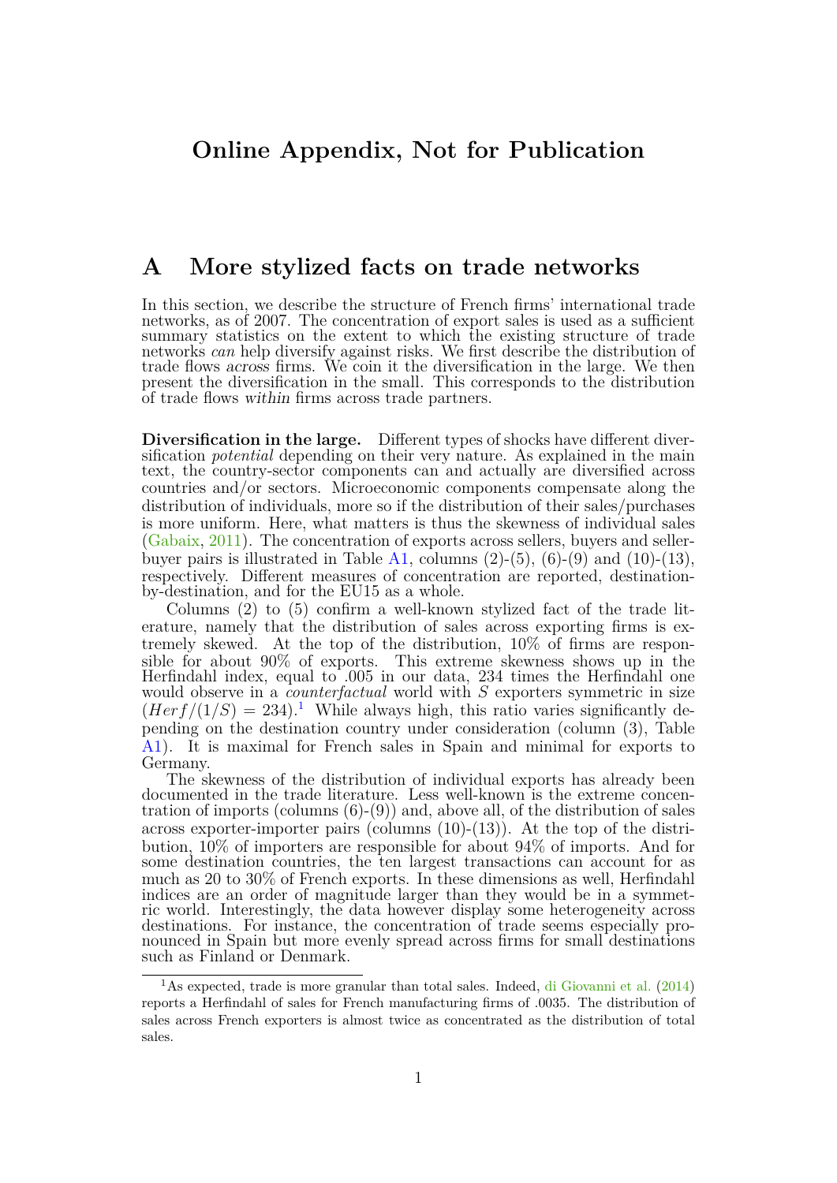# Online Appendix, Not for Publication

## A More stylized facts on trade networks

In this section, we describe the structure of French firms' international trade networks, as of 2007. The concentration of export sales is used as a sufficient summary statistics on the extent to which the existing structure of trade networks *can* help diversify against risks. We first describe the distribution of trade flows *across* firms. We coin it the diversification in the large. We then present the diversification in the small. This corresponds to the distribution of trade flows *within* firms across trade partners.

**Diversification in the large.** Different types of shocks have different diversification *potential* depending on their very nature. As explained in the main text, the country-sector components can and actually are diversified across countries and/or sectors. Microeconomic components compensate along the distribution of individuals, more so if the distribution of their sales/purchases is more uniform. Here, what matters is thus the skewness of individual sales (Gabaix, 2011). The concentration of exports across sellers, buyers and seller-buyer pairs is illustrated in Table A1, columns (2)-(5), (6)-(9) and (10)-(13), respectively. Different measures of concentration are reported, destination-by-destination, and for the EU15 as a whole.

Columns (2) to (5) confirm a well-known stylized fact of the trade literature, namely that the distribution of sales across exporting firms is extremely skewed. At the top of the distribution, 10% of firms are responsible for about 90% of exports. This extreme skewness shows up in the Herfindahl index, equal to .005 in our data, 234 times the Herfindahl one would observe in a *counterfactual* world with $S$ exporters symmetric in size ($Herf/(1/S) = 234$).[1] While always high, this ratio varies significantly depending on the destination country under consideration (column (3), Table A1). It is maximal for French sales in Spain and minimal for exports to Germany.

The skewness of the distribution of individual exports has already been documented in the trade literature. Less well-known is the extreme concentration of imports (columns (6)-(9)) and, above all, of the distribution of sales across exporter-importer pairs (columns (10)-(13)). At the top of the distribution, 10% of importers are responsible for about 94% of imports. And for some destination countries, the ten largest transactions can account for as much as 20 to 30% of French exports. In these dimensions as well, Herfindahl indices are an order of magnitude larger than they would be in a symmetric world. Interestingly, the data however display some heterogeneity across destinations. For instance, the concentration of trade seems especially pronounced in Spain but more evenly spread across firms for small destinations such as Finland or Denmark.

[1] As expected, trade is more granular than total sales. Indeed, di Giovanni et al. (2014) reports a Herfindahl of sales for French manufacturing firms of .0035. The distribution of sales across French exporters is almost twice as concentrated as the distribution of total sales.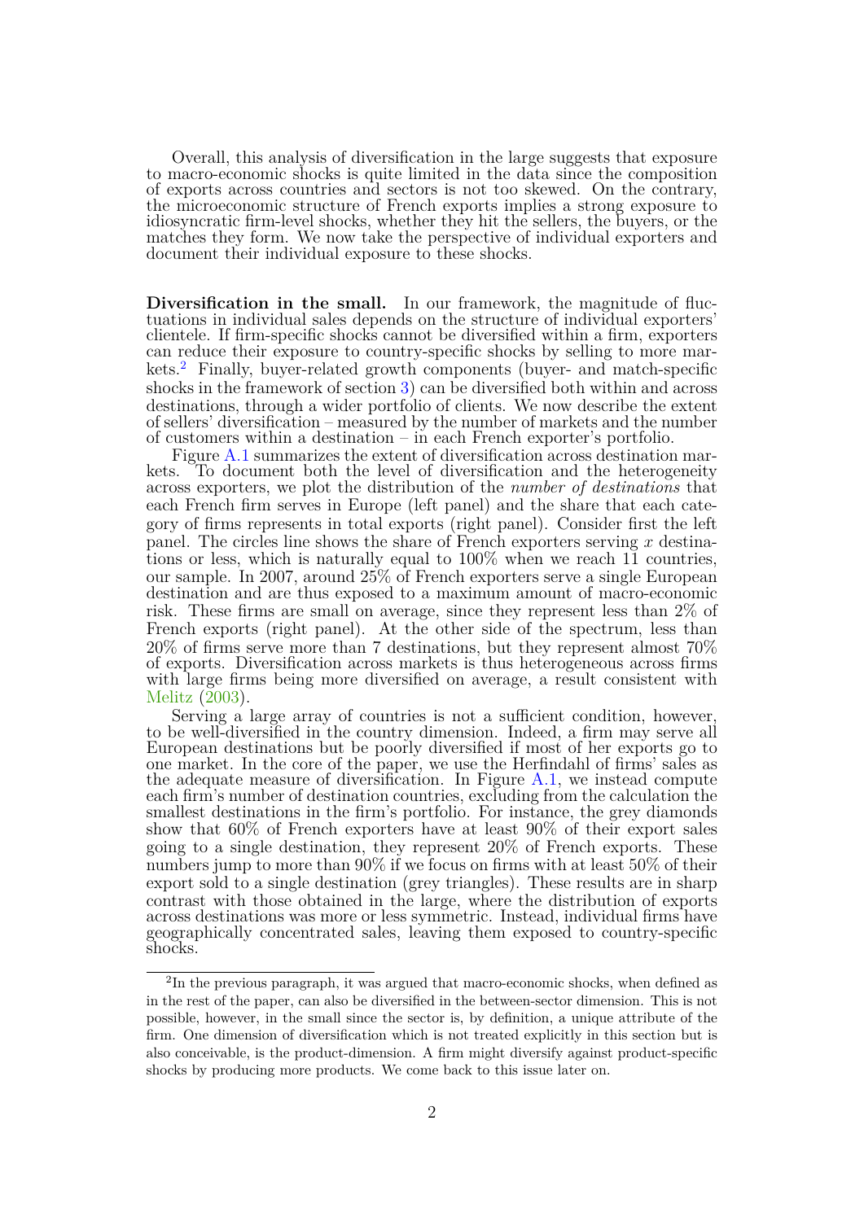Overall, this analysis of diversification in the large suggests that exposure to macro-economic shocks is quite limited in the data since the composition of exports across countries and sectors is not too skewed. On the contrary, the microeconomic structure of French exports implies a strong exposure to idiosyncratic firm-level shocks, whether they hit the sellers, the buyers, or the matches they form. We now take the perspective of individual exporters and document their individual exposure to these shocks.

**Diversification in the small.** In our framework, the magnitude of fluctuations in individual sales depends on the structure of individual exporters' clientele. If firm-specific shocks cannot be diversified within a firm, exporters can reduce their exposure to country-specific shocks by selling to more markets.[2] Finally, buyer-related growth components (buyer- and match-specific shocks in the framework of section 3) can be diversified both within and across destinations, through a wider portfolio of clients. We now describe the extent of sellers' diversification – measured by the number of markets and the number of customers within a destination – in each French exporter's portfolio.

Figure A.1 summarizes the extent of diversification across destination markets. To document both the level of diversification and the heterogeneity across exporters, we plot the distribution of the *number of destinations* that each French firm serves in Europe (left panel) and the share that each category of firms represents in total exports (right panel). Consider first the left panel. The circles line shows the share of French exporters serving $x$ destinations or less, which is naturally equal to 100% when we reach 11 countries, our sample. In 2007, around 25% of French exporters serve a single European destination and are thus exposed to a maximum amount of macro-economic risk. These firms are small on average, since they represent less than 2% of French exports (right panel). At the other side of the spectrum, less than 20% of firms serve more than 7 destinations, but they represent almost 70% of exports. Diversification across markets is thus heterogeneous across firms with large firms being more diversified on average, a result consistent with Melitz (2003).

Serving a large array of countries is not a sufficient condition, however, to be well-diversified in the country dimension. Indeed, a firm may serve all European destinations but be poorly diversified if most of her exports go to one market. In the core of the paper, we use the Herfindahl of firms' sales as the adequate measure of diversification. In Figure A.1, we instead compute each firm's number of destination countries, excluding from the calculation the smallest destinations in the firm's portfolio. For instance, the grey diamonds show that 60% of French exporters have at least 90% of their export sales going to a single destination, they represent 20% of French exports. These numbers jump to more than 90% if we focus on firms with at least 50% of their export sold to a single destination (grey triangles). These results are in sharp contrast with those obtained in the large, where the distribution of exports across destinations was more or less symmetric. Instead, individual firms have geographically concentrated sales, leaving them exposed to country-specific shocks.

[2] In the previous paragraph, it was argued that macro-economic shocks, when defined as in the rest of the paper, can also be diversified in the between-sector dimension. This is not possible, however, in the small since the sector is, by definition, a unique attribute of the firm. One dimension of diversification which is not treated explicitly in this section but is also conceivable, is the product-dimension. A firm might diversify against product-specific shocks by producing more products. We come back to this issue later on.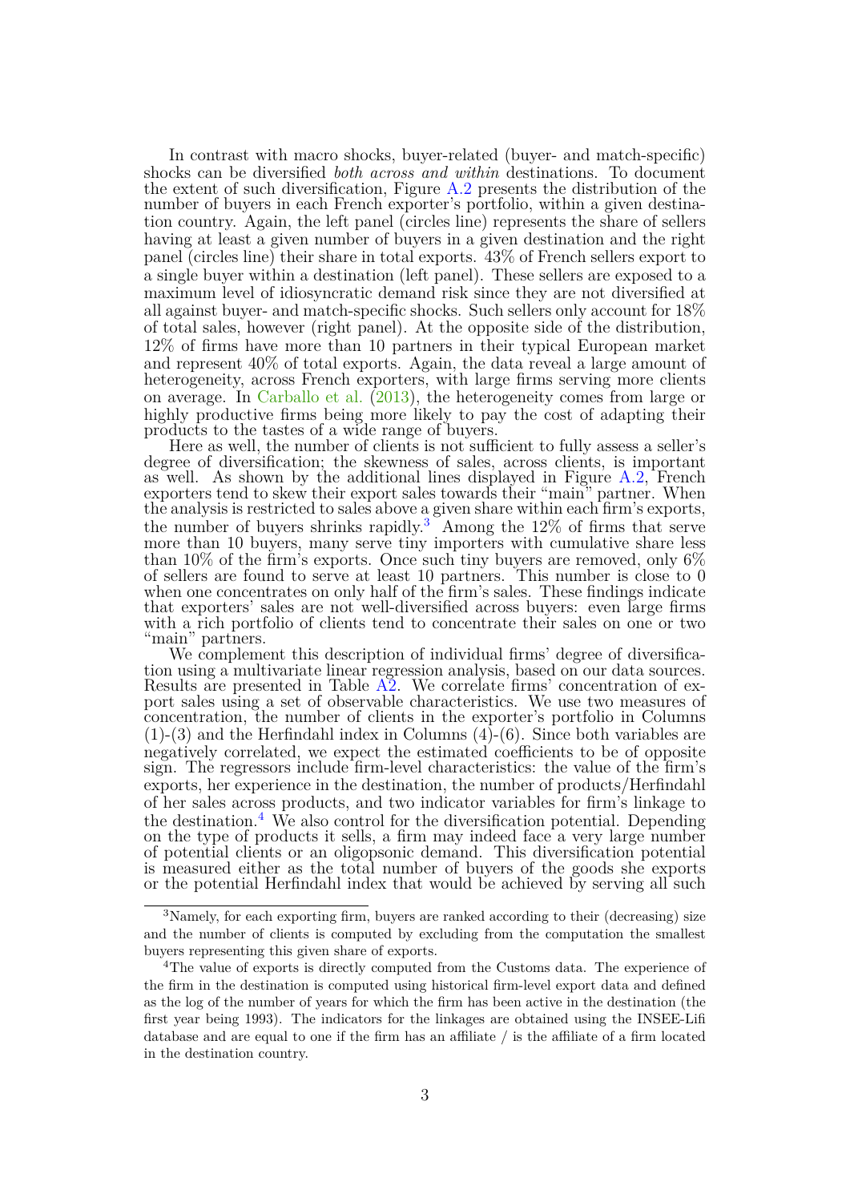In contrast with macro shocks, buyer-related (buyer- and match-specific) shocks can be diversified *both across and within* destinations. To document the extent of such diversification, Figure A.2 presents the distribution of the number of buyers in each French exporter's portfolio, within a given destination country. Again, the left panel (circles line) represents the share of sellers having at least a given number of buyers in a given destination and the right panel (circles line) their share in total exports. 43% of French sellers export to a single buyer within a destination (left panel). These sellers are exposed to a maximum level of idiosyncratic demand risk since they are not diversified at all against buyer- and match-specific shocks. Such sellers only account for 18% of total sales, however (right panel). At the opposite side of the distribution, 12% of firms have more than 10 partners in their typical European market and represent 40% of total exports. Again, the data reveal a large amount of heterogeneity, across French exporters, with large firms serving more clients on average. In Carballo et al. (2013), the heterogeneity comes from large or highly productive firms being more likely to pay the cost of adapting their products to the tastes of a wide range of buyers.

Here as well, the number of clients is not sufficient to fully assess a seller's degree of diversification; the skewness of sales, across clients, is important as well. As shown by the additional lines displayed in Figure A.2, French exporters tend to skew their export sales towards their "main" partner. When the analysis is restricted to sales above a given share within each firm's exports, the number of buyers shrinks rapidly.[3] Among the 12% of firms that serve more than 10 buyers, many serve tiny importers with cumulative share less than 10% of the firm's exports. Once such tiny buyers are removed, only 6% of sellers are found to serve at least 10 partners. This number is close to 0 when one concentrates on only half of the firm's sales. These findings indicate that exporters' sales are not well-diversified across buyers: even large firms with a rich portfolio of clients tend to concentrate their sales on one or two "main" partners.

We complement this description of individual firms' degree of diversification using a multivariate linear regression analysis, based on our data sources. Results are presented in Table A2. We correlate firms' concentration of export sales using a set of observable characteristics. We use two measures of concentration, the number of clients in the exporter's portfolio in Columns (1)-(3) and the Herfindahl index in Columns (4)-(6). Since both variables are negatively correlated, we expect the estimated coefficients to be of opposite sign. The regressors include firm-level characteristics: the value of the firm's exports, her experience in the destination, the number of products/Herfindahl of her sales across products, and two indicator variables for firm's linkage to the destination.[4] We also control for the diversification potential. Depending on the type of products it sells, a firm may indeed face a very large number of potential clients or an oligopsonic demand. This diversification potential is measured either as the total number of buyers of the goods she exports or the potential Herfindahl index that would be achieved by serving all such

---

[3] Namely, for each exporting firm, buyers are ranked according to their (decreasing) size and the number of clients is computed by excluding from the computation the smallest buyers representing this given share of exports.

[4] The value of exports is directly computed from the Customs data. The experience of the firm in the destination is computed using historical firm-level export data and defined as the log of the number of years for which the firm has been active in the destination (the first year being 1993). The indicators for the linkages are obtained using the INSEE-Lifi database and are equal to one if the firm has an affiliate / is the affiliate of a firm located in the destination country.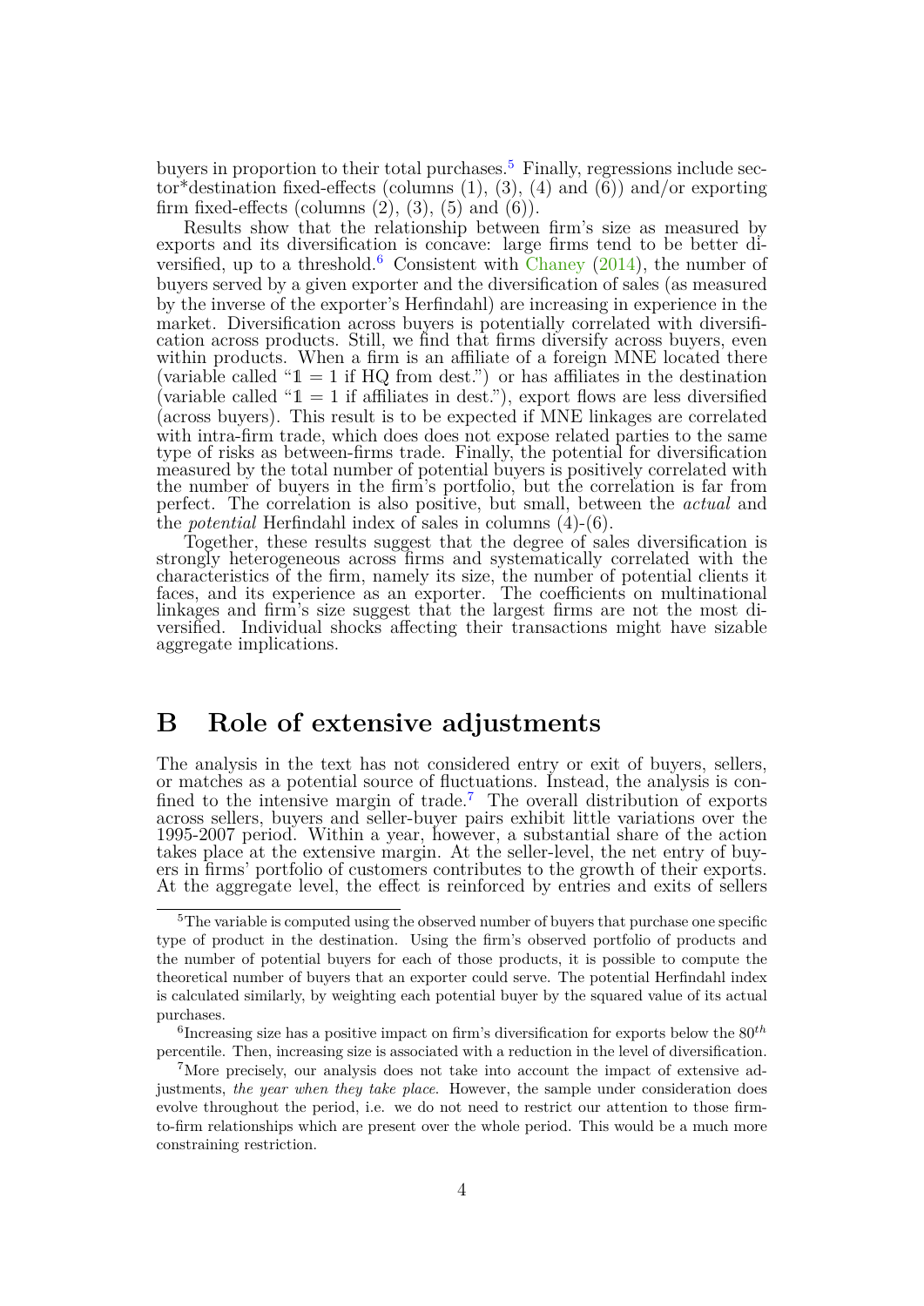buyers in proportion to their total purchases.[5] Finally, regressions include sector*destination fixed-effects (columns (1), (3), (4) and (6)) and/or exporting firm fixed-effects (columns (2), (3), (5) and (6)).

Results show that the relationship between firm's size as measured by exports and its diversification is concave: large firms tend to be better diversified, up to a threshold.[6] Consistent with Chaney (2014), the number of buyers served by a given exporter and the diversification of sales (as measured by the inverse of the exporter's Herfindahl) are increasing in experience in the market. Diversification across buyers is potentially correlated with diversification across products. Still, we find that firms diversify across buyers, even within products. When a firm is an affiliate of a foreign MNE located there (variable called "$\mathbb{1} = 1$ if HQ from dest.") or has affiliates in the destination (variable called "$\mathbb{1} = 1$ if affiliates in dest."), export flows are less diversified (across buyers). This result is to be expected if MNE linkages are correlated with intra-firm trade, which does does not expose related parties to the same type of risks as between-firms trade. Finally, the potential for diversification measured by the total number of potential buyers is positively correlated with the number of buyers in the firm's portfolio, but the correlation is far from perfect. The correlation is also positive, but small, between the *actual* and the *potential* Herfindahl index of sales in columns (4)-(6).

Together, these results suggest that the degree of sales diversification is strongly heterogeneous across firms and systematically correlated with the characteristics of the firm, namely its size, the number of potential clients it faces, and its experience as an exporter. The coefficients on multinational linkages and firm's size suggest that the largest firms are not the most diversified. Individual shocks affecting their transactions might have sizable aggregate implications.

# B Role of extensive adjustments

The analysis in the text has not considered entry or exit of buyers, sellers, or matches as a potential source of fluctuations. Instead, the analysis is confined to the intensive margin of trade.[7] The overall distribution of exports across sellers, buyers and seller-buyer pairs exhibit little variations over the 1995-2007 period. Within a year, however, a substantial share of the action takes place at the extensive margin. At the seller-level, the net entry of buyers in firms' portfolio of customers contributes to the growth of their exports. At the aggregate level, the effect is reinforced by entries and exits of sellers

---

[5] The variable is computed using the observed number of buyers that purchase one specific type of product in the destination. Using the firm's observed portfolio of products and the number of potential buyers for each of those products, it is possible to compute the theoretical number of buyers that an exporter could serve. The potential Herfindahl index is calculated similarly, by weighting each potential buyer by the squared value of its actual purchases.

[6] Increasing size has a positive impact on firm's diversification for exports below the $80^{th}$ percentile. Then, increasing size is associated with a reduction in the level of diversification.

[7] More precisely, our analysis does not take into account the impact of extensive adjustments, *the year when they take place*. However, the sample under consideration does evolve throughout the period, i.e. we do not need to restrict our attention to those firm-to-firm relationships which are present over the whole period. This would be a much more constraining restriction.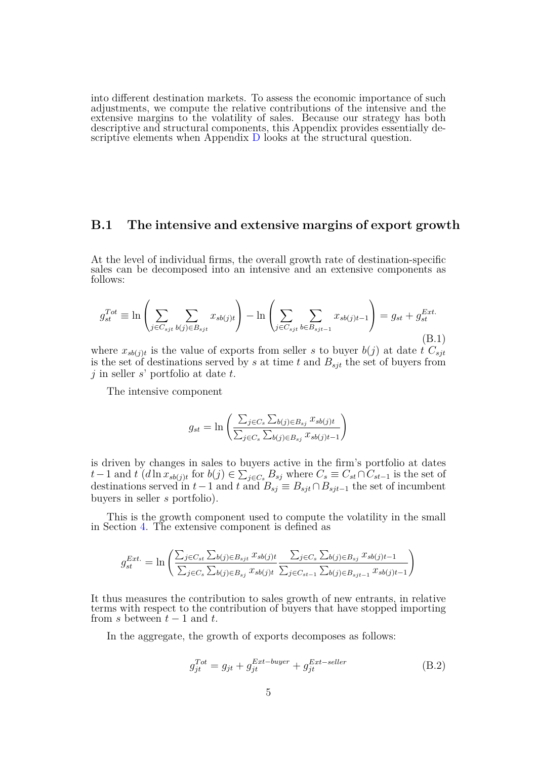into different destination markets. To assess the economic importance of such adjustments, we compute the relative contributions of the intensive and the extensive margins to the volatility of sales. Because our strategy has both descriptive and structural components, this Appendix provides essentially descriptive elements when Appendix D looks at the structural question.

## B.1 The intensive and extensive margins of export growth

At the level of individual firms, the overall growth rate of destination-specific sales can be decomposed into an intensive and an extensive components as follows:

$$g_{st}^{Tot} \equiv \ln\left(\sum_{j \in C_{sjt}} \sum_{b(j) \in B_{sjt}} x_{sb(j)t}\right) - \ln\left(\sum_{j \in C_{sjt}} \sum_{b \in B_{sjt-1}} x_{sb(j)t-1}\right) = g_{st} + g_{st}^{Ext.} \tag{B.1}$$

where $x_{sb(j)t}$ is the value of exports from seller $s$ to buyer $b(j)$ at date $t$ $C_{sjt}$ is the set of destinations served by $s$ at time $t$ and $B_{sjt}$ the set of buyers from $j$ in seller $s$' portfolio at date $t$.

The intensive component

$$g_{st} = \ln\left(\frac{\sum_{j \in C_s} \sum_{b(j) \in B_{sj}} x_{sb(j)t}}{\sum_{j \in C_s} \sum_{b(j) \in B_{sj}} x_{sb(j)t-1}}\right)$$

is driven by changes in sales to buyers active in the firm's portfolio at dates $t-1$ and $t$ ($d \ln x_{sb(j)t}$ for $b(j) \in \sum_{j \in C_s} B_{sj}$ where $C_s \equiv C_{st} \cap C_{st-1}$ is the set of destinations served in $t-1$ and $t$ and $B_{sj} \equiv B_{sjt} \cap B_{sjt-1}$ the set of incumbent buyers in seller $s$ portfolio).

This is the growth component used to compute the volatility in the small in Section 4. The extensive component is defined as

$$g_{st}^{Ext.} = \ln\left(\frac{\sum_{j \in C_{st}} \sum_{b(j) \in B_{sjt}} x_{sb(j)t}}{\sum_{j \in C_s} \sum_{b(j) \in B_{sj}} x_{sb(j)t}} \frac{\sum_{j \in C_s} \sum_{b(j) \in B_{sj}} x_{sb(j)t-1}}{\sum_{j \in C_{st-1}} \sum_{b(j) \in B_{sjt-1}} x_{sb(j)t-1}}\right)$$

It thus measures the contribution to sales growth of new entrants, in relative terms with respect to the contribution of buyers that have stopped importing from $s$ between $t-1$ and $t$.

In the aggregate, the growth of exports decomposes as follows:

$$g_{jt}^{Tot} = g_{jt} + g_{jt}^{Ext-buyer} + g_{jt}^{Ext-seller} \tag{B.2}$$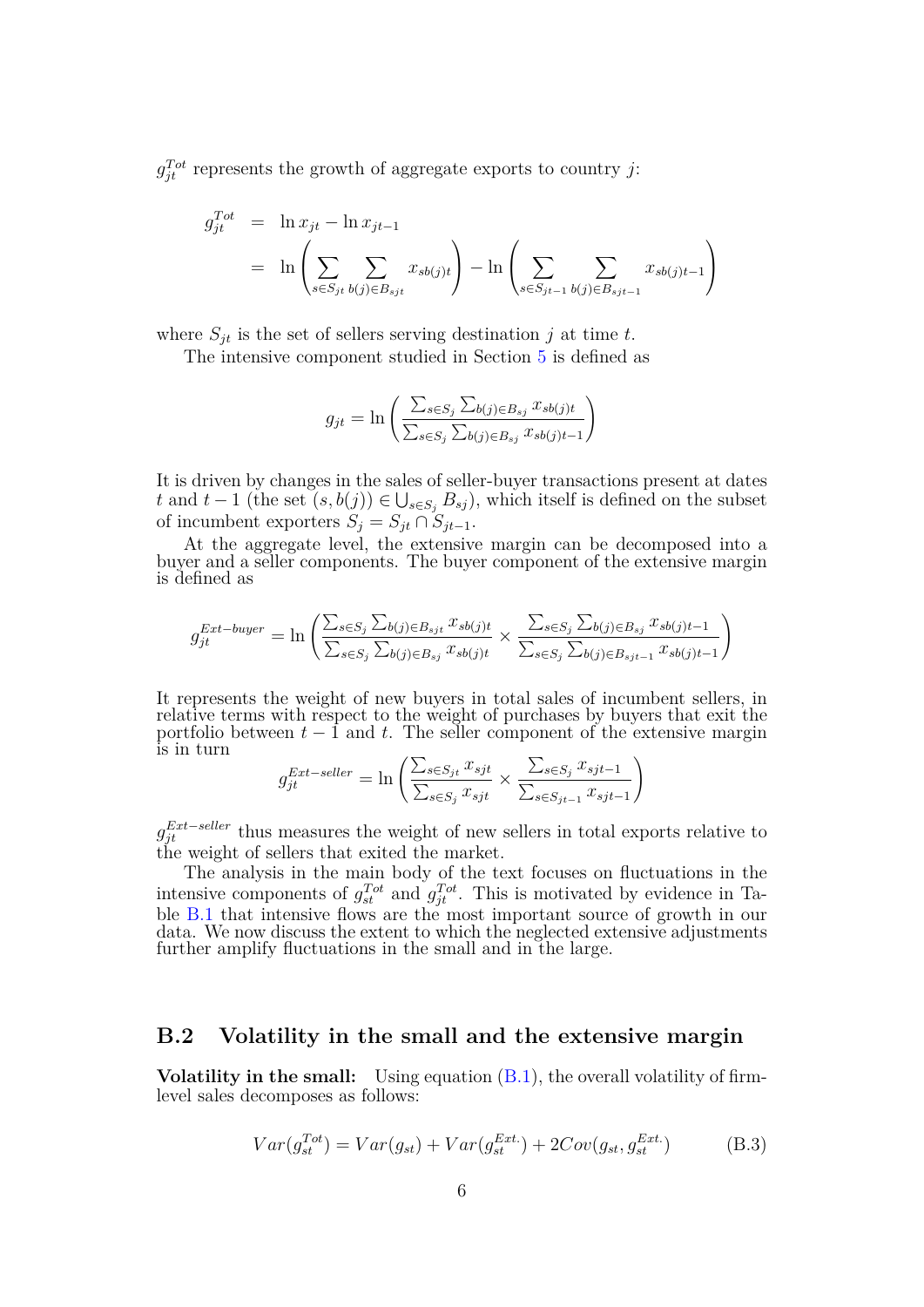$g_{jt}^{Tot}$ represents the growth of aggregate exports to country $j$:

$$
\begin{aligned}
g_{jt}^{Tot} &= \ln x_{jt} - \ln x_{jt-1} \\
&= \ln\left(\sum_{s\in S_{jt}} \sum_{b(j)\in B_{sjt}} x_{sb(j)t}\right) - \ln\left(\sum_{s\in S_{jt-1}} \sum_{b(j)\in B_{sjt-1}} x_{sb(j)t-1}\right)
\end{aligned}
$$

where $S_{jt}$ is the set of sellers serving destination $j$ at time $t$.

The intensive component studied in Section 5 is defined as

$$
g_{jt} = \ln\left(\frac{\sum_{s\in S_j}\sum_{b(j)\in B_{sj}} x_{sb(j)t}}{\sum_{s\in S_j}\sum_{b(j)\in B_{sj}} x_{sb(j)t-1}}\right)
$$

It is driven by changes in the sales of seller-buyer transactions present at dates $t$ and $t-1$ (the set $(s,b(j)) \in \bigcup_{s\in S_j} B_{sj}$), which itself is defined on the subset of incumbent exporters $S_j = S_{jt} \cap S_{jt-1}$.

At the aggregate level, the extensive margin can be decomposed into a buyer and a seller components. The buyer component of the extensive margin is defined as

$$
g_{jt}^{Ext-buyer} = \ln\left(\frac{\sum_{s\in S_j}\sum_{b(j)\in B_{sjt}} x_{sb(j)t}}{\sum_{s\in S_j}\sum_{b(j)\in B_{sj}} x_{sb(j)t}} \times \frac{\sum_{s\in S_j}\sum_{b(j)\in B_{sj}} x_{sb(j)t-1}}{\sum_{s\in S_j}\sum_{b(j)\in B_{sjt-1}} x_{sb(j)t-1}}\right)
$$

It represents the weight of new buyers in total sales of incumbent sellers, in relative terms with respect to the weight of purchases by buyers that exit the portfolio between $t-1$ and $t$. The seller component of the extensive margin is in turn

$$
g_{jt}^{Ext-seller} = \ln\left(\frac{\sum_{s\in S_{jt}} x_{sjt}}{\sum_{s\in S_j} x_{sjt}} \times \frac{\sum_{s\in S_j} x_{sjt-1}}{\sum_{s\in S_{jt-1}} x_{sjt-1}}\right)
$$

$g_{jt}^{Ext-seller}$ thus measures the weight of new sellers in total exports relative to the weight of sellers that exited the market.

The analysis in the main body of the text focuses on fluctuations in the intensive components of $g_{st}^{Tot}$ and $g_{jt}^{Tot}$. This is motivated by evidence in Table B.1 that intensive flows are the most important source of growth in our data. We now discuss the extent to which the neglected extensive adjustments further amplify fluctuations in the small and in the large.

## B.2 Volatility in the small and the extensive margin

**Volatility in the small:** Using equation (B.1), the overall volatility of firm-level sales decomposes as follows:

$$
Var(g_{st}^{Tot}) = Var(g_{st}) + Var(g_{st}^{Ext.}) + 2Cov(g_{st}, g_{st}^{Ext.}) \tag{B.3}
$$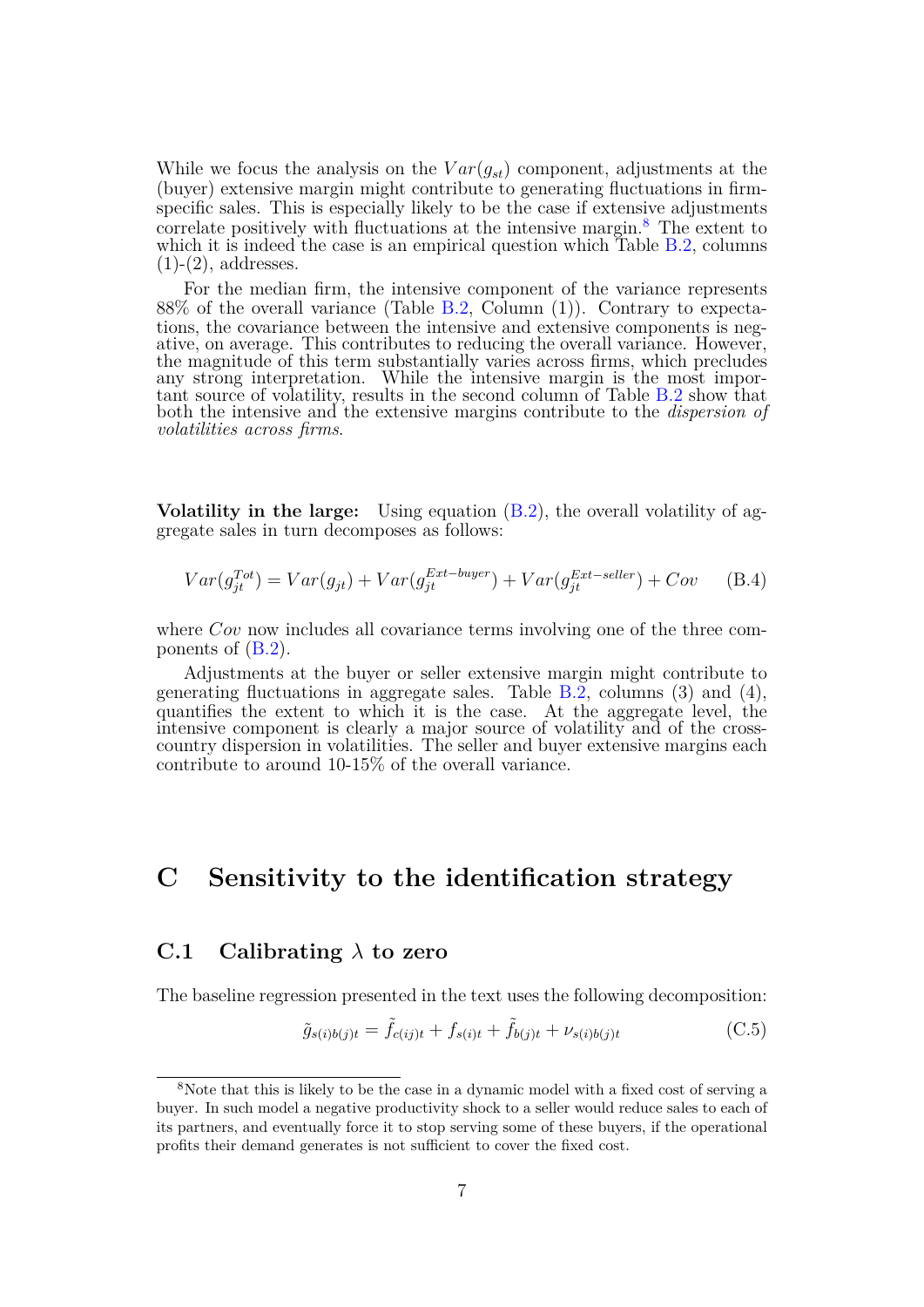While we focus the analysis on the $Var(g_{st})$ component, adjustments at the (buyer) extensive margin might contribute to generating fluctuations in firm-specific sales. This is especially likely to be the case if extensive adjustments correlate positively with fluctuations at the intensive margin.[8] The extent to which it is indeed the case is an empirical question which Table B.2, columns (1)-(2), addresses.

For the median firm, the intensive component of the variance represents 88% of the overall variance (Table B.2, Column (1)). Contrary to expectations, the covariance between the intensive and extensive components is negative, on average. This contributes to reducing the overall variance. However, the magnitude of this term substantially varies across firms, which precludes any strong interpretation. While the intensive margin is the most important source of volatility, results in the second column of Table B.2 show that both the intensive and the extensive margins contribute to the *dispersion of volatilities across firms*.

**Volatility in the large:** Using equation (B.2), the overall volatility of aggregate sales in turn decomposes as follows:

$$Var(g_{jt}^{Tot}) = Var(g_{jt}) + Var(g_{jt}^{Ext-buyer}) + Var(g_{jt}^{Ext-seller}) + Cov \tag{B.4}$$

where $Cov$ now includes all covariance terms involving one of the three components of (B.2).

Adjustments at the buyer or seller extensive margin might contribute to generating fluctuations in aggregate sales. Table B.2, columns (3) and (4), quantifies the extent to which it is the case. At the aggregate level, the intensive component is clearly a major source of volatility and of the cross-country dispersion in volatilities. The seller and buyer extensive margins each contribute to around 10-15% of the overall variance.

# C Sensitivity to the identification strategy

## C.1 Calibrating $\lambda$ to zero

The baseline regression presented in the text uses the following decomposition:

$$\tilde{g}_{s(i)b(j)t} = \tilde{f}_{c(ij)t} + f_{s(i)t} + \tilde{f}_{b(j)t} + \nu_{s(i)b(j)t} \tag{C.5}$$

[8] Note that this is likely to be the case in a dynamic model with a fixed cost of serving a buyer. In such model a negative productivity shock to a seller would reduce sales to each of its partners, and eventually force it to stop serving some of these buyers, if the operational profits their demand generates is not sufficient to cover the fixed cost.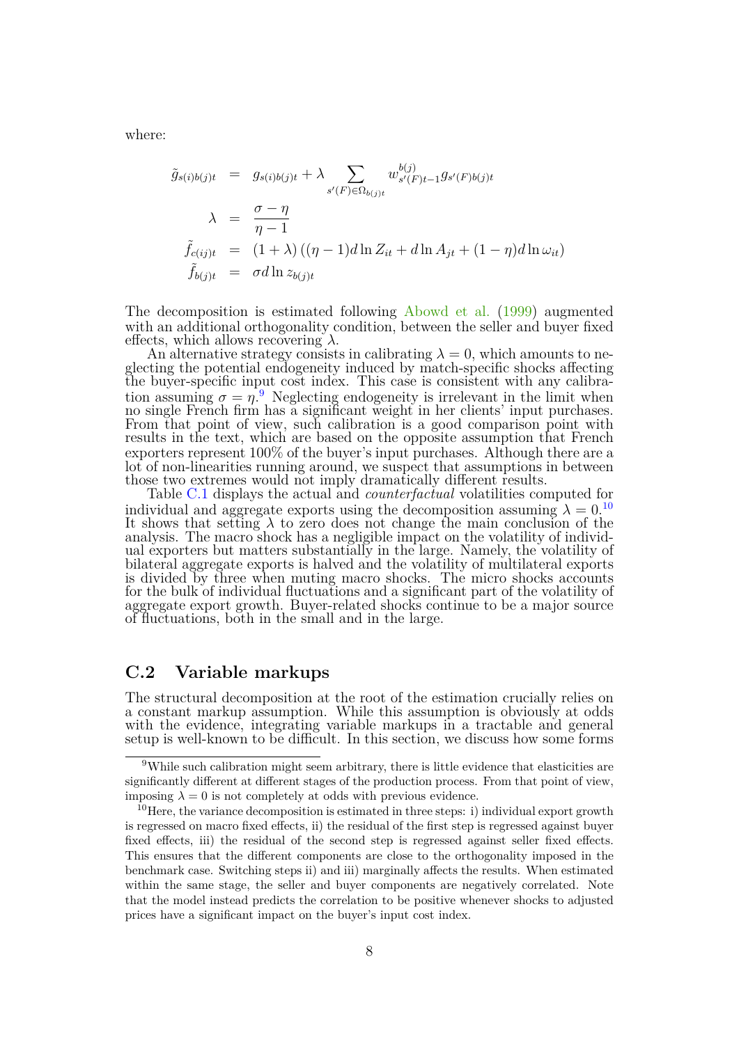where:

$$
\begin{aligned}
\tilde{g}_{s(i)b(j)t} &= g_{s(i)b(j)t} + \lambda \sum_{s'(F)\in\Omega_{b(j)t}} w^{b(j)}_{s'(F)t-1} g_{s'(F)b(j)t} \\
\lambda &= \frac{\sigma - \eta}{\eta - 1} \\
\tilde{f}_{c(ij)t} &= (1+\lambda)\left((\eta-1)d\ln Z_{it} + d\ln A_{jt} + (1-\eta)d\ln \omega_{it}\right) \\
\tilde{f}_{b(j)t} &= \sigma d\ln z_{b(j)t}
\end{aligned}
$$

The decomposition is estimated following Abowd et al. (1999) augmented with an additional orthogonality condition, between the seller and buyer fixed effects, which allows recovering $\lambda$.

An alternative strategy consists in calibrating $\lambda = 0$, which amounts to neglecting the potential endogeneity induced by match-specific shocks affecting the buyer-specific input cost index. This case is consistent with any calibration assuming $\sigma = \eta$.[9] Neglecting endogeneity is irrelevant in the limit when no single French firm has a significant weight in her clients' input purchases. From that point of view, such calibration is a good comparison point with results in the text, which are based on the opposite assumption that French exporters represent 100% of the buyer's input purchases. Although there are a lot of non-linearities running around, we suspect that assumptions in between those two extremes would not imply dramatically different results.

Table C.1 displays the actual and *counterfactual* volatilities computed for individual and aggregate exports using the decomposition assuming $\lambda = 0$.[10] It shows that setting $\lambda$ to zero does not change the main conclusion of the analysis. The macro shock has a negligible impact on the volatility of individual exporters but matters substantially in the large. Namely, the volatility of bilateral aggregate exports is halved and the volatility of multilateral exports is divided by three when muting macro shocks. The micro shocks accounts for the bulk of individual fluctuations and a significant part of the volatility of aggregate export growth. Buyer-related shocks continue to be a major source of fluctuations, both in the small and in the large.

## C.2 Variable markups

The structural decomposition at the root of the estimation crucially relies on a constant markup assumption. While this assumption is obviously at odds with the evidence, integrating variable markups in a tractable and general setup is well-known to be difficult. In this section, we discuss how some forms

[9] While such calibration might seem arbitrary, there is little evidence that elasticities are significantly different at different stages of the production process. From that point of view, imposing $\lambda = 0$ is not completely at odds with previous evidence.

[10] Here, the variance decomposition is estimated in three steps: i) individual export growth is regressed on macro fixed effects, ii) the residual of the first step is regressed against buyer fixed effects, iii) the residual of the second step is regressed against seller fixed effects. This ensures that the different components are close to the orthogonality imposed in the benchmark case. Switching steps ii) and iii) marginally affects the results. When estimated within the same stage, the seller and buyer components are negatively correlated. Note that the model instead predicts the correlation to be positive whenever shocks to adjusted prices have a significant impact on the buyer's input cost index.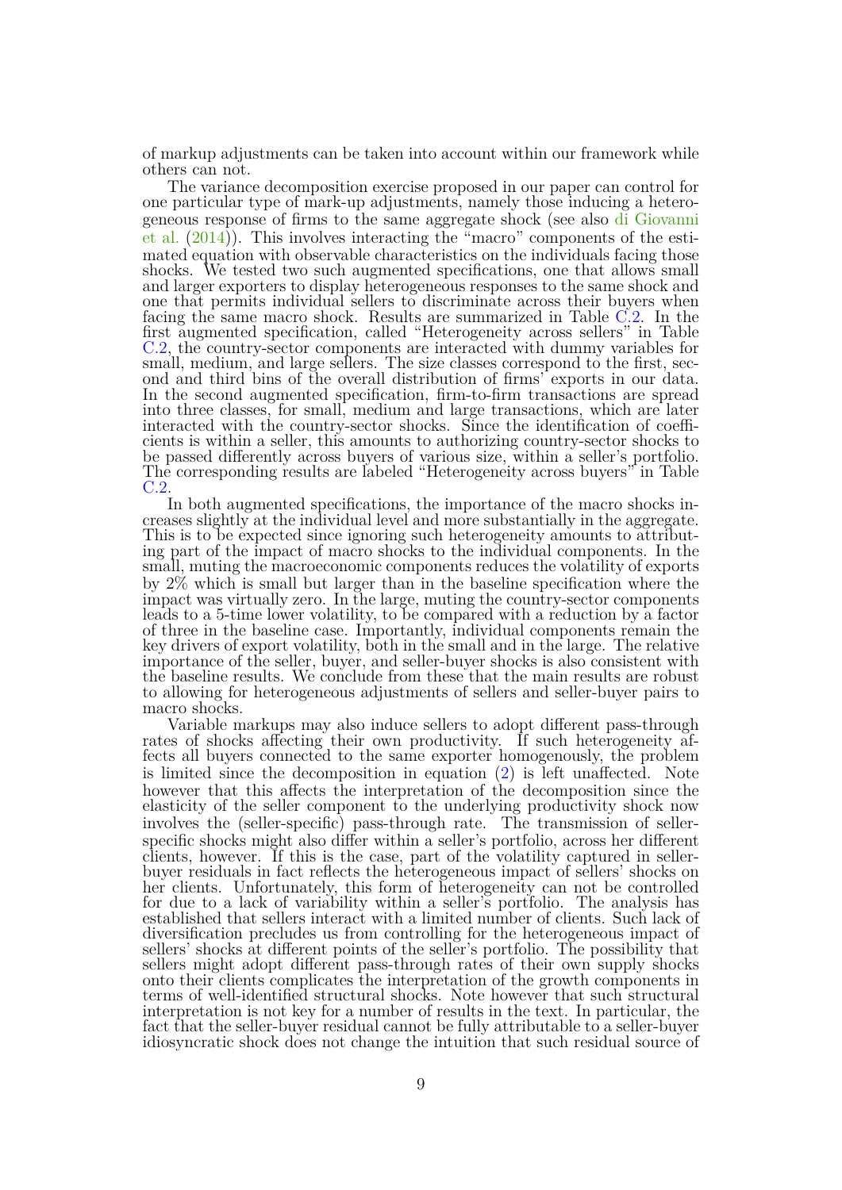of markup adjustments can be taken into account within our framework while others can not.

The variance decomposition exercise proposed in our paper can control for one particular type of mark-up adjustments, namely those inducing a heterogeneous response of firms to the same aggregate shock (see also di Giovanni et al. (2014)). This involves interacting the "macro" components of the estimated equation with observable characteristics on the individuals facing those shocks. We tested two such augmented specifications, one that allows small and larger exporters to display heterogeneous responses to the same shock and one that permits individual sellers to discriminate across their buyers when facing the same macro shock. Results are summarized in Table C.2. In the first augmented specification, called "Heterogeneity across sellers" in Table C.2, the country-sector components are interacted with dummy variables for small, medium, and large sellers. The size classes correspond to the first, second and third bins of the overall distribution of firms' exports in our data. In the second augmented specification, firm-to-firm transactions are spread into three classes, for small, medium and large transactions, which are later interacted with the country-sector shocks. Since the identification of coefficients is within a seller, this amounts to authorizing country-sector shocks to be passed differently across buyers of various size, within a seller's portfolio. The corresponding results are labeled "Heterogeneity across buyers" in Table C.2.

In both augmented specifications, the importance of the macro shocks increases slightly at the individual level and more substantially in the aggregate. This is to be expected since ignoring such heterogeneity amounts to attributing part of the impact of macro shocks to the individual components. In the small, muting the macroeconomic components reduces the volatility of exports by 2% which is small but larger than in the baseline specification where the impact was virtually zero. In the large, muting the country-sector components leads to a 5-time lower volatility, to be compared with a reduction by a factor of three in the baseline case. Importantly, individual components remain the key drivers of export volatility, both in the small and in the large. The relative importance of the seller, buyer, and seller-buyer shocks is also consistent with the baseline results. We conclude from these that the main results are robust to allowing for heterogeneous adjustments of sellers and seller-buyer pairs to macro shocks.

Variable markups may also induce sellers to adopt different pass-through rates of shocks affecting their own productivity. If such heterogeneity affects all buyers connected to the same exporter homogenously, the problem is limited since the decomposition in equation (2) is left unaffected. Note however that this affects the interpretation of the decomposition since the elasticity of the seller component to the underlying productivity shock now involves the (seller-specific) pass-through rate. The transmission of seller-specific shocks might also differ within a seller's portfolio, across her different clients, however. If this is the case, part of the volatility captured in seller-buyer residuals in fact reflects the heterogeneous impact of sellers' shocks on her clients. Unfortunately, this form of heterogeneity can not be controlled for due to a lack of variability within a seller's portfolio. The analysis has established that sellers interact with a limited number of clients. Such lack of diversification precludes us from controlling for the heterogeneous impact of sellers' shocks at different points of the seller's portfolio. The possibility that sellers might adopt different pass-through rates of their own supply shocks onto their clients complicates the interpretation of the growth components in terms of well-identified structural shocks. Note however that such structural interpretation is not key for a number of results in the text. In particular, the fact that the seller-buyer residual cannot be fully attributable to a seller-buyer idiosyncratic shock does not change the intuition that such residual source of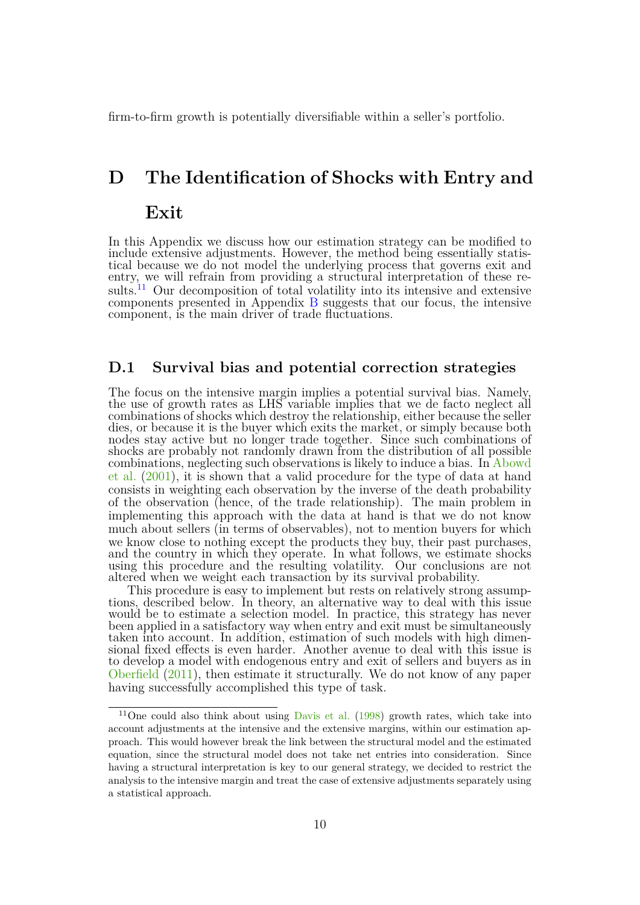firm-to-firm growth is potentially diversifiable within a seller's portfolio.

# D The Identification of Shocks with Entry and Exit

In this Appendix we discuss how our estimation strategy can be modified to include extensive adjustments. However, the method being essentially statistical because we do not model the underlying process that governs exit and entry, we will refrain from providing a structural interpretation of these results.[11] Our decomposition of total volatility into its intensive and extensive components presented in Appendix B suggests that our focus, the intensive component, is the main driver of trade fluctuations.

## D.1 Survival bias and potential correction strategies

The focus on the intensive margin implies a potential survival bias. Namely, the use of growth rates as LHS variable implies that we de facto neglect all combinations of shocks which destroy the relationship, either because the seller dies, or because it is the buyer which exits the market, or simply because both nodes stay active but no longer trade together. Since such combinations of shocks are probably not randomly drawn from the distribution of all possible combinations, neglecting such observations is likely to induce a bias. In Abowd et al. (2001), it is shown that a valid procedure for the type of data at hand consists in weighting each observation by the inverse of the death probability of the observation (hence, of the trade relationship). The main problem in implementing this approach with the data at hand is that we do not know much about sellers (in terms of observables), not to mention buyers for which we know close to nothing except the products they buy, their past purchases, and the country in which they operate. In what follows, we estimate shocks using this procedure and the resulting volatility. Our conclusions are not altered when we weight each transaction by its survival probability.

This procedure is easy to implement but rests on relatively strong assumptions, described below. In theory, an alternative way to deal with this issue would be to estimate a selection model. In practice, this strategy has never been applied in a satisfactory way when entry and exit must be simultaneously taken into account. In addition, estimation of such models with high dimensional fixed effects is even harder. Another avenue to deal with this issue is to develop a model with endogenous entry and exit of sellers and buyers as in Oberfield (2011), then estimate it structurally. We do not know of any paper having successfully accomplished this type of task.

[11] One could also think about using Davis et al. (1998) growth rates, which take into account adjustments at the intensive and the extensive margins, within our estimation approach. This would however break the link between the structural model and the estimated equation, since the structural model does not take net entries into consideration. Since having a structural interpretation is key to our general strategy, we decided to restrict the analysis to the intensive margin and treat the case of extensive adjustments separately using a statistical approach.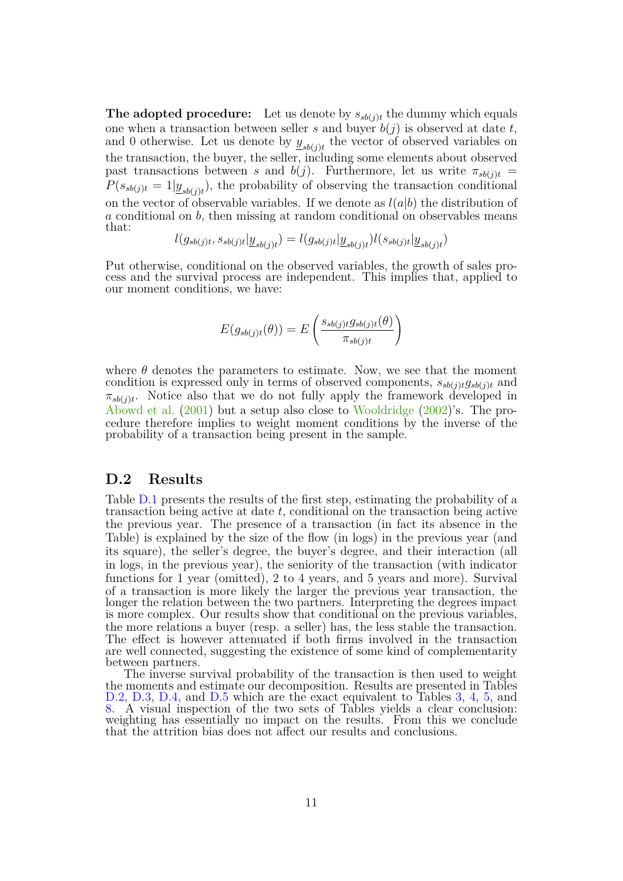**The adopted procedure:** Let us denote by $s_{sb(j)t}$ the dummy which equals one when a transaction between seller $s$ and buyer $b(j)$ is observed at date $t$, and 0 otherwise. Let us denote by $\underline{y}_{sb(j)t}$ the vector of observed variables on the transaction, the buyer, the seller, including some elements about observed past transactions between $s$ and $b(j)$. Furthermore, let us write $\pi_{sb(j)t} = P(s_{sb(j)t} = 1|\underline{y}_{sb(j)t})$, the probability of observing the transaction conditional on the vector of observable variables. If we denote as $l(a|b)$ the distribution of $a$ conditional on $b$, then missing at random conditional on observables means that:

$$l(g_{sb(j)t}, s_{sb(j)t}|\underline{y}_{sb(j)t}) = l(g_{sb(j)t}|\underline{y}_{sb(j)t})l(s_{sb(j)t}|\underline{y}_{sb(j)t})$$

Put otherwise, conditional on the observed variables, the growth of sales process and the survival process are independent. This implies that, applied to our moment conditions, we have:

$$E(g_{sb(j)t}(\theta)) = E\left(\frac{s_{sb(j)t}g_{sb(j)t}(\theta)}{\pi_{sb(j)t}}\right)$$

where $\theta$ denotes the parameters to estimate. Now, we see that the moment condition is expressed only in terms of observed components, $s_{sb(j)t}g_{sb(j)t}$ and $\pi_{sb(j)t}$. Notice also that we do not fully apply the framework developed in Abowd et al. (2001) but a setup also close to Wooldridge (2002)'s. The procedure therefore implies to weight moment conditions by the inverse of the probability of a transaction being present in the sample.

## D.2 Results

Table D.1 presents the results of the first step, estimating the probability of a transaction being active at date $t$, conditional on the transaction being active the previous year. The presence of a transaction (in fact its absence in the Table) is explained by the size of the flow (in logs) in the previous year (and its square), the seller's degree, the buyer's degree, and their interaction (all in logs, in the previous year), the seniority of the transaction (with indicator functions for 1 year (omitted), 2 to 4 years, and 5 years and more). Survival of a transaction is more likely the larger the previous year transaction, the longer the relation between the two partners. Interpreting the degrees impact is more complex. Our results show that conditional on the previous variables, the more relations a buyer (resp. a seller) has, the less stable the transaction. The effect is however attenuated if both firms involved in the transaction are well connected, suggesting the existence of some kind of complementarity between partners.

The inverse survival probability of the transaction is then used to weight the moments and estimate our decomposition. Results are presented in Tables D.2, D.3, D.4, and D.5 which are the exact equivalent to Tables 3, 4, 5, and 8. A visual inspection of the two sets of Tables yields a clear conclusion: weighting has essentially no impact on the results. From this we conclude that the attrition bias does not affect our results and conclusions.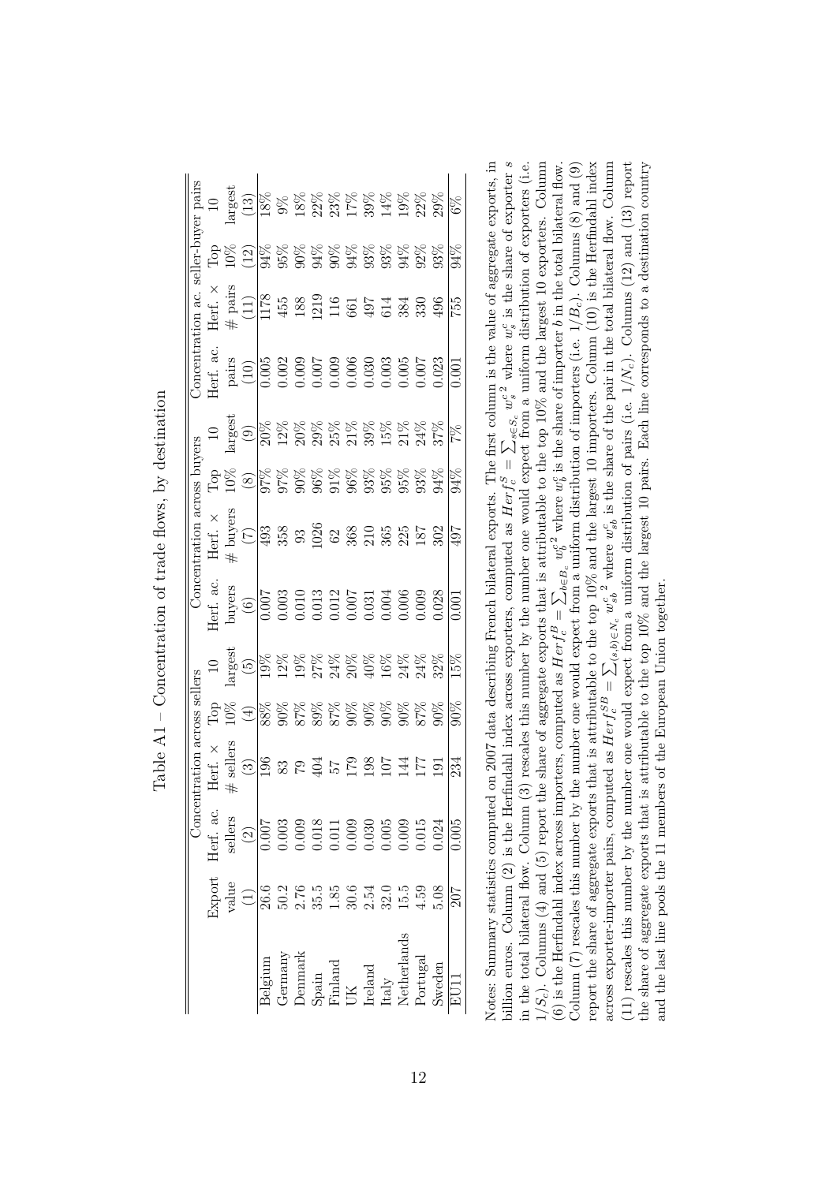Table A1 – Concentration of trade flows, by destination

| | Export | Concentration across sellers | | | | Concentration across buyers | | | | Concentration ac. seller-buyer pairs | | | |
|---|---|---|---|---|---|---|---|---|---|---|---|---|---|
| | value | Herf. ac. sellers | Herf. × # sellers | Top 10% | 10 largest | Herf. ac. buyers | Herf. × # buyers | Top 10% | 10 largest | Herf. ac. pairs | Herf. × # pairs | Top 10% | 10 largest |
| | (1) | (2) | (3) | (4) | (5) | (6) | (7) | (8) | (9) | (10) | (11) | (12) | (13) |
| Belgium | 26.6 | 0.007 | 196 | 88% | 19% | 0.007 | 493 | 97% | 20% | 0.005 | 1178 | 94% | 18% |
| Germany | 50.2 | 0.003 | 83 | 90% | 12% | 0.003 | 358 | 97% | 12% | 0.002 | 455 | 95% | 9% |
| Denmark | 2.76 | 0.009 | 79 | 87% | 19% | 0.010 | 93 | 90% | 20% | 0.009 | 188 | 90% | 18% |
| Spain | 35.5 | 0.018 | 404 | 89% | 27% | 0.013 | 1026 | 96% | 29% | 0.007 | 1219 | 94% | 22% |
| Finland | 1.85 | 0.011 | 57 | 87% | 24% | 0.012 | 62 | 91% | 25% | 0.009 | 116 | 90% | 23% |
| UK | 30.6 | 0.009 | 179 | 90% | 20% | 0.007 | 368 | 96% | 21% | 0.006 | 661 | 94% | 17% |
| Ireland | 2.54 | 0.030 | 198 | 90% | 40% | 0.031 | 210 | 93% | 39% | 0.030 | 497 | 93% | 39% |
| Italy | 32.0 | 0.005 | 107 | 90% | 16% | 0.004 | 365 | 95% | 15% | 0.003 | 614 | 93% | 14% |
| Netherlands | 15.5 | 0.009 | 144 | 90% | 24% | 0.006 | 225 | 95% | 21% | 0.005 | 384 | 94% | 19% |
| Portugal | 4.59 | 0.015 | 177 | 87% | 24% | 0.009 | 187 | 93% | 24% | 0.007 | 330 | 92% | 22% |
| Sweden | 5.08 | 0.024 | 191 | 90% | 32% | 0.028 | 302 | 94% | 37% | 0.023 | 496 | 93% | 29% |
| EU11 | 207 | 0.005 | 234 | 90% | 15% | 0.001 | 497 | 94% | 7% | 0.001 | 755 | 94% | 6% |

Notes: Summary statistics computed on 2007 data describing French bilateral exports. The first column is the value of aggregate exports, in billion euros. Column (2) is the Herfindahl index across exporters, computed as $Herf_c^S = \sum_{s \in S_c} {w_s^c}^2$ where $w_s^c$ is the share of exporter $s$ in the total bilateral flow. Column (3) rescales this number by the number one would expect from a uniform distribution of exporters (i.e. $1/S_c$). Columns (4) and (5) report the share of aggregate exports that is attributable to the top 10% and the largest 10 exporters. Column (6) is the Herfindahl index across importers, computed as $Herf_c^B = \sum_{b \in B_c} {w_b^c}^2$ where $w_b^c$ is the share of importer $b$ in the total bilateral flow. Column (7) rescales this number by the number one would expect from a uniform distribution of importers (i.e. $1/B_c$). Columns (8) and (9) report the share of aggregate exports that is attributable to the top 10% and the largest 10 importers. Column (10) is the Herfindahl index across exporter-importer pairs, computed as $Herf_c^{SB} = \sum_{(s,b) \in N_c} {w_{sb}^c}^2$ where $w_{sb}^c$ is the share of the pair in the total bilateral flow. Column (11) rescales this number by the number one would expect from a uniform distribution of pairs (i.e. $1/N_c$). Columns (12) and (13) report the share of aggregate exports that is attributable to the top 10% and the largest 10 pairs. Each line corresponds to a destination country and the last line pools the 11 members of the European Union together.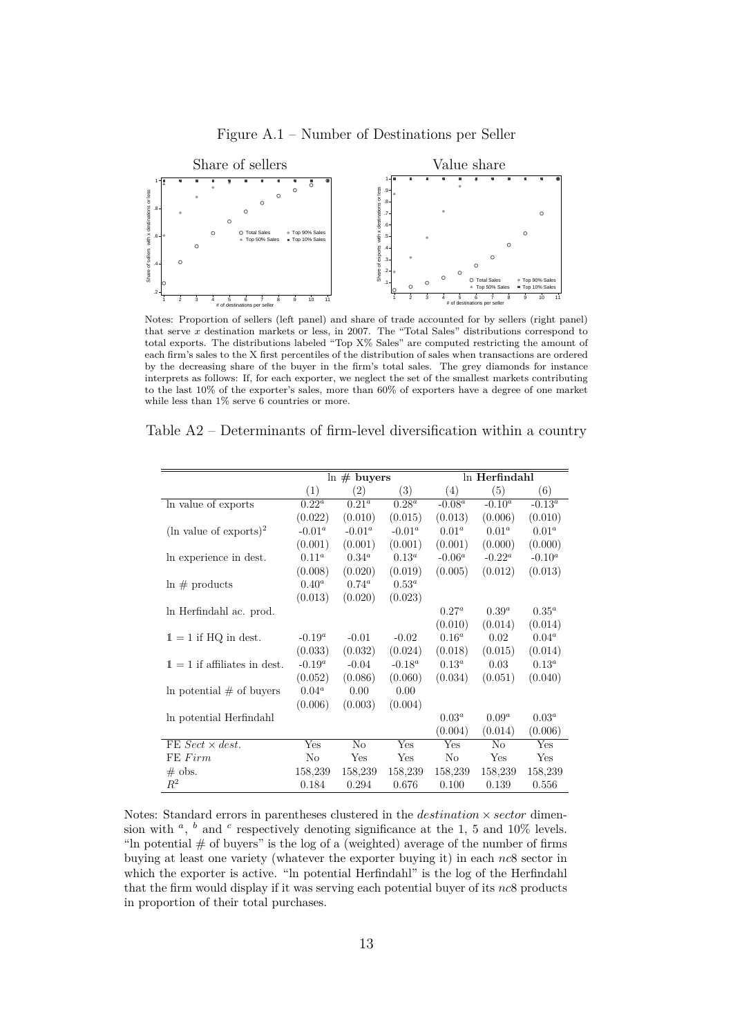Figure A.1 – Number of Destinations per Seller

Notes: Proportion of sellers (left panel) and share of trade accounted for by sellers (right panel) that serve $x$ destination markets or less, in 2007. The "Total Sales" distributions correspond to total exports. The distributions labeled "Top X% Sales" are computed restricting the amount of each firm's sales to the X first percentiles of the distribution of sales when transactions are ordered by the decreasing share of the buyer in the firm's total sales. The grey diamonds for instance interprets as follows: If, for each exporter, we neglect the set of the smallest markets contributing to the last 10% of the exporter's sales, more than 60% of exporters have a degree of one market while less than 1% serve 6 countries or more.

Table A2 – Determinants of firm-level diversification within a country

| | ln # **buyers** | | | ln **Herfindahl** | | |
|---|---|---|---|---|---|---|
| | (1) | (2) | (3) | (4) | (5) | (6) |
| ln value of exports | $0.22^a$ | $0.21^a$ | $0.28^a$ | $-0.08^a$ | $-0.10^a$ | $-0.13^a$ |
| | (0.022) | (0.010) | (0.015) | (0.013) | (0.006) | (0.010) |
| (ln value of exports)$^2$ | $-0.01^a$ | $-0.01^a$ | $-0.01^a$ | $0.01^a$ | $0.01^a$ | $0.01^a$ |
| | (0.001) | (0.001) | (0.001) | (0.001) | (0.000) | (0.000) |
| ln experience in dest. | $0.11^a$ | $0.34^a$ | $0.13^a$ | $-0.06^a$ | $-0.22^a$ | $-0.10^a$ |
| | (0.008) | (0.020) | (0.019) | (0.005) | (0.012) | (0.013) |
| ln # products | $0.40^a$ | $0.74^a$ | $0.53^a$ | | | |
| | (0.013) | (0.020) | (0.023) | | | |
| ln Herfindahl ac. prod. | | | | $0.27^a$ | $0.39^a$ | $0.35^a$ |
| | | | | (0.010) | (0.014) | (0.014) |
| $\mathbb{1} = 1$ if HQ in dest. | $-0.19^a$ | -0.01 | -0.02 | $0.16^a$ | 0.02 | $0.04^a$ |
| | (0.033) | (0.032) | (0.024) | (0.018) | (0.015) | (0.014) |
| $\mathbb{1} = 1$ if affiliates in dest. | $-0.19^a$ | -0.04 | $-0.18^a$ | $0.13^a$ | 0.03 | $0.13^a$ |
| | (0.052) | (0.086) | (0.060) | (0.034) | (0.051) | (0.040) |
| ln potential # of buyers | $0.04^a$ | 0.00 | 0.00 | | | |
| | (0.006) | (0.003) | (0.004) | | | |
| ln potential Herfindahl | | | | $0.03^a$ | $0.09^a$ | $0.03^a$ |
| | | | | (0.004) | (0.014) | (0.006) |
| FE $Sect \times dest.$ | Yes | No | Yes | Yes | No | Yes |
| FE $Firm$ | No | Yes | Yes | No | Yes | Yes |
| # obs. | 158,239 | 158,239 | 158,239 | 158,239 | 158,239 | 158,239 |
| $R^2$ | 0.184 | 0.294 | 0.676 | 0.100 | 0.139 | 0.556 |

Notes: Standard errors in parentheses clustered in the $destination \times sector$ dimension with [a], [b] and [c] respectively denoting significance at the 1, 5 and 10% levels. "ln potential # of buyers" is the log of a (weighted) average of the number of firms buying at least one variety (whatever the exporter buying it) in each *nc*8 sector in which the exporter is active. "ln potential Herfindahl" is the log of the Herfindahl that the firm would display if it was serving each potential buyer of its *nc*8 products in proportion of their total purchases.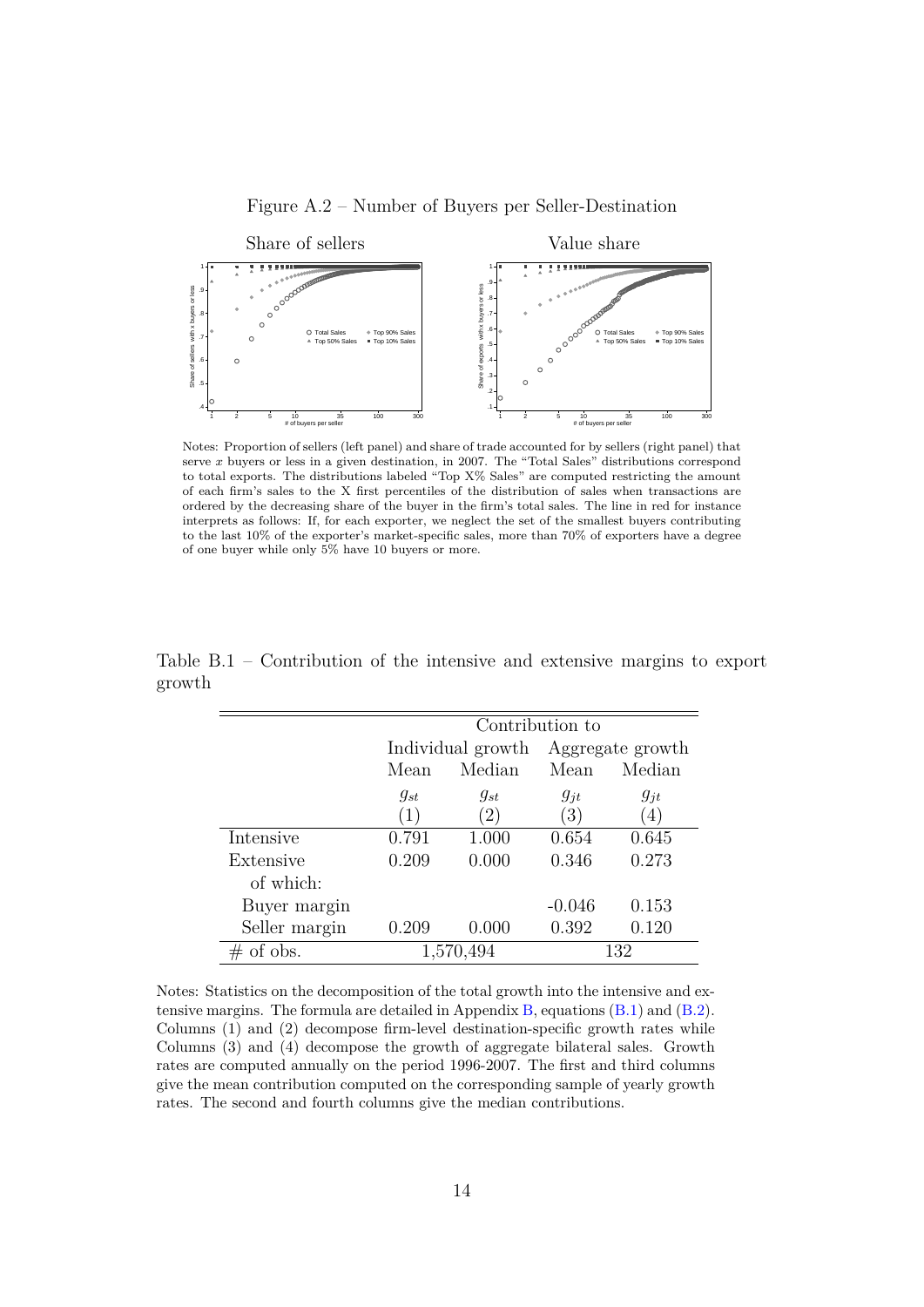Figure A.2 – Number of Buyers per Seller-Destination

Share of sellers

Value share

Notes: Proportion of sellers (left panel) and share of trade accounted for by sellers (right panel) that serve $x$ buyers or less in a given destination, in 2007. The "Total Sales" distributions correspond to total exports. The distributions labeled "Top X% Sales" are computed restricting the amount of each firm's sales to the X first percentiles of the distribution of sales when transactions are ordered by the decreasing share of the buyer in the firm's total sales. The line in red for instance interprets as follows: If, for each exporter, we neglect the set of the smallest buyers contributing to the last 10% of the exporter's market-specific sales, more than 70% of exporters have a degree of one buyer while only 5% have 10 buyers or more.

Table B.1 – Contribution of the intensive and extensive margins to export growth

| | Contribution to | | | |
|---|---|---|---|---|
| | Individual growth | | Aggregate growth | |
| | Mean | Median | Mean | Median |
| | $g_{st}$ | $g_{st}$ | $g_{jt}$ | $g_{jt}$ |
| | (1) | (2) | (3) | (4) |
| Intensive | 0.791 | 1.000 | 0.654 | 0.645 |
| Extensive | 0.209 | 0.000 | 0.346 | 0.273 |
| of which: | | | | |
| Buyer margin | | | -0.046 | 0.153 |
| Seller margin | 0.209 | 0.000 | 0.392 | 0.120 |
| # of obs. | 1,570,494 | | 132 | |

Notes: Statistics on the decomposition of the total growth into the intensive and extensive margins. The formula are detailed in Appendix B, equations (B.1) and (B.2). Columns (1) and (2) decompose firm-level destination-specific growth rates while Columns (3) and (4) decompose the growth of aggregate bilateral sales. Growth rates are computed annually on the period 1996-2007. The first and third columns give the mean contribution computed on the corresponding sample of yearly growth rates. The second and fourth columns give the median contributions.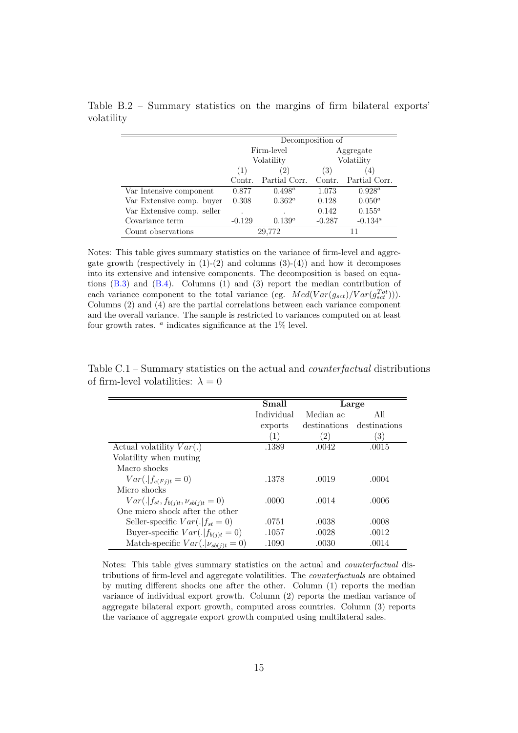Table B.2 – Summary statistics on the margins of firm bilateral exports' volatility

| | Decomposition of | | | |
|---|---|---|---|---|
| | Firm-level Volatility | | Aggregate Volatility | |
| | (1) | (2) | (3) | (4) |
| | Contr. | Partial Corr. | Contr. | Partial Corr. |
| Var Intensive component | 0.877 | $0.498^a$ | 1.073 | $0.928^a$ |
| Var Extensive comp. buyer | 0.308 | $0.362^a$ | 0.128 | $0.050^a$ |
| Var Extensive comp. seller | . | . | 0.142 | $0.155^a$ |
| Covariance term | -0.129 | $0.139^a$ | -0.287 | $-0.134^a$ |
| Count observations | 29,772 | | 11 | |

Notes: This table gives summary statistics on the variance of firm-level and aggregate growth (respectively in (1)-(2) and columns (3)-(4)) and how it decomposes into its extensive and intensive components. The decomposition is based on equations (B.3) and (B.4). Columns (1) and (3) report the median contribution of each variance component to the total variance (eg. $Med(Var(g_{sct})/Var(g_{sct}^{Tot}))$). Columns (2) and (4) are the partial correlations between each variance component and the overall variance. The sample is restricted to variances computed on at least four growth rates. [a] indicates significance at the 1% level.

Table C.1 – Summary statistics on the actual and *counterfactual* distributions of firm-level volatilities: $\lambda = 0$

| | **Small** | **Large** | |
|---|---|---|---|
| | Individual exports | Median ac destinations | All destinations |
| | (1) | (2) | (3) |
| Actual volatility $Var(.)$ | .1389 | .0042 | .0015 |
| Volatility when muting | | | |
| Macro shocks | | | |
| $Var(.\|f_{c(Fj)t} = 0)$ | .1378 | .0019 | .0004 |
| Micro shocks | | | |
| $Var(.\|f_{st}, f_{b(j)t}, \nu_{sb(j)t} = 0)$ | .0000 | .0014 | .0006 |
| One micro shock after the other | | | |
| Seller-specific $Var(.\|f_{st} = 0)$ | .0751 | .0038 | .0008 |
| Buyer-specific $Var(.\|f_{b(j)t} = 0)$ | .1057 | .0028 | .0012 |
| Match-specific $Var(.\|\nu_{sb(j)t} = 0)$ | .1090 | .0030 | .0014 |

Notes: This table gives summary statistics on the actual and *counterfactual* distributions of firm-level and aggregate volatilities. The *counterfactuals* are obtained by muting different shocks one after the other. Column (1) reports the median variance of individual export growth. Column (2) reports the median variance of aggregate bilateral export growth, computed aross countries. Column (3) reports the variance of aggregate export growth computed using multilateral sales.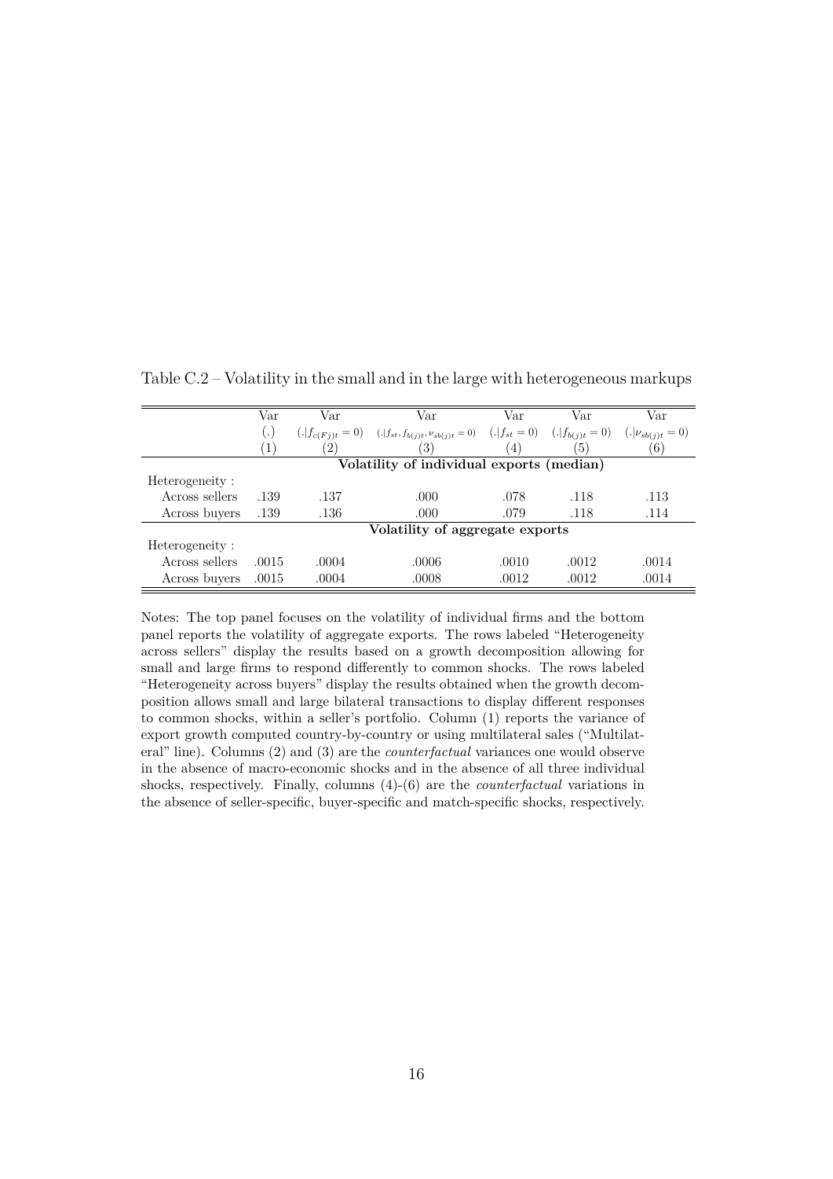Table C.2 – Volatility in the small and in the large with heterogeneous markups

| | Var | Var | Var | Var | Var | Var |
|---|---|---|---|---|---|---|
| | $(.)$ | $(.\|f_{c(Fj)t}=0)$ | $(.\|f_{st}, f_{b(j)t}, \nu_{sb(j)t}=0)$ | $(.\|f_{st}=0)$ | $(.\|f_{b(j)t}=0)$ | $(.\|\nu_{sb(j)t}=0)$ |
| | (1) | (2) | (3) | (4) | (5) | (6) |
| | **Volatility of individual exports (median)** | | | | | |
| Heterogeneity : | | | | | | |
| Across sellers | .139 | .137 | .000 | .078 | .118 | .113 |
| Across buyers | .139 | .136 | .000 | .079 | .118 | .114 |
| | **Volatility of aggregate exports** | | | | | |
| Heterogeneity : | | | | | | |
| Across sellers | .0015 | .0004 | .0006 | .0010 | .0012 | .0014 |
| Across buyers | .0015 | .0004 | .0008 | .0012 | .0012 | .0014 |

Notes: The top panel focuses on the volatility of individual firms and the bottom panel reports the volatility of aggregate exports. The rows labeled "Heterogeneity across sellers" display the results based on a growth decomposition allowing for small and large firms to respond differently to common shocks. The rows labeled "Heterogeneity across buyers" display the results obtained when the growth decomposition allows small and large bilateral transactions to display different responses to common shocks, within a seller's portfolio. Column (1) reports the variance of export growth computed country-by-country or using multilateral sales ("Multilateral" line). Columns (2) and (3) are the *counterfactual* variances one would observe in the absence of macro-economic shocks and in the absence of all three individual shocks, respectively. Finally, columns (4)-(6) are the *counterfactual* variations in the absence of seller-specific, buyer-specific and match-specific shocks, respectively.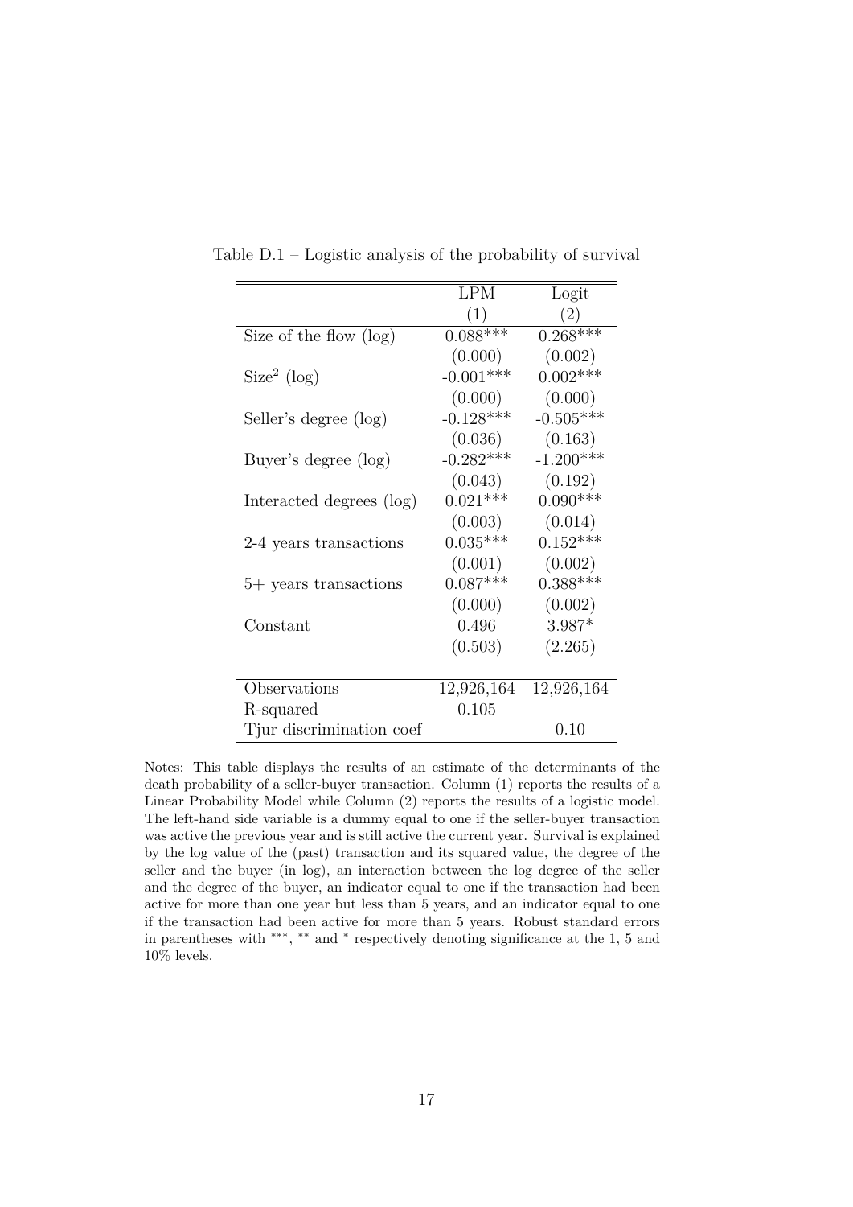Table D.1 – Logistic analysis of the probability of survival

| | LPM | Logit |
|---|---|---|
| | (1) | (2) |
| Size of the flow (log) | 0.088*** | 0.268*** |
| | (0.000) | (0.002) |
| Size$^2$ (log) | -0.001*** | 0.002*** |
| | (0.000) | (0.000) |
| Seller's degree (log) | -0.128*** | -0.505*** |
| | (0.036) | (0.163) |
| Buyer's degree (log) | -0.282*** | -1.200*** |
| | (0.043) | (0.192) |
| Interacted degrees (log) | 0.021*** | 0.090*** |
| | (0.003) | (0.014) |
| 2-4 years transactions | 0.035*** | 0.152*** |
| | (0.001) | (0.002) |
| 5+ years transactions | 0.087*** | 0.388*** |
| | (0.000) | (0.002) |
| Constant | 0.496 | 3.987* |
| | (0.503) | (2.265) |
| Observations | 12,926,164 | 12,926,164 |
| R-squared | 0.105 | |
| Tjur discrimination coef | | 0.10 |

Notes: This table displays the results of an estimate of the determinants of the death probability of a seller-buyer transaction. Column (1) reports the results of a Linear Probability Model while Column (2) reports the results of a logistic model. The left-hand side variable is a dummy equal to one if the seller-buyer transaction was active the previous year and is still active the current year. Survival is explained by the log value of the (past) transaction and its squared value, the degree of the seller and the buyer (in log), an interaction between the log degree of the seller and the degree of the buyer, an indicator equal to one if the transaction had been active for more than one year but less than 5 years, and an indicator equal to one if the transaction had been active for more than 5 years. Robust standard errors in parentheses with ***, ** and * respectively denoting significance at the 1, 5 and 10% levels.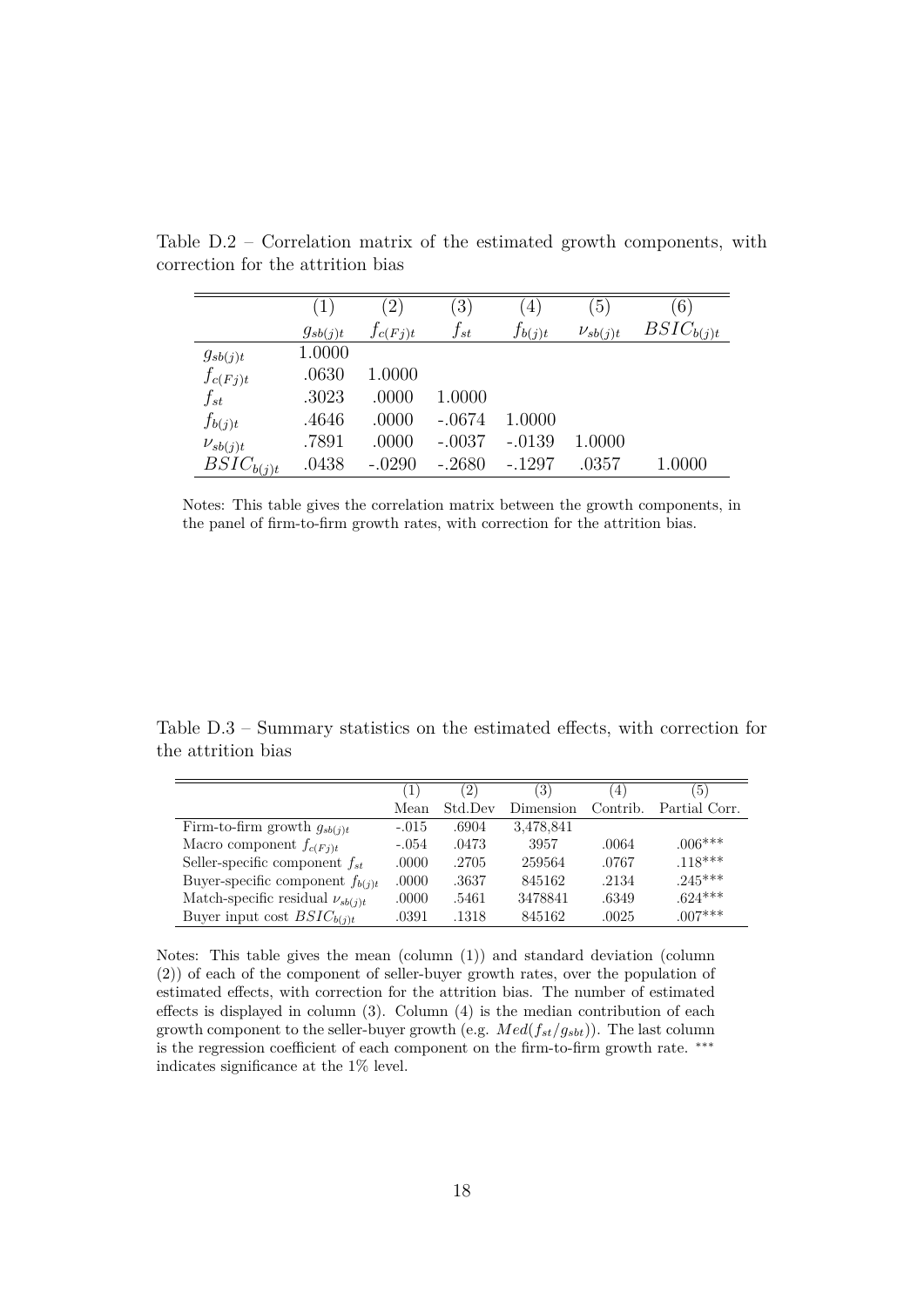Table D.2 – Correlation matrix of the estimated growth components, with correction for the attrition bias

| | (1) | (2) | (3) | (4) | (5) | (6) |
|---|---|---|---|---|---|---|
| | $g_{sb(j)t}$ | $f_{c(Fj)t}$ | $f_{st}$ | $f_{b(j)t}$ | $\nu_{sb(j)t}$ | $BSIC_{b(j)t}$ |
| $g_{sb(j)t}$ | 1.0000 | | | | | |
| $f_{c(Fj)t}$ | .0630 | 1.0000 | | | | |
| $f_{st}$ | .3023 | .0000 | 1.0000 | | | |
| $f_{b(j)t}$ | .4646 | .0000 | -.0674 | 1.0000 | | |
| $\nu_{sb(j)t}$ | .7891 | .0000 | -.0037 | -.0139 | 1.0000 | |
| $BSIC_{b(j)t}$ | .0438 | -.0290 | -.2680 | -.1297 | .0357 | 1.0000 |

Notes: This table gives the correlation matrix between the growth components, in the panel of firm-to-firm growth rates, with correction for the attrition bias.

Table D.3 – Summary statistics on the estimated effects, with correction for the attrition bias

| | (1) | (2) | (3) | (4) | (5) |
|---|---|---|---|---|---|
| | Mean | Std.Dev | Dimension | Contrib. | Partial Corr. |
| Firm-to-firm growth $g_{sb(j)t}$ | -.015 | .6904 | 3,478,841 | | |
| Macro component $f_{c(Fj)t}$ | -.054 | .0473 | 3957 | .0064 | .006*** |
| Seller-specific component $f_{st}$ | .0000 | .2705 | 259564 | .0767 | .118*** |
| Buyer-specific component $f_{b(j)t}$ | .0000 | .3637 | 845162 | .2134 | .245*** |
| Match-specific residual $\nu_{sb(j)t}$ | .0000 | .5461 | 3478841 | .6349 | .624*** |
| Buyer input cost $BSIC_{b(j)t}$ | .0391 | .1318 | 845162 | .0025 | .007*** |

Notes: This table gives the mean (column (1)) and standard deviation (column (2)) of each of the component of seller-buyer growth rates, over the population of estimated effects, with correction for the attrition bias. The number of estimated effects is displayed in column (3). Column (4) is the median contribution of each growth component to the seller-buyer growth (e.g. $Med(f_{st}/g_{sbt})$). The last column is the regression coefficient of each component on the firm-to-firm growth rate. *** indicates significance at the 1% level.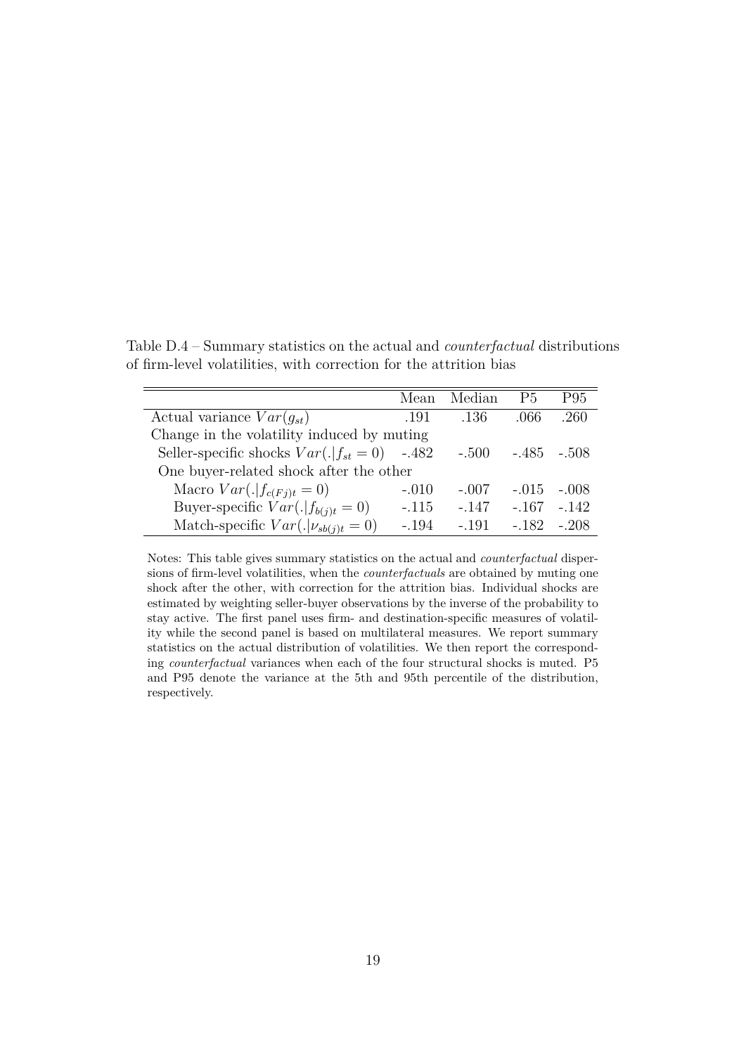Table D.4 – Summary statistics on the actual and *counterfactual* distributions of firm-level volatilities, with correction for the attrition bias

| | Mean | Median | P5 | P95 |
|---|---|---|---|---|
| Actual variance $Var(g_{st})$ | .191 | .136 | .066 | .260 |
| Change in the volatility induced by muting | | | | |
| Seller-specific shocks $Var(.\|f_{st}=0)$ | -.482 | -.500 | -.485 | -.508 |
| One buyer-related shock after the other | | | | |
| Macro $Var(.\|f_{c(Fj)t}=0)$ | -.010 | -.007 | -.015 | -.008 |
| Buyer-specific $Var(.\|f_{b(j)t}=0)$ | -.115 | -.147 | -.167 | -.142 |
| Match-specific $Var(.\|\nu_{sb(j)t}=0)$ | -.194 | -.191 | -.182 | -.208 |

Notes: This table gives summary statistics on the actual and *counterfactual* dispersions of firm-level volatilities, when the *counterfactuals* are obtained by muting one shock after the other, with correction for the attrition bias. Individual shocks are estimated by weighting seller-buyer observations by the inverse of the probability to stay active. The first panel uses firm- and destination-specific measures of volatility while the second panel is based on multilateral measures. We report summary statistics on the actual distribution of volatilities. We then report the corresponding *counterfactual* variances when each of the four structural shocks is muted. P5 and P95 denote the variance at the 5th and 95th percentile of the distribution, respectively.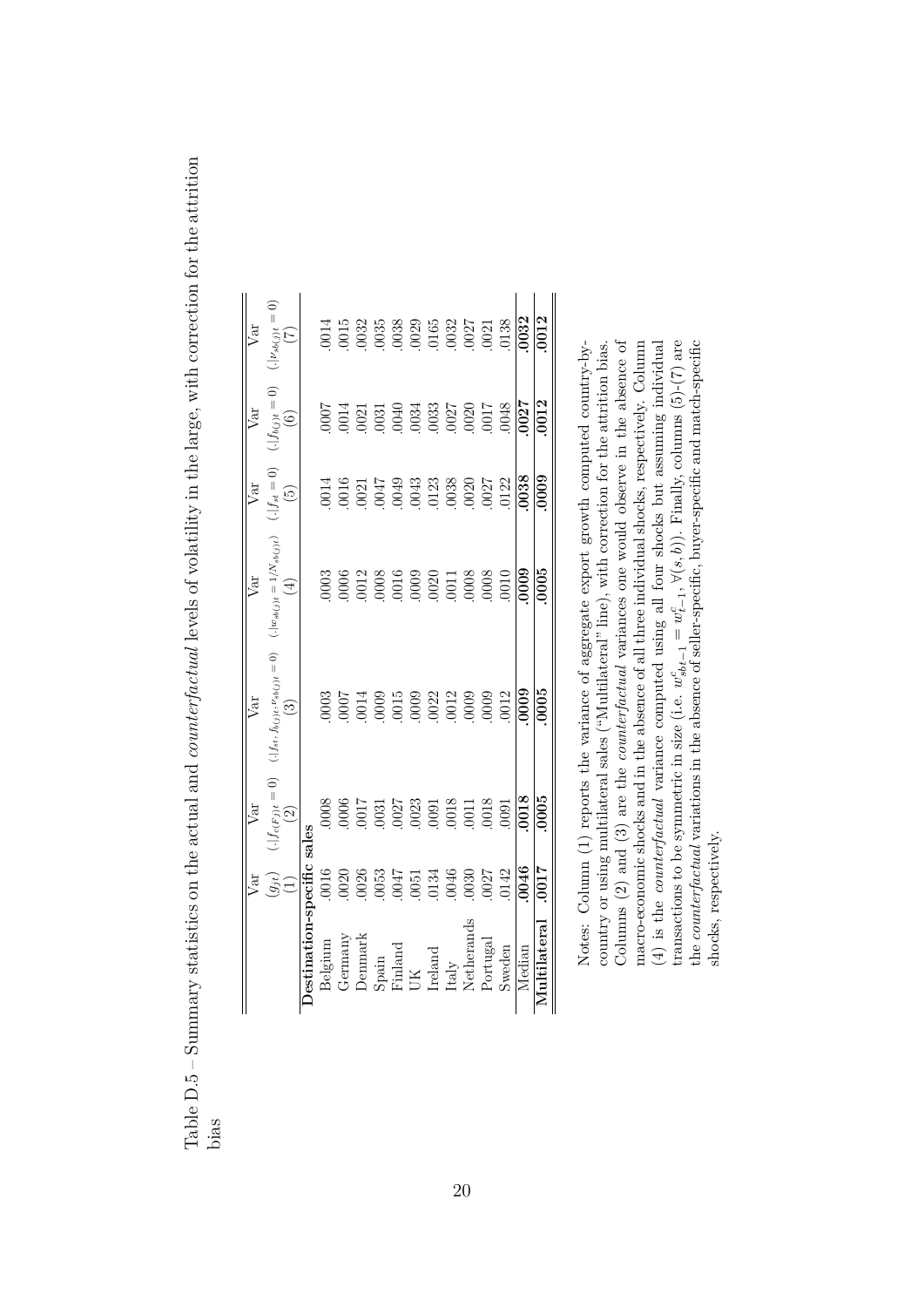Table D.5 – Summary statistics on the actual and *counterfactual* levels of volatility in the large, with correction for the attrition bias

| | Var $(g_{jt})$ (1) | Var $(.\|f_{c(Fj)t}=0)$ (2) | Var $(.\|f_{st}, f_{b(j)t}, \nu_{sb(j)t}=0)$ (3) | Var $(.\|w_{sb(j)t}=1/N_{sb(j)t})$ (4) | Var $(.\|f_{st}=0)$ (5) | Var $(.\|f_{b(j)t}=0)$ (6) | Var $(.\|\nu_{sb(j)t}=0)$ (7) |
|---|---|---|---|---|---|---|---|
| **Destination-specific sales** | | | | | | | |
| Belgium | .0016 | .0008 | .0003 | .0003 | .0014 | .0007 | .0014 |
| Germany | .0020 | .0006 | .0007 | .0006 | .0016 | .0014 | .0015 |
| Denmark | .0026 | .0017 | .0014 | .0012 | .0021 | .0021 | .0032 |
| Spain | .0053 | .0031 | .0009 | .0008 | .0047 | .0031 | .0035 |
| Finland | .0047 | .0027 | .0015 | .0016 | .0049 | .0040 | .0038 |
| UK | .0051 | .0023 | .0009 | .0009 | .0043 | .0034 | .0029 |
| Ireland | .0134 | .0091 | .0022 | .0020 | .0123 | .0033 | .0165 |
| Italy | .0046 | .0018 | .0012 | .0011 | .0038 | .0027 | .0032 |
| Netherlands | .0030 | .0011 | .0009 | .0008 | .0020 | .0020 | .0027 |
| Portugal | .0027 | .0018 | .0009 | .0008 | .0027 | .0017 | .0021 |
| Sweden | .0142 | .0091 | .0012 | .0010 | .0122 | .0048 | .0138 |
| Median | **.0046** | **.0018** | **.0009** | **.0009** | **.0038** | **.0027** | **.0032** |
| **Multilateral** | **.0017** | **.0005** | **.0005** | **.0005** | **.0009** | **.0012** | **.0012** |

Notes: Column (1) reports the variance of aggregate export growth computed country-by-country or using multilateral sales ("Multilateral" line), with correction for the attrition bias. Columns (2) and (3) are the *counterfactual* variances one would observe in the absence of macro-economic shocks and in the absence of all three individual shocks, respectively. Column (4) is the *counterfactual* variance computed using all four shocks but assuming individual transactions to be symmetric in size (i.e. $w^c_{sbt-1} = w^c_{t-1}, \forall(s,b)$). Finally, columns (5)-(7) are the *counterfactual* variations in the absence of seller-specific, buyer-specific and match-specific shocks, respectively.